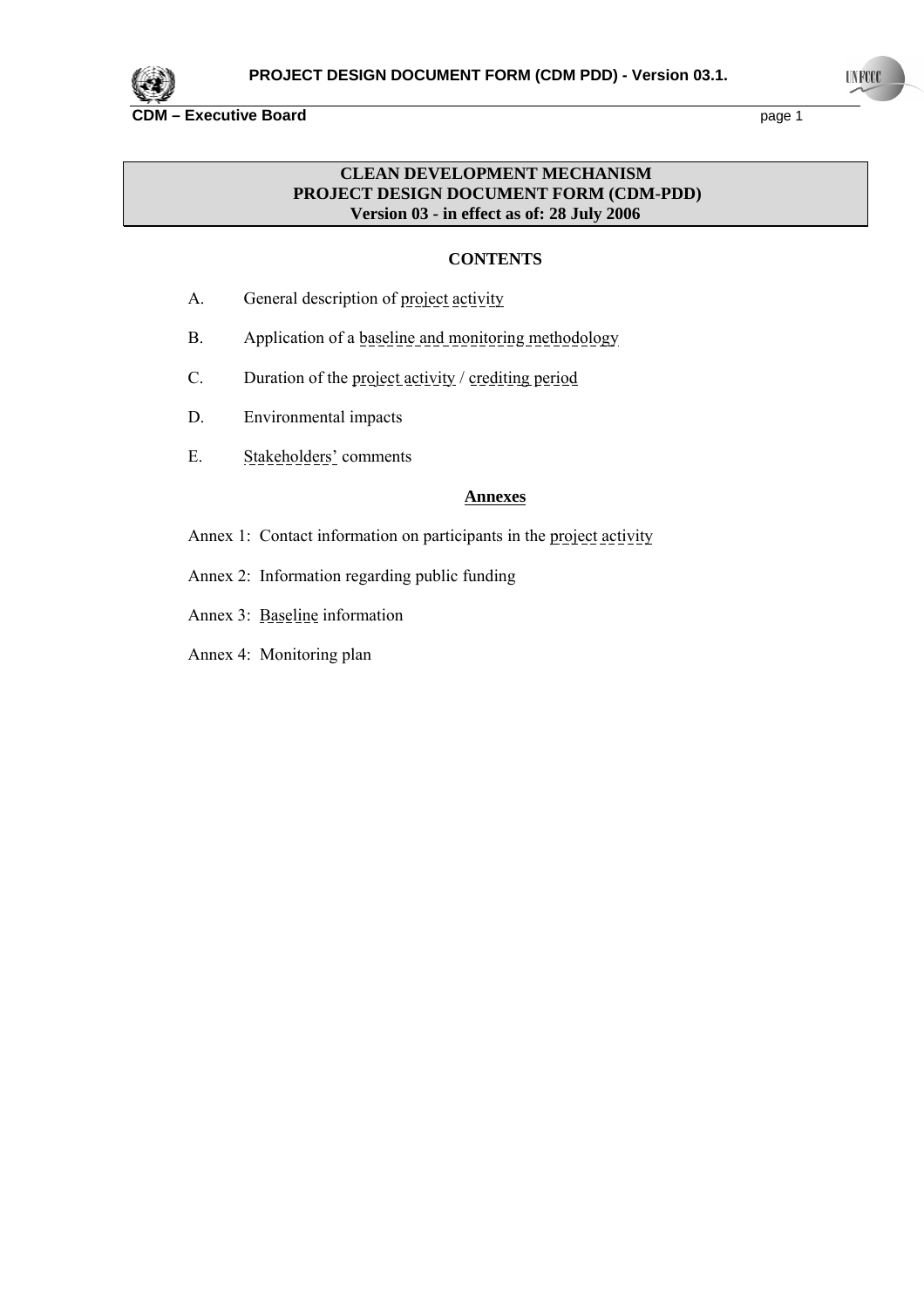# CLEAN DEVELOPMENT MECHANISM
# PROJECT DESIGN DOCUMENT FORM (CDM-PDD)
# Version 03 - in effect as of: 28 July 2006

## CONTENTS

A. General description of project activity

B. Application of a baseline and monitoring methodology

C. Duration of the project activity / crediting period

D. Environmental impacts

E. Stakeholders' comments

## Annexes

Annex 1: Contact information on participants in the project activity

Annex 2: Information regarding public funding

Annex 3: Baseline information

Annex 4: Monitoring plan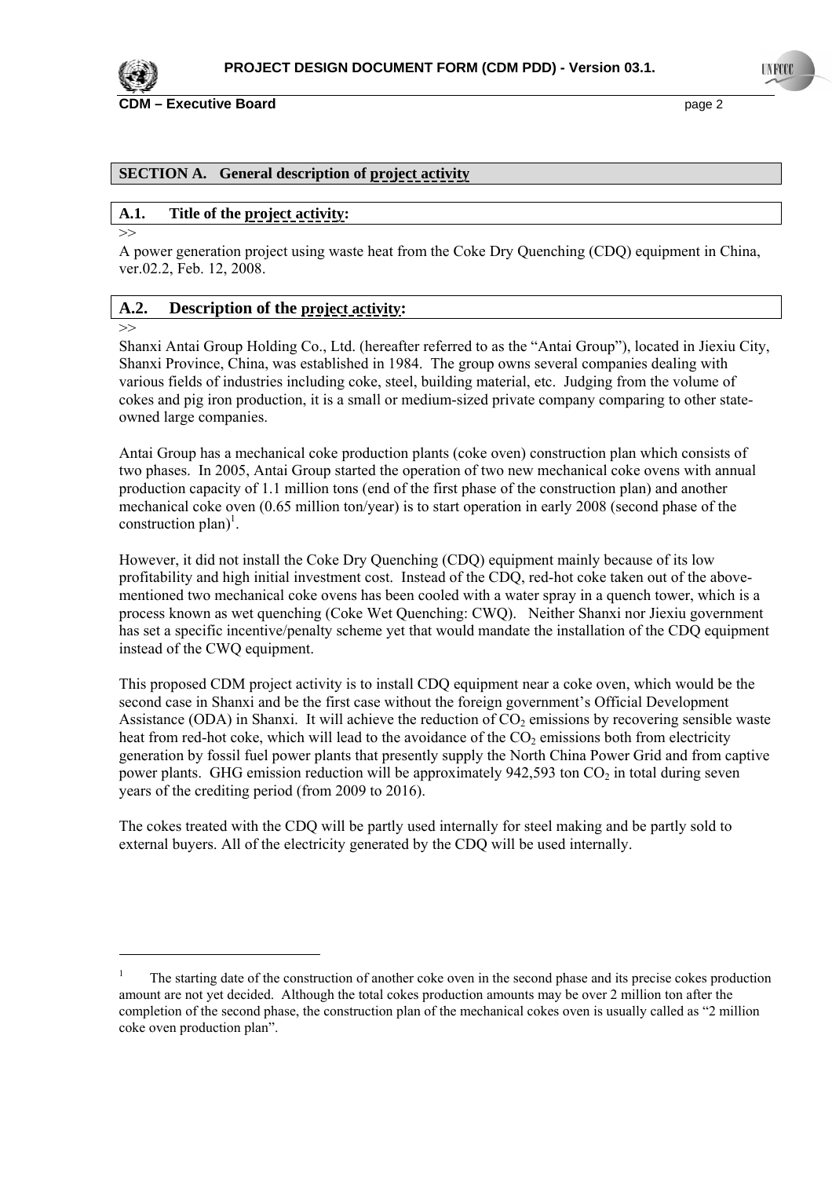## SECTION A. General description of project activity

### A.1. Title of the project activity:

>>

A power generation project using waste heat from the Coke Dry Quenching (CDQ) equipment in China, ver.02.2, Feb. 12, 2008.

### A.2. Description of the project activity:

>>

Shanxi Antai Group Holding Co., Ltd. (hereafter referred to as the "Antai Group"), located in Jiexiu City, Shanxi Province, China, was established in 1984. The group owns several companies dealing with various fields of industries including coke, steel, building material, etc. Judging from the volume of cokes and pig iron production, it is a small or medium-sized private company comparing to other state-owned large companies.

Antai Group has a mechanical coke production plants (coke oven) construction plan which consists of two phases. In 2005, Antai Group started the operation of two new mechanical coke ovens with annual production capacity of 1.1 million tons (end of the first phase of the construction plan) and another mechanical coke oven (0.65 million ton/year) is to start operation in early 2008 (second phase of the construction plan)[1].

However, it did not install the Coke Dry Quenching (CDQ) equipment mainly because of its low profitability and high initial investment cost. Instead of the CDQ, red-hot coke taken out of the above-mentioned two mechanical coke ovens has been cooled with a water spray in a quench tower, which is a process known as wet quenching (Coke Wet Quenching: CWQ). Neither Shanxi nor Jiexiu government has set a specific incentive/penalty scheme yet that would mandate the installation of the CDQ equipment instead of the CWQ equipment.

This proposed CDM project activity is to install CDQ equipment near a coke oven, which would be the second case in Shanxi and be the first case without the foreign government's Official Development Assistance (ODA) in Shanxi. It will achieve the reduction of $CO_2$ emissions by recovering sensible waste heat from red-hot coke, which will lead to the avoidance of the $CO_2$ emissions both from electricity generation by fossil fuel power plants that presently supply the North China Power Grid and from captive power plants. GHG emission reduction will be approximately 942,593 ton $CO_2$ in total during seven years of the crediting period (from 2009 to 2016).

The cokes treated with the CDQ will be partly used internally for steel making and be partly sold to external buyers. All of the electricity generated by the CDQ will be used internally.

---

[1] The starting date of the construction of another coke oven in the second phase and its precise cokes production amount are not yet decided. Although the total cokes production amounts may be over 2 million ton after the completion of the second phase, the construction plan of the mechanical cokes oven is usually called as "2 million coke oven production plan".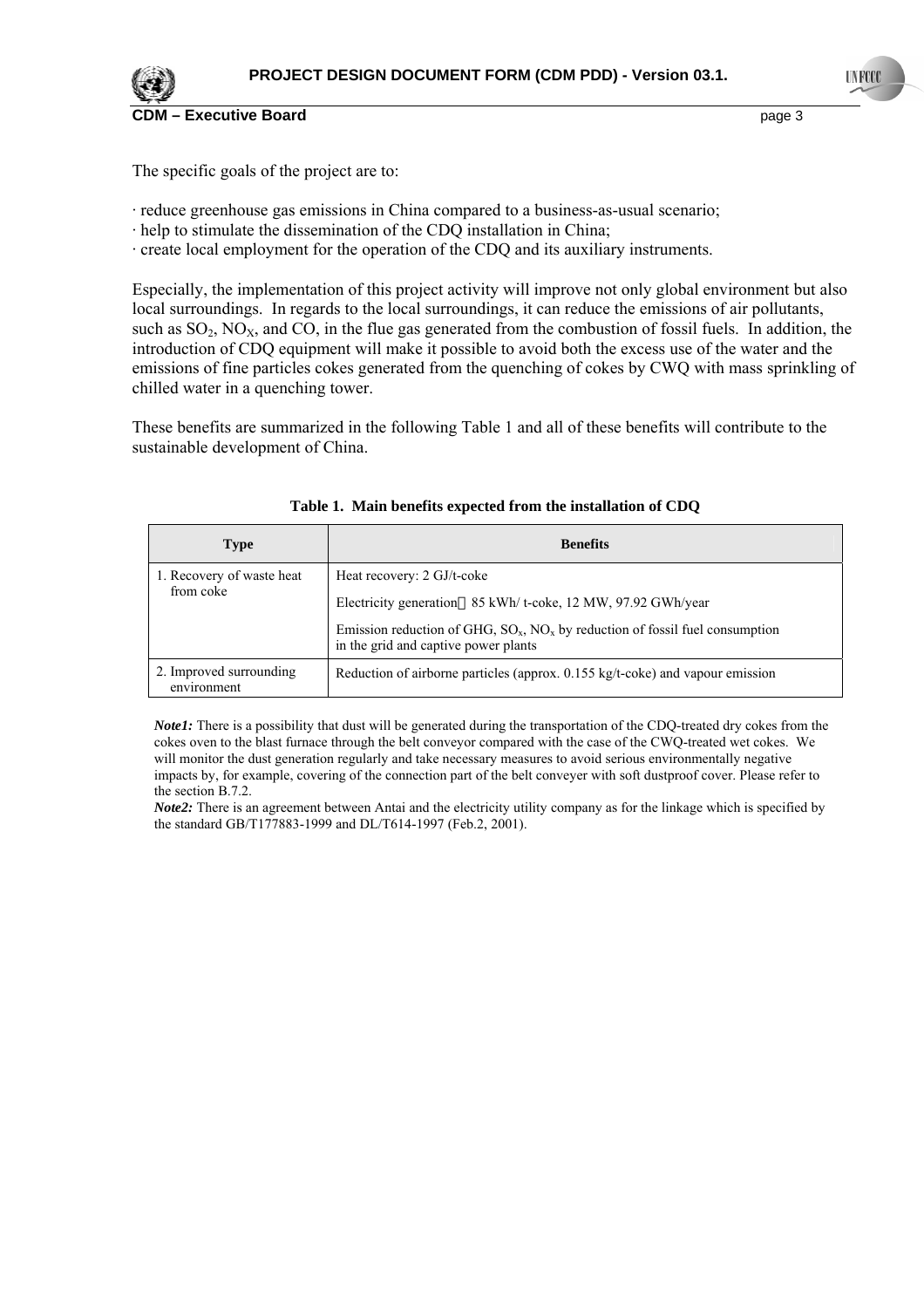The specific goals of the project are to:

· reduce greenhouse gas emissions in China compared to a business-as-usual scenario;
· help to stimulate the dissemination of the CDQ installation in China;
· create local employment for the operation of the CDQ and its auxiliary instruments.

Especially, the implementation of this project activity will improve not only global environment but also local surroundings. In regards to the local surroundings, it can reduce the emissions of air pollutants, such as $SO_2$, $NO_X$, and CO, in the flue gas generated from the combustion of fossil fuels. In addition, the introduction of CDQ equipment will make it possible to avoid both the excess use of the water and the emissions of fine particles cokes generated from the quenching of cokes by CWQ with mass sprinkling of chilled water in a quenching tower.

These benefits are summarized in the following Table 1 and all of these benefits will contribute to the sustainable development of China.

**Table 1. Main benefits expected from the installation of CDQ**

| Type | Benefits |
|---|---|
| 1. Recovery of waste heat from coke | Heat recovery: 2 GJ/t-coke<br>Electricity generation：85 kWh/ t-coke, 12 MW, 97.92 GWh/year<br>Emission reduction of GHG, $SO_x$, $NO_x$ by reduction of fossil fuel consumption in the grid and captive power plants |
| 2. Improved surrounding environment | Reduction of airborne particles (approx. 0.155 kg/t-coke) and vapour emission |

***Note1:*** There is a possibility that dust will be generated during the transportation of the CDQ-treated dry cokes from the cokes oven to the blast furnace through the belt conveyor compared with the case of the CWQ-treated wet cokes. We will monitor the dust generation regularly and take necessary measures to avoid serious environmentally negative impacts by, for example, covering of the connection part of the belt conveyer with soft dustproof cover. Please refer to the section B.7.2.

***Note2:*** There is an agreement between Antai and the electricity utility company as for the linkage which is specified by the standard GB/T177883-1999 and DL/T614-1997 (Feb.2, 2001).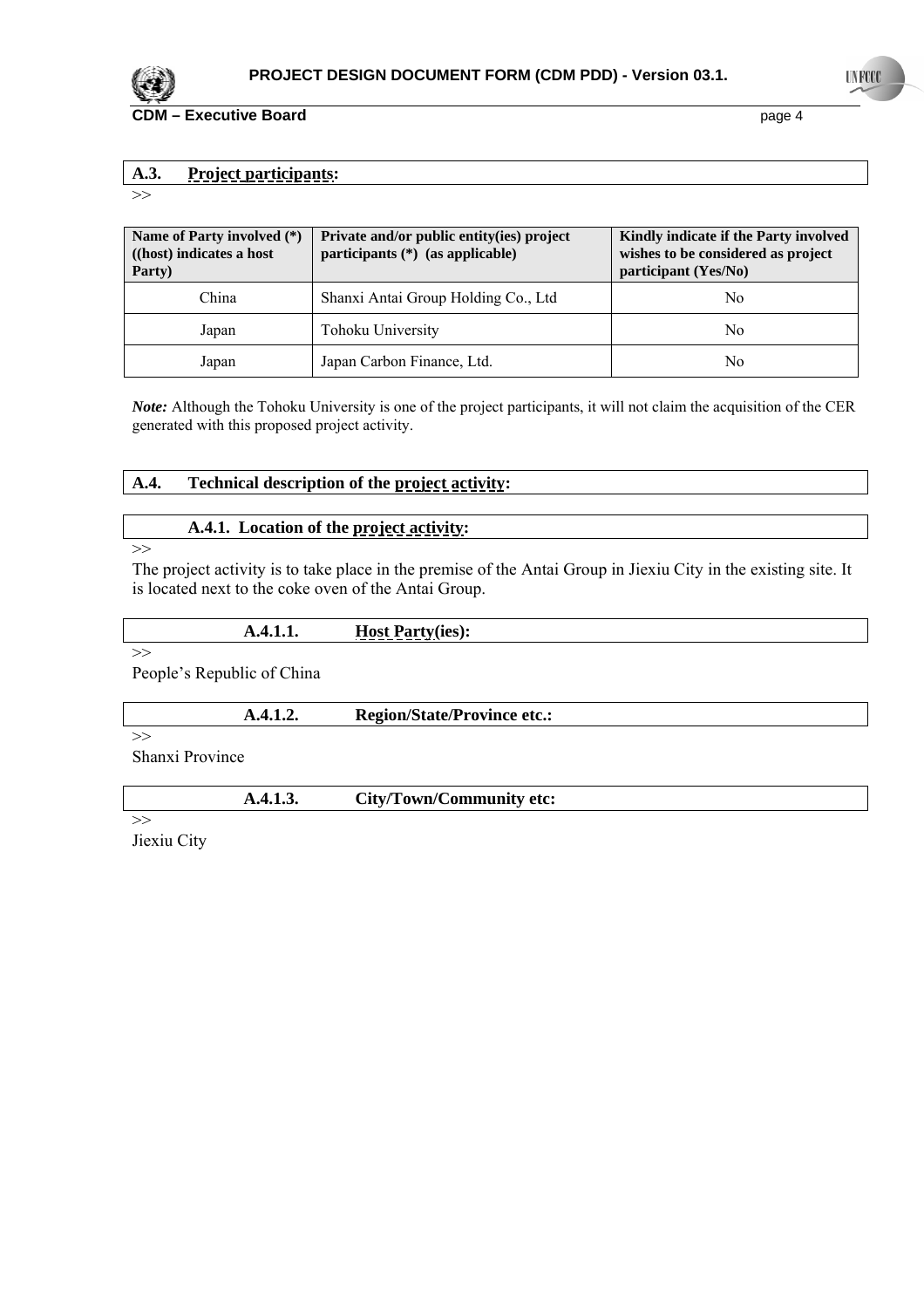## A.3. Project participants:

>>

| Name of Party involved (*) ((host) indicates a host Party) | Private and/or public entity(ies) project participants (*) (as applicable) | Kindly indicate if the Party involved wishes to be considered as project participant (Yes/No) |
|---|---|---|
| China | Shanxi Antai Group Holding Co., Ltd | No |
| Japan | Tohoku University | No |
| Japan | Japan Carbon Finance, Ltd. | No |

***Note:*** Although the Tohoku University is one of the project participants, it will not claim the acquisition of the CER generated with this proposed project activity.

## A.4. Technical description of the project activity:

### A.4.1. Location of the project activity:

>>

The project activity is to take place in the premise of the Antai Group in Jiexiu City in the existing site. It is located next to the coke oven of the Antai Group.

#### A.4.1.1. Host Party(ies):

>>

People's Republic of China

#### A.4.1.2. Region/State/Province etc.:

>>

Shanxi Province

#### A.4.1.3. City/Town/Community etc:

>>

Jiexiu City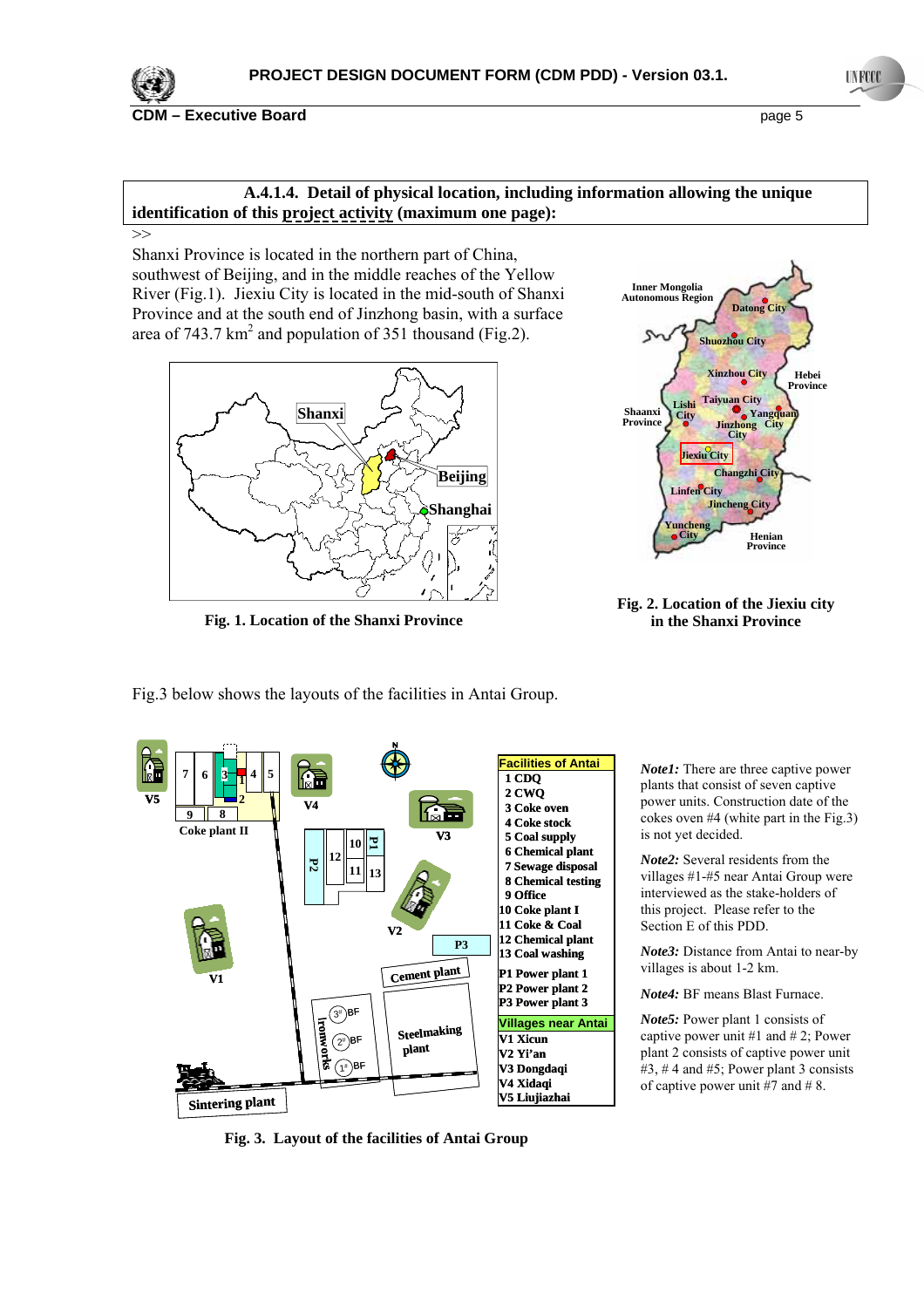**A.4.1.4. Detail of physical location, including information allowing the unique identification of this project activity (maximum one page):**

>>

Shanxi Province is located in the northern part of China, southwest of Beijing, and in the middle reaches of the Yellow River (Fig.1). Jiexiu City is located in the mid-south of Shanxi Province and at the south end of Jinzhong basin, with a surface area of 743.7 $km^2$ and population of 351 thousand (Fig.2).

**Fig. 1. Location of the Shanxi Province**

**Fig. 2. Location of the Jiexiu city in the Shanxi Province**

Fig.3 below shows the layouts of the facilities in Antai Group.

| Facilities of Antai |
|---|
| 1 CDQ |
| 2 CWQ |
| 3 Coke oven |
| 4 Coke stock |
| 5 Coal supply |
| 6 Chemical plant |
| 7 Sewage disposal |
| 8 Chemical testing |
| 9 Office |
| 10 Coke plant I |
| 11 Coke & Coal |
| 12 Chemical plant |
| 13 Coal washing |
| P1 Power plant 1 |
| P2 Power plant 2 |
| P3 Power plant 3 |

| Villages near Antai |
|---|
| V1 Xicun |
| V2 Yi'an |
| V3 Dongdaqi |
| V4 Xidaqi |
| V5 Liujiazhai |

***Note1:*** There are three captive power plants that consist of seven captive power units. Construction date of the cokes oven #4 (white part in the Fig.3) is not yet decided.

***Note2:*** Several residents from the villages #1-#5 near Antai Group were interviewed as the stake-holders of this project. Please refer to the Section E of this PDD.

***Note3:*** Distance from Antai to near-by villages is about 1-2 km.

***Note4:*** BF means Blast Furnace.

***Note5:*** Power plant 1 consists of captive power unit #1 and # 2; Power plant 2 consists of captive power unit #3, # 4 and #5; Power plant 3 consists of captive power unit #7 and # 8.

**Fig. 3. Layout of the facilities of Antai Group**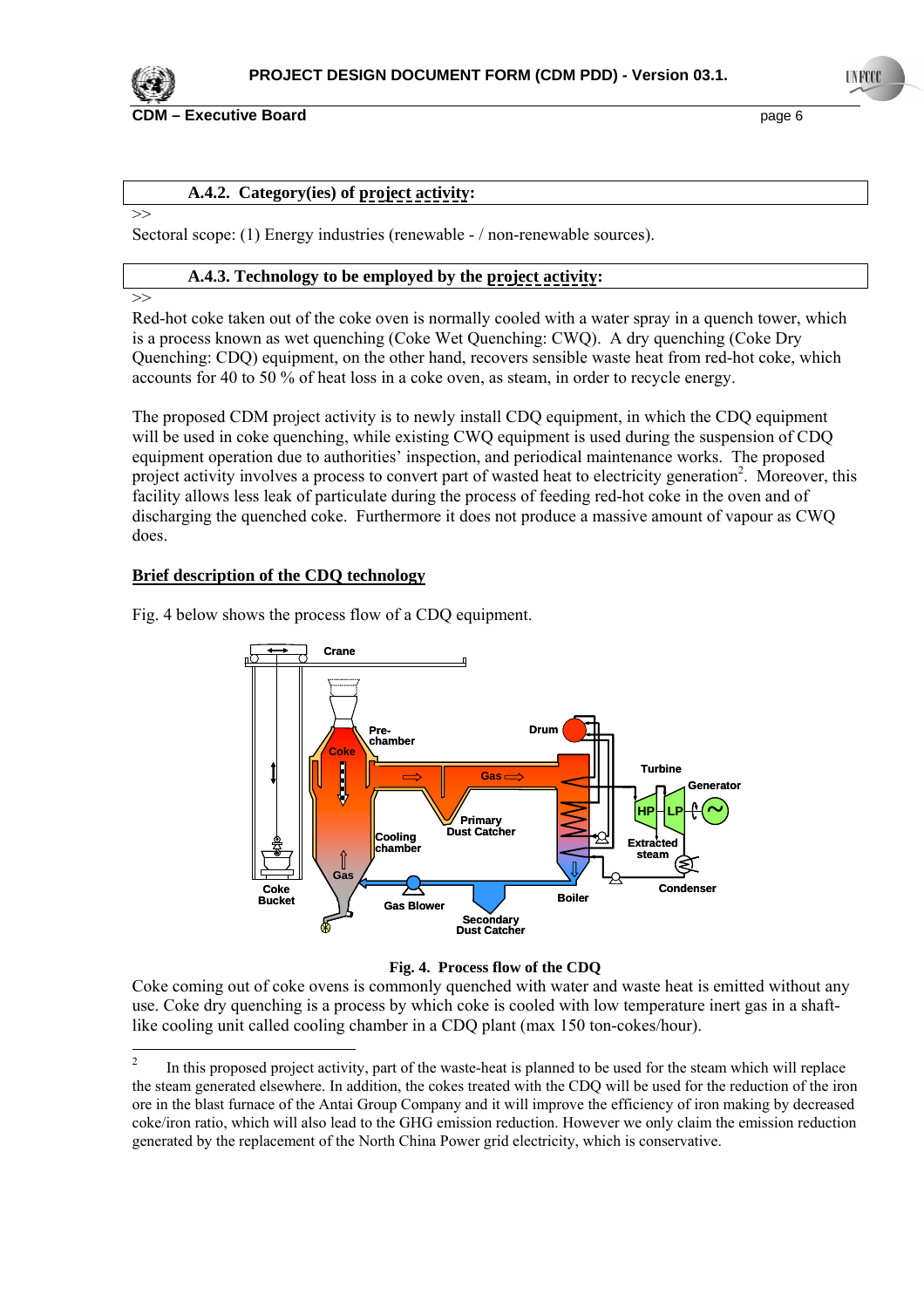### A.4.2. Category(ies) of project activity:

>>

Sectoral scope: (1) Energy industries (renewable - / non-renewable sources).

### A.4.3. Technology to be employed by the project activity:

>>

Red-hot coke taken out of the coke oven is normally cooled with a water spray in a quench tower, which is a process known as wet quenching (Coke Wet Quenching: CWQ). A dry quenching (Coke Dry Quenching: CDQ) equipment, on the other hand, recovers sensible waste heat from red-hot coke, which accounts for 40 to 50 % of heat loss in a coke oven, as steam, in order to recycle energy.

The proposed CDM project activity is to newly install CDQ equipment, in which the CDQ equipment will be used in coke quenching, while existing CWQ equipment is used during the suspension of CDQ equipment operation due to authorities' inspection, and periodical maintenance works. The proposed project activity involves a process to convert part of wasted heat to electricity generation[2]. Moreover, this facility allows less leak of particulate during the process of feeding red-hot coke in the oven and of discharging the quenched coke. Furthermore it does not produce a massive amount of vapour as CWQ does.

**Brief description of the CDQ technology**

Fig. 4 below shows the process flow of a CDQ equipment.

**Fig. 4. Process flow of the CDQ**

Coke coming out of coke ovens is commonly quenched with water and waste heat is emitted without any use. Coke dry quenching is a process by which coke is cooled with low temperature inert gas in a shaft-like cooling unit called cooling chamber in a CDQ plant (max 150 ton-cokes/hour).

---

[2] In this proposed project activity, part of the waste-heat is planned to be used for the steam which will replace the steam generated elsewhere. In addition, the cokes treated with the CDQ will be used for the reduction of the iron ore in the blast furnace of the Antai Group Company and it will improve the efficiency of iron making by decreased coke/iron ratio, which will also lead to the GHG emission reduction. However we only claim the emission reduction generated by the replacement of the North China Power grid electricity, which is conservative.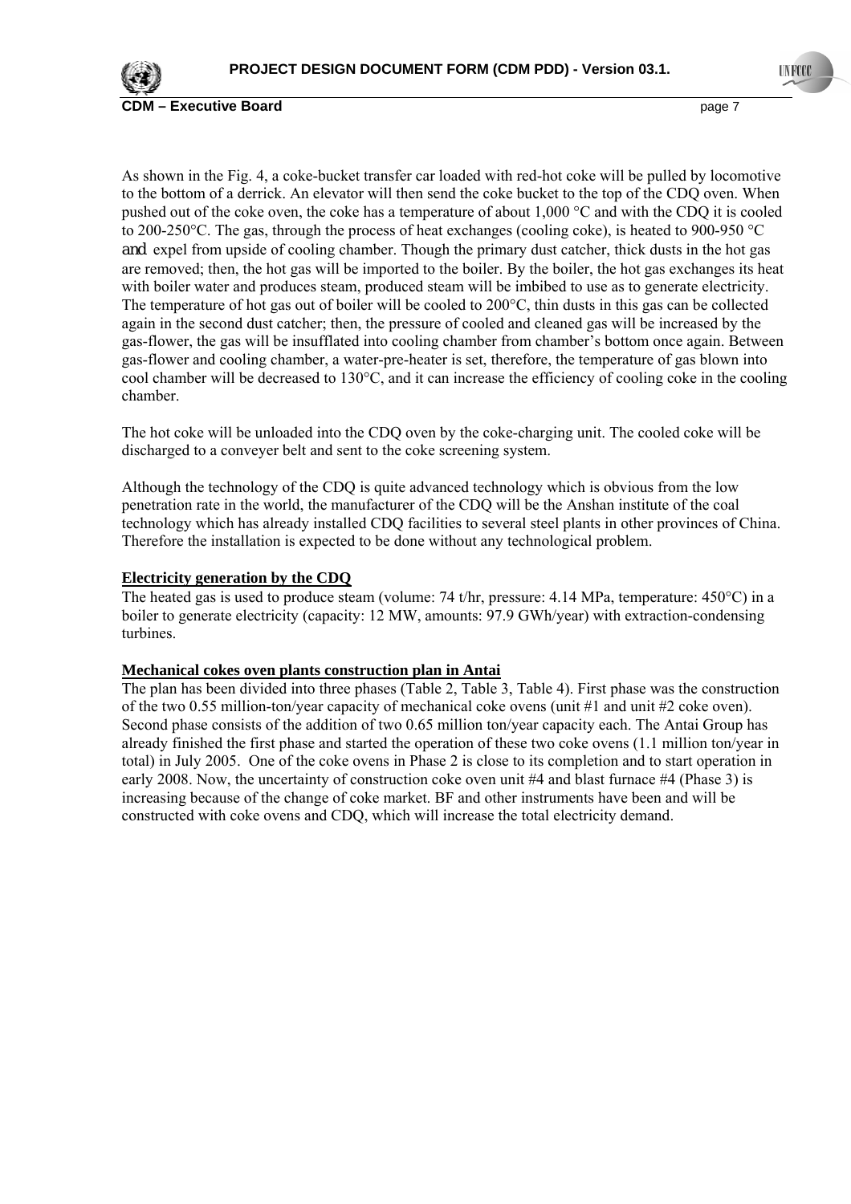As shown in the Fig. 4, a coke-bucket transfer car loaded with red-hot coke will be pulled by locomotive to the bottom of a derrick. An elevator will then send the coke bucket to the top of the CDQ oven. When pushed out of the coke oven, the coke has a temperature of about 1,000 °C and with the CDQ it is cooled to 200-250°C. The gas, through the process of heat exchanges (cooling coke), is heated to 900-950 °C and expel from upside of cooling chamber. Though the primary dust catcher, thick dusts in the hot gas are removed; then, the hot gas will be imported to the boiler. By the boiler, the hot gas exchanges its heat with boiler water and produces steam, produced steam will be imbibed to use as to generate electricity. The temperature of hot gas out of boiler will be cooled to 200°C, thin dusts in this gas can be collected again in the second dust catcher; then, the pressure of cooled and cleaned gas will be increased by the gas-flower, the gas will be insufflated into cooling chamber from chamber's bottom once again. Between gas-flower and cooling chamber, a water-pre-heater is set, therefore, the temperature of gas blown into cool chamber will be decreased to 130°C, and it can increase the efficiency of cooling coke in the cooling chamber.

The hot coke will be unloaded into the CDQ oven by the coke-charging unit. The cooled coke will be discharged to a conveyer belt and sent to the coke screening system.

Although the technology of the CDQ is quite advanced technology which is obvious from the low penetration rate in the world, the manufacturer of the CDQ will be the Anshan institute of the coal technology which has already installed CDQ facilities to several steel plants in other provinces of China. Therefore the installation is expected to be done without any technological problem.

**Electricity generation by the CDQ**

The heated gas is used to produce steam (volume: 74 t/hr, pressure: 4.14 MPa, temperature: 450°C) in a boiler to generate electricity (capacity: 12 MW, amounts: 97.9 GWh/year) with extraction-condensing turbines.

**Mechanical cokes oven plants construction plan in Antai**

The plan has been divided into three phases (Table 2, Table 3, Table 4). First phase was the construction of the two 0.55 million-ton/year capacity of mechanical coke ovens (unit #1 and unit #2 coke oven). Second phase consists of the addition of two 0.65 million ton/year capacity each. The Antai Group has already finished the first phase and started the operation of these two coke ovens (1.1 million ton/year in total) in July 2005. One of the coke ovens in Phase 2 is close to its completion and to start operation in early 2008. Now, the uncertainty of construction coke oven unit #4 and blast furnace #4 (Phase 3) is increasing because of the change of coke market. BF and other instruments have been and will be constructed with coke ovens and CDQ, which will increase the total electricity demand.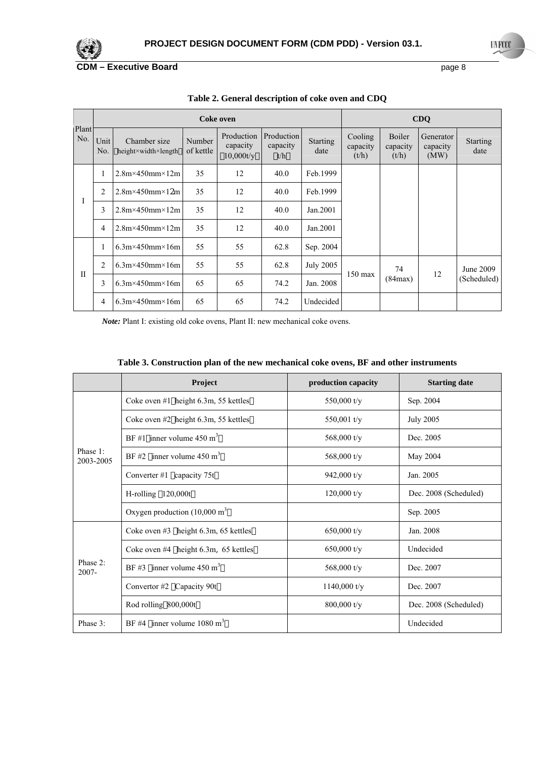**Table 2. General description of coke oven and CDQ**

| Plant No. | Coke oven | | | | | | CDQ | | | |
|---|---|---|---|---|---|---|---|---|---|---|
| | Unit No. | Chamber size (height×width×length) | Number of kettle | Production capacity (10,000t/y) | Production capacity (t/h) | Starting date | Cooling capacity (t/h) | Boiler capacity (t/h) | Generator capacity (MW) | Starting date |
| I | 1 | 2.8m×450mm×12m | 35 | 12 | 40.0 | Feb.1999 | | | | |
| | 2 | 2.8m×450mm×12m | 35 | 12 | 40.0 | Feb.1999 | | | | |
| | 3 | 2.8m×450mm×12m | 35 | 12 | 40.0 | Jan.2001 | | | | |
| | 4 | 2.8m×450mm×12m | 35 | 12 | 40.0 | Jan.2001 | | | | |
| II | 1 | 6.3m×450mm×16m | 55 | 55 | 62.8 | Sep. 2004 | | | | |
| | 2 | 6.3m×450mm×16m | 55 | 55 | 62.8 | July 2005 | 150 max | 74 (84max) | 12 | June 2009 (Scheduled) |
| | 3 | 6.3m×450mm×16m | 65 | 65 | 74.2 | Jan. 2008 | | | | |
| | 4 | 6.3m×450mm×16m | 65 | 65 | 74.2 | Undecided | | | | |

*Note:* Plant I: existing old coke ovens, Plant II: new mechanical coke ovens.

**Table 3. Construction plan of the new mechanical coke ovens, BF and other instruments**

| | Project | production capacity | Starting date |
|---|---|---|---|
| Phase 1: 2003-2005 | Coke oven #1(height 6.3m, 55 kettles) | 550,000 t/y | Sep. 2004 |
| | Coke oven #2(height 6.3m, 55 kettles) | 550,001 t/y | July 2005 |
| | BF #1(inner volume 450 m$^3$) | 568,000 t/y | Dec. 2005 |
| | BF #2 (inner volume 450 m$^3$) | 568,000 t/y | May 2004 |
| | Converter #1 (capacity 75t) | 942,000 t/y | Jan. 2005 |
| | H-rolling (120,000t) | 120,000 t/y | Dec. 2008 (Scheduled) |
| | Oxygen production (10,000 m$^3$) | | Sep. 2005 |
| Phase 2: 2007- | Coke oven #3 (height 6.3m, 65 kettles) | 650,000 t/y | Jan. 2008 |
| | Coke oven #4 (height 6.3m, 65 kettles) | 650,000 t/y | Undecided |
| | BF #3 (inner volume 450 m$^3$) | 568,000 t/y | Dec. 2007 |
| | Convertor #2 (Capacity 90t) | 1140,000 t/y | Dec. 2007 |
| | Rod rolling(800,000t) | 800,000 t/y | Dec. 2008 (Scheduled) |
| Phase 3: | BF #4 (inner volume 1080 m$^3$) | | Undecided |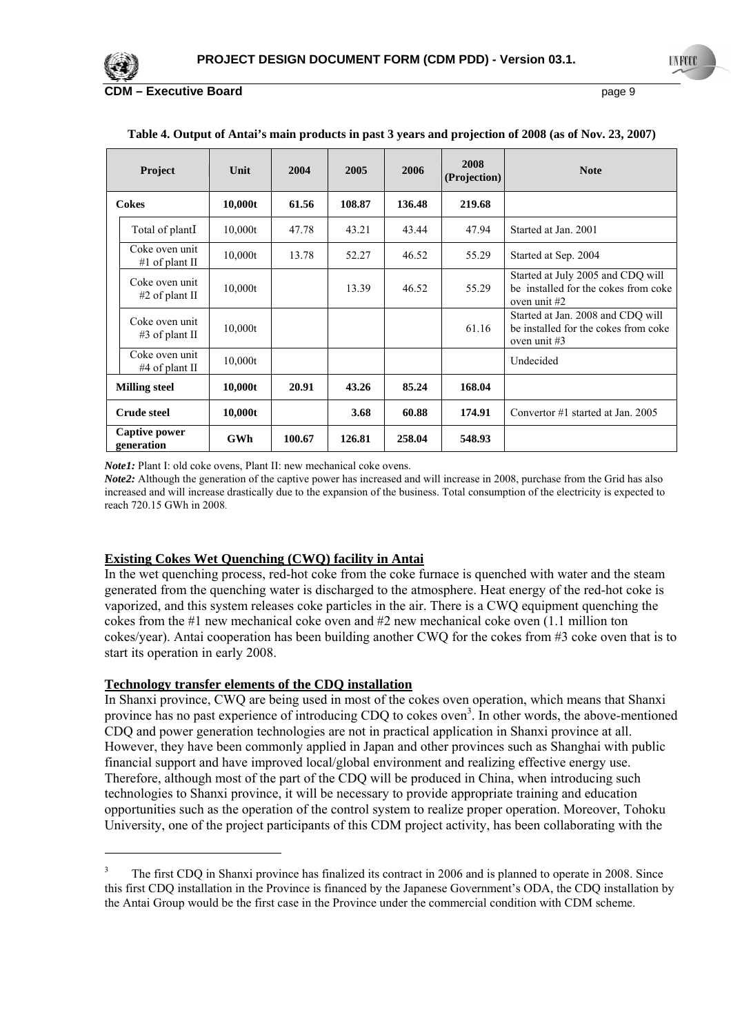**Table 4. Output of Antai's main products in past 3 years and projection of 2008 (as of Nov. 23, 2007)**

| Project | Unit | 2004 | 2005 | 2006 | 2008 (Projection) | Note |
|---|---|---|---|---|---|---|
| **Cokes** | **10,000t** | **61.56** | **108.87** | **136.48** | **219.68** | |
| Total of plantI | 10,000t | 47.78 | 43.21 | 43.44 | 47.94 | Started at Jan. 2001 |
| Coke oven unit #1 of plant II | 10,000t | 13.78 | 52.27 | 46.52 | 55.29 | Started at Sep. 2004 |
| Coke oven unit #2 of plant II | 10,000t | | 13.39 | 46.52 | 55.29 | Started at July 2005 and CDQ will be installed for the cokes from coke oven unit #2 |
| Coke oven unit #3 of plant II | 10,000t | | | | 61.16 | Started at Jan. 2008 and CDQ will be installed for the cokes from coke oven unit #3 |
| Coke oven unit #4 of plant II | 10,000t | | | | | Undecided |
| **Milling steel** | **10,000t** | **20.91** | **43.26** | **85.24** | **168.04** | |
| **Crude steel** | **10,000t** | | **3.68** | **60.88** | **174.91** | Convertor #1 started at Jan. 2005 |
| **Captive power generation** | **GWh** | **100.67** | **126.81** | **258.04** | **548.93** | |

***Note1:*** Plant I: old coke ovens, Plant II: new mechanical coke ovens.
***Note2:*** Although the generation of the captive power has increased and will increase in 2008, purchase from the Grid has also increased and will increase drastically due to the expansion of the business. Total consumption of the electricity is expected to reach 720.15 GWh in 2008.

**Existing Cokes Wet Quenching (CWQ) facility in Antai**

In the wet quenching process, red-hot coke from the coke furnace is quenched with water and the steam generated from the quenching water is discharged to the atmosphere. Heat energy of the red-hot coke is vaporized, and this system releases coke particles in the air. There is a CWQ equipment quenching the cokes from the #1 new mechanical coke oven and #2 new mechanical coke oven (1.1 million ton cokes/year). Antai cooperation has been building another CWQ for the cokes from #3 coke oven that is to start its operation in early 2008.

**Technology transfer elements of the CDQ installation**

In Shanxi province, CWQ are being used in most of the cokes oven operation, which means that Shanxi province has no past experience of introducing CDQ to cokes oven[3]. In other words, the above-mentioned CDQ and power generation technologies are not in practical application in Shanxi province at all. However, they have been commonly applied in Japan and other provinces such as Shanghai with public financial support and have improved local/global environment and realizing effective energy use. Therefore, although most of the part of the CDQ will be produced in China, when introducing such technologies to Shanxi province, it will be necessary to provide appropriate training and education opportunities such as the operation of the control system to realize proper operation. Moreover, Tohoku University, one of the project participants of this CDM project activity, has been collaborating with the

[3] The first CDQ in Shanxi province has finalized its contract in 2006 and is planned to operate in 2008. Since this first CDQ installation in the Province is financed by the Japanese Government's ODA, the CDQ installation by the Antai Group would be the first case in the Province under the commercial condition with CDM scheme.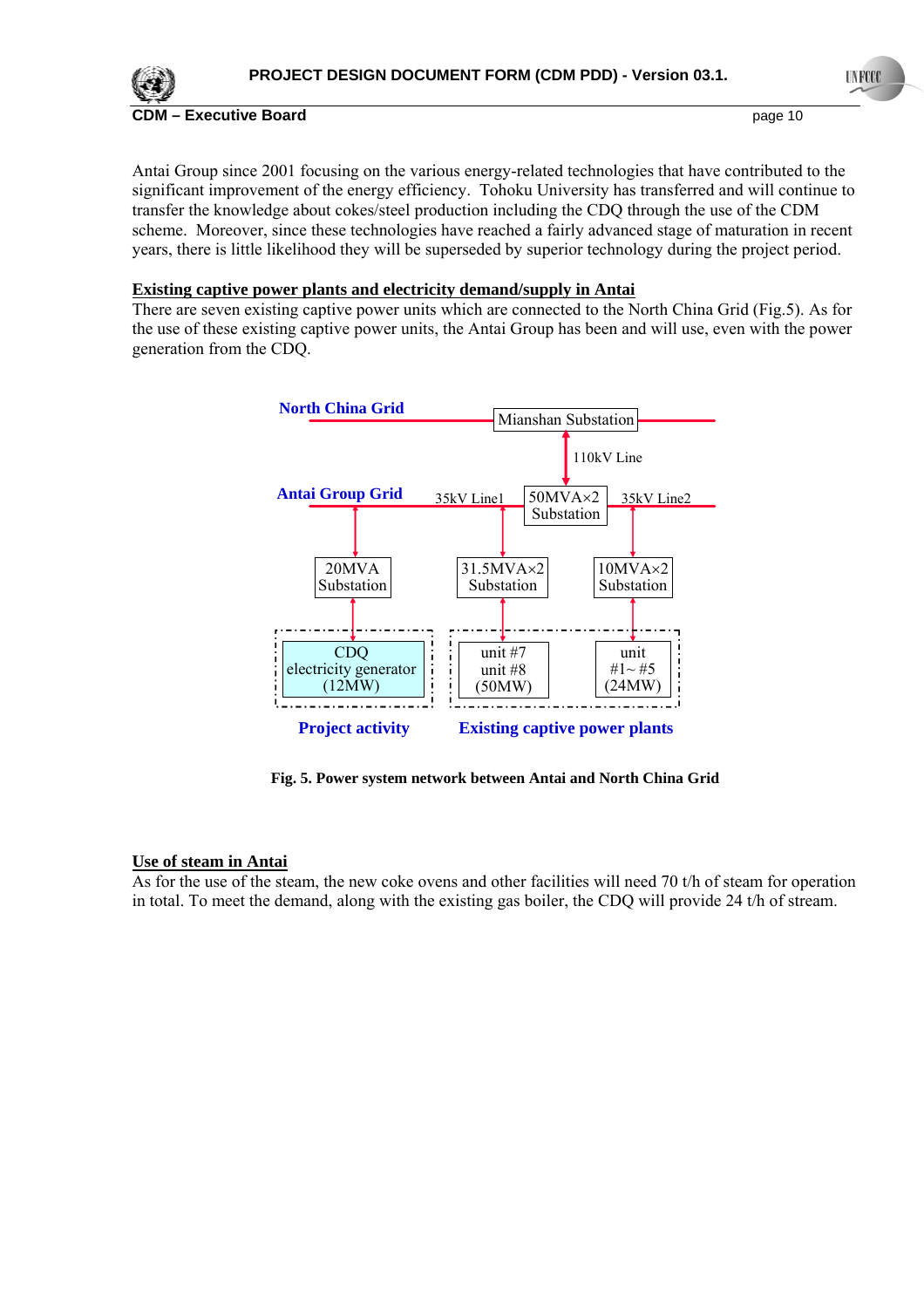Antai Group since 2001 focusing on the various energy-related technologies that have contributed to the significant improvement of the energy efficiency. Tohoku University has transferred and will continue to transfer the knowledge about cokes/steel production including the CDQ through the use of the CDM scheme. Moreover, since these technologies have reached a fairly advanced stage of maturation in recent years, there is little likelihood they will be superseded by superior technology during the project period.

**Existing captive power plants and electricity demand/supply in Antai**

There are seven existing captive power units which are connected to the North China Grid (Fig.5). As for the use of these existing captive power units, the Antai Group has been and will use, even with the power generation from the CDQ.

North China Grid

Mianshan Substation

110kV Line

Antai Group Grid

35kV Line1

50MVA×2 Substation

35kV Line2

20MVA Substation

31.5MVA×2 Substation

10MVA×2 Substation

CDQ electricity generator (12MW)

unit #7 unit #8 (50MW)

unit #1~ #5 (24MW)

Project activity

Existing captive power plants

**Fig. 5. Power system network between Antai and North China Grid**

**Use of steam in Antai**

As for the use of the steam, the new coke ovens and other facilities will need 70 t/h of steam for operation in total. To meet the demand, along with the existing gas boiler, the CDQ will provide 24 t/h of stream.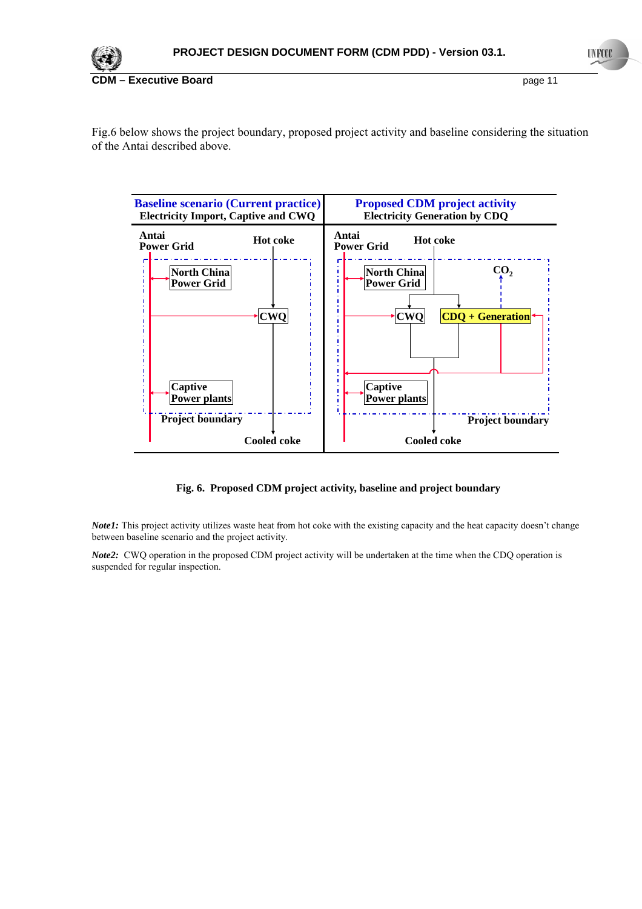Fig.6 below shows the project boundary, proposed project activity and baseline considering the situation of the Antai described above.

| Baseline scenario (Current practice) Electricity Import, Captive and CWQ | Proposed CDM project activity Electricity Generation by CDQ |
|---|---|
| Antai Power Grid; Hot coke; North China Power Grid; CWQ; Captive Power plants; Project boundary; Cooled coke | Antai Power Grid; Hot coke; North China Power Grid; $CO_2$; CWQ; CDQ + Generation; Captive Power plants; Project boundary; Cooled coke |

**Fig. 6. Proposed CDM project activity, baseline and project boundary**

***Note1:*** This project activity utilizes waste heat from hot coke with the existing capacity and the heat capacity doesn't change between baseline scenario and the project activity.

***Note2:*** CWQ operation in the proposed CDM project activity will be undertaken at the time when the CDQ operation is suspended for regular inspection.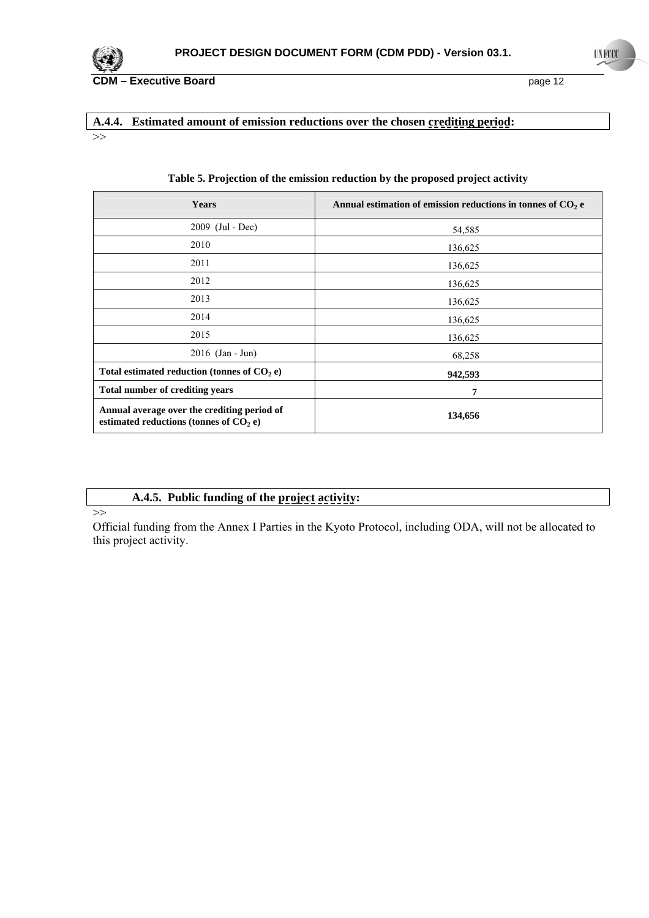### A.4.4. Estimated amount of emission reductions over the chosen crediting period:

>>

**Table 5. Projection of the emission reduction by the proposed project activity**

| Years | Annual estimation of emission reductions in tonnes of $CO_2$ e |
|---|---|
| 2009 (Jul - Dec) | 54,585 |
| 2010 | 136,625 |
| 2011 | 136,625 |
| 2012 | 136,625 |
| 2013 | 136,625 |
| 2014 | 136,625 |
| 2015 | 136,625 |
| 2016 (Jan - Jun) | 68,258 |
| **Total estimated reduction (tonnes of $CO_2$ e)** | **942,593** |
| **Total number of crediting years** | **7** |
| **Annual average over the crediting period of estimated reductions (tonnes of $CO_2$ e)** | **134,656** |

### A.4.5. Public funding of the project activity:

>>

Official funding from the Annex I Parties in the Kyoto Protocol, including ODA, will not be allocated to this project activity.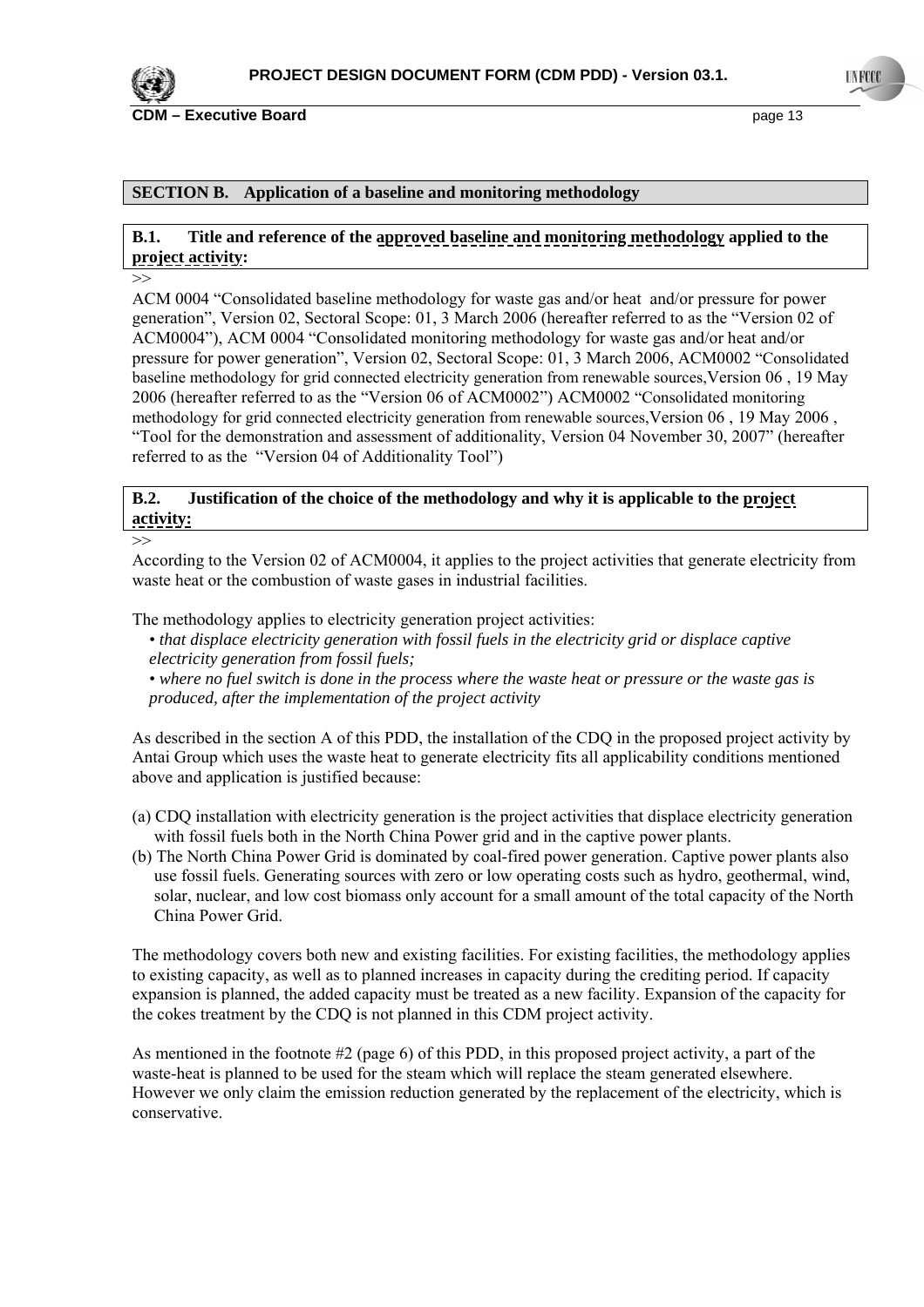## SECTION B. Application of a baseline and monitoring methodology

### B.1. Title and reference of the approved baseline and monitoring methodology applied to the project activity:

>>

ACM 0004 "Consolidated baseline methodology for waste gas and/or heat and/or pressure for power generation", Version 02, Sectoral Scope: 01, 3 March 2006 (hereafter referred to as the "Version 02 of ACM0004"), ACM 0004 "Consolidated monitoring methodology for waste gas and/or heat and/or pressure for power generation", Version 02, Sectoral Scope: 01, 3 March 2006, ACM0002 "Consolidated baseline methodology for grid connected electricity generation from renewable sources,Version 06 , 19 May 2006 (hereafter referred to as the "Version 06 of ACM0002") ACM0002 "Consolidated monitoring methodology for grid connected electricity generation from renewable sources,Version 06 , 19 May 2006 , "Tool for the demonstration and assessment of additionality, Version 04 November 30, 2007" (hereafter referred to as the "Version 04 of Additionality Tool")

### B.2. Justification of the choice of the methodology and why it is applicable to the project activity:

>>

According to the Version 02 of ACM0004, it applies to the project activities that generate electricity from waste heat or the combustion of waste gases in industrial facilities.

The methodology applies to electricity generation project activities:

- *that displace electricity generation with fossil fuels in the electricity grid or displace captive electricity generation from fossil fuels;*
- *where no fuel switch is done in the process where the waste heat or pressure or the waste gas is produced, after the implementation of the project activity*

As described in the section A of this PDD, the installation of the CDQ in the proposed project activity by Antai Group which uses the waste heat to generate electricity fits all applicability conditions mentioned above and application is justified because:

(a) CDQ installation with electricity generation is the project activities that displace electricity generation with fossil fuels both in the North China Power grid and in the captive power plants.

(b) The North China Power Grid is dominated by coal-fired power generation. Captive power plants also use fossil fuels. Generating sources with zero or low operating costs such as hydro, geothermal, wind, solar, nuclear, and low cost biomass only account for a small amount of the total capacity of the North China Power Grid.

The methodology covers both new and existing facilities. For existing facilities, the methodology applies to existing capacity, as well as to planned increases in capacity during the crediting period. If capacity expansion is planned, the added capacity must be treated as a new facility. Expansion of the capacity for the cokes treatment by the CDQ is not planned in this CDM project activity.

As mentioned in the footnote #2 (page 6) of this PDD, in this proposed project activity, a part of the waste-heat is planned to be used for the steam which will replace the steam generated elsewhere. However we only claim the emission reduction generated by the replacement of the electricity, which is conservative.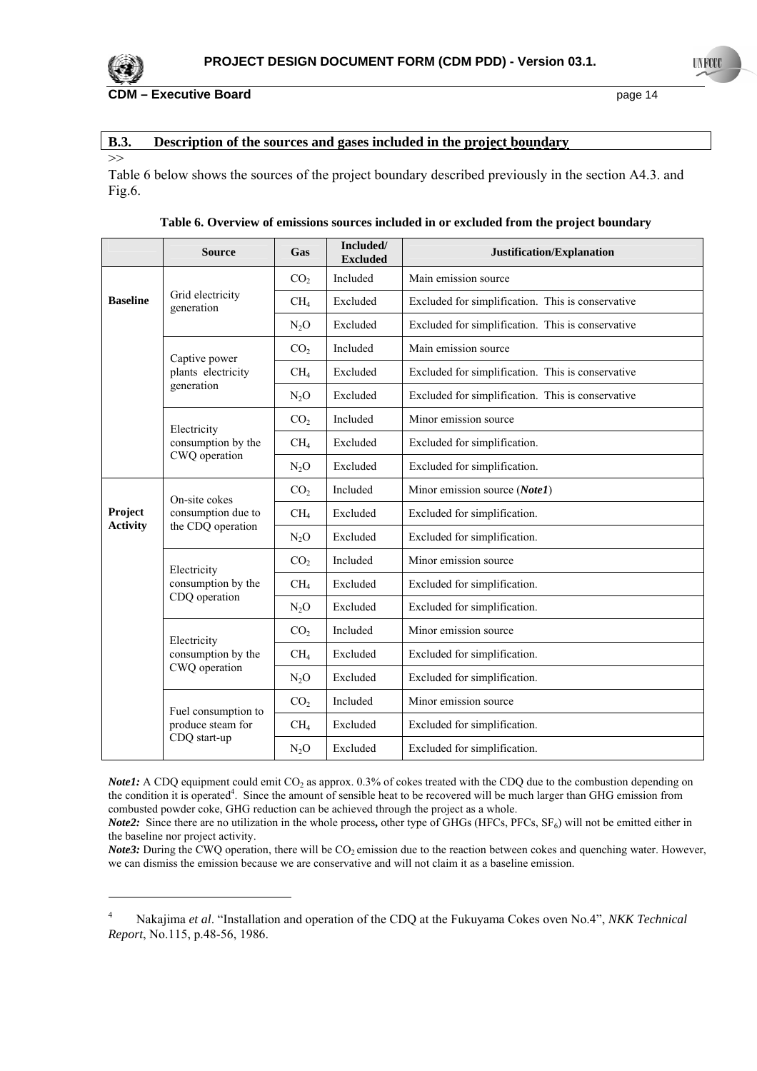## B.3. Description of the sources and gases included in the project boundary

>>

Table 6 below shows the sources of the project boundary described previously in the section A4.3. and Fig.6.

**Table 6. Overview of emissions sources included in or excluded from the project boundary**

| | Source | Gas | Included/ Excluded | Justification/Explanation |
|---|---|---|---|---|
| **Baseline** | Grid electricity generation | $CO_2$ | Included | Main emission source |
| | | $CH_4$ | Excluded | Excluded for simplification. This is conservative |
| | | $N_2O$ | Excluded | Excluded for simplification. This is conservative |
| | Captive power plants electricity generation | $CO_2$ | Included | Main emission source |
| | | $CH_4$ | Excluded | Excluded for simplification. This is conservative |
| | | $N_2O$ | Excluded | Excluded for simplification. This is conservative |
| | Electricity consumption by the CWQ operation | $CO_2$ | Included | Minor emission source |
| | | $CH_4$ | Excluded | Excluded for simplification. |
| | | $N_2O$ | Excluded | Excluded for simplification. |
| **Project Activity** | On-site cokes consumption due to the CDQ operation | $CO_2$ | Included | Minor emission source (***Note1***) |
| | | $CH_4$ | Excluded | Excluded for simplification. |
| | | $N_2O$ | Excluded | Excluded for simplification. |
| | Electricity consumption by the CDQ operation | $CO_2$ | Included | Minor emission source |
| | | $CH_4$ | Excluded | Excluded for simplification. |
| | | $N_2O$ | Excluded | Excluded for simplification. |
| | Electricity consumption by the CWQ operation | $CO_2$ | Included | Minor emission source |
| | | $CH_4$ | Excluded | Excluded for simplification. |
| | | $N_2O$ | Excluded | Excluded for simplification. |
| | Fuel consumption to produce steam for CDQ start-up | $CO_2$ | Included | Minor emission source |
| | | $CH_4$ | Excluded | Excluded for simplification. |
| | | $N_2O$ | Excluded | Excluded for simplification. |

***Note1:*** A CDQ equipment could emit $CO_2$ as approx. 0.3% of cokes treated with the CDQ due to the combustion depending on the condition it is operated[4]. Since the amount of sensible heat to be recovered will be much larger than GHG emission from combusted powder coke, GHG reduction can be achieved through the project as a whole.

***Note2:*** Since there are no utilization in the whole process**,** other type of GHGs (HFCs, PFCs, $SF_6$) will not be emitted either in the baseline nor project activity.

***Note3:*** During the CWQ operation, there will be $CO_2$ emission due to the reaction between cokes and quenching water. However, we can dismiss the emission because we are conservative and will not claim it as a baseline emission.

---

[4] Nakajima *et al*. "Installation and operation of the CDQ at the Fukuyama Cokes oven No.4", *NKK Technical Report*, No.115, p.48-56, 1986.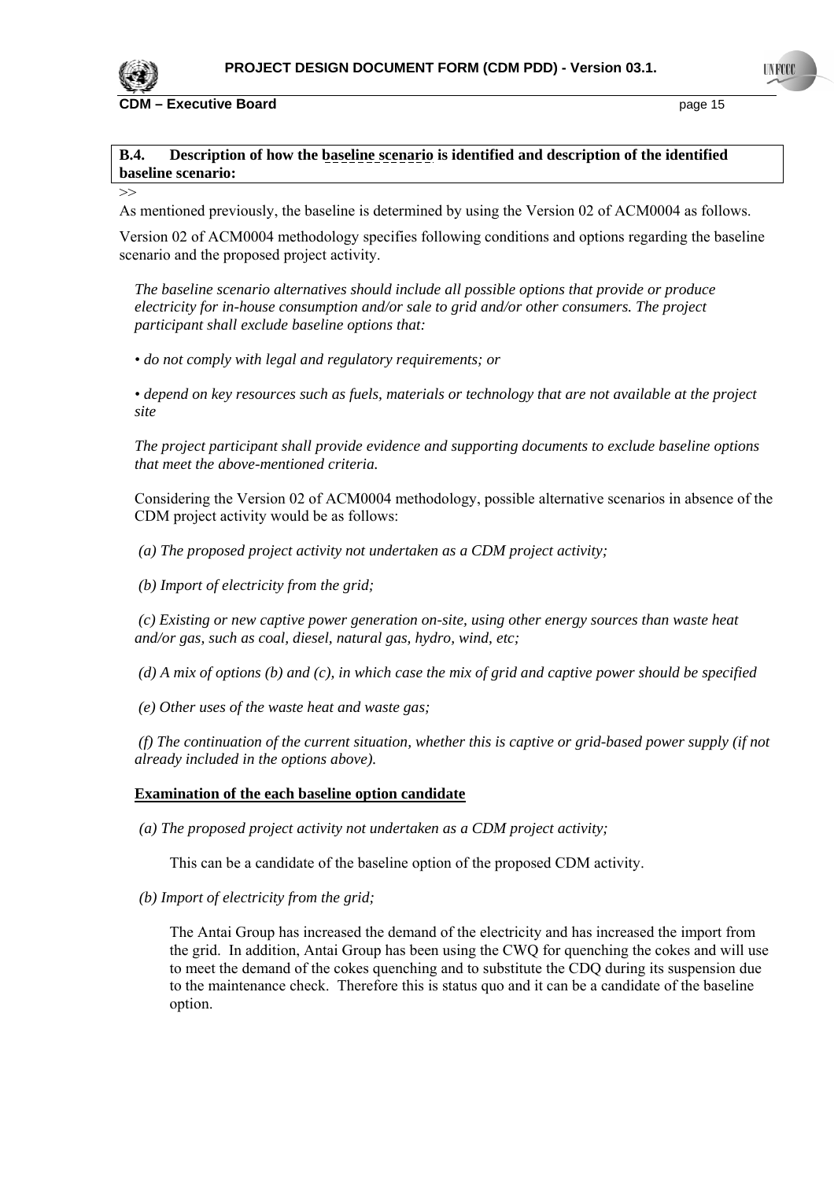**B.4. Description of how the baseline scenario is identified and description of the identified baseline scenario:**

>>

As mentioned previously, the baseline is determined by using the Version 02 of ACM0004 as follows.

Version 02 of ACM0004 methodology specifies following conditions and options regarding the baseline scenario and the proposed project activity.

*The baseline scenario alternatives should include all possible options that provide or produce electricity for in-house consumption and/or sale to grid and/or other consumers. The project participant shall exclude baseline options that:*

*• do not comply with legal and regulatory requirements; or*

*• depend on key resources such as fuels, materials or technology that are not available at the project site*

*The project participant shall provide evidence and supporting documents to exclude baseline options that meet the above-mentioned criteria.*

Considering the Version 02 of ACM0004 methodology, possible alternative scenarios in absence of the CDM project activity would be as follows:

*(a) The proposed project activity not undertaken as a CDM project activity;*

*(b) Import of electricity from the grid;*

*(c) Existing or new captive power generation on-site, using other energy sources than waste heat and/or gas, such as coal, diesel, natural gas, hydro, wind, etc;*

*(d) A mix of options (b) and (c), in which case the mix of grid and captive power should be specified*

*(e) Other uses of the waste heat and waste gas;*

*(f) The continuation of the current situation, whether this is captive or grid-based power supply (if not already included in the options above).*

**Examination of the each baseline option candidate**

*(a) The proposed project activity not undertaken as a CDM project activity;*

This can be a candidate of the baseline option of the proposed CDM activity.

*(b) Import of electricity from the grid;*

The Antai Group has increased the demand of the electricity and has increased the import from the grid. In addition, Antai Group has been using the CWQ for quenching the cokes and will use to meet the demand of the cokes quenching and to substitute the CDQ during its suspension due to the maintenance check. Therefore this is status quo and it can be a candidate of the baseline option.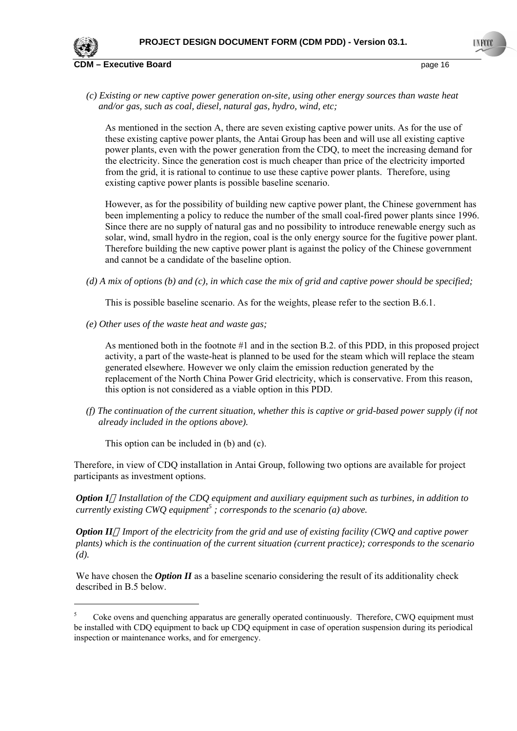*(c) Existing or new captive power generation on-site, using other energy sources than waste heat and/or gas, such as coal, diesel, natural gas, hydro, wind, etc;*

As mentioned in the section A, there are seven existing captive power units. As for the use of these existing captive power plants, the Antai Group has been and will use all existing captive power plants, even with the power generation from the CDQ, to meet the increasing demand for the electricity. Since the generation cost is much cheaper than price of the electricity imported from the grid, it is rational to continue to use these captive power plants. Therefore, using existing captive power plants is possible baseline scenario.

However, as for the possibility of building new captive power plant, the Chinese government has been implementing a policy to reduce the number of the small coal-fired power plants since 1996. Since there are no supply of natural gas and no possibility to introduce renewable energy such as solar, wind, small hydro in the region, coal is the only energy source for the fugitive power plant. Therefore building the new captive power plant is against the policy of the Chinese government and cannot be a candidate of the baseline option.

*(d) A mix of options (b) and (c), in which case the mix of grid and captive power should be specified;*

This is possible baseline scenario. As for the weights, please refer to the section B.6.1.

*(e) Other uses of the waste heat and waste gas;*

As mentioned both in the footnote #1 and in the section B.2. of this PDD, in this proposed project activity, a part of the waste-heat is planned to be used for the steam which will replace the steam generated elsewhere. However we only claim the emission reduction generated by the replacement of the North China Power Grid electricity, which is conservative. From this reason, this option is not considered as a viable option in this PDD.

*(f) The continuation of the current situation, whether this is captive or grid-based power supply (if not already included in the options above).*

This option can be included in (b) and (c).

Therefore, in view of CDQ installation in Antai Group, following two options are available for project participants as investment options.

***Option I***：*Installation of the CDQ equipment and auxiliary equipment such as turbines, in addition to currently existing CWQ equipment[5]; corresponds to the scenario (a) above.*

***Option II***：*Import of the electricity from the grid and use of existing facility (CWQ and captive power plants) which is the continuation of the current situation (current practice); corresponds to the scenario (d).*

We have chosen the ***Option II*** as a baseline scenario considering the result of its additionality check described in B.5 below.

---

[5] Coke ovens and quenching apparatus are generally operated continuously. Therefore, CWQ equipment must be installed with CDQ equipment to back up CDQ equipment in case of operation suspension during its periodical inspection or maintenance works, and for emergency.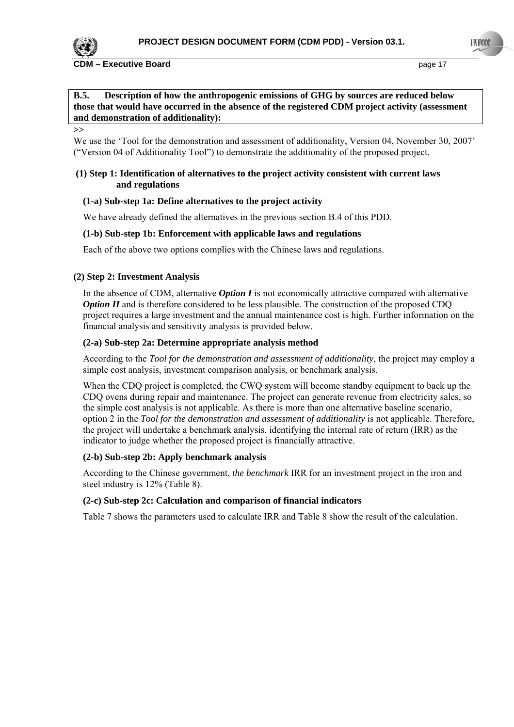**B.5. Description of how the anthropogenic emissions of GHG by sources are reduced below those that would have occurred in the absence of the registered CDM project activity (assessment and demonstration of additionality):**

>>

We use the 'Tool for the demonstration and assessment of additionality, Version 04, November 30, 2007' ("Version 04 of Additionality Tool") to demonstrate the additionality of the proposed project.

**(1) Step 1: Identification of alternatives to the project activity consistent with current laws and regulations**

**(1-a) Sub-step 1a: Define alternatives to the project activity**

We have already defined the alternatives in the previous section B.4 of this PDD.

**(1-b) Sub-step 1b: Enforcement with applicable laws and regulations**

Each of the above two options complies with the Chinese laws and regulations.

**(2) Step 2: Investment Analysis**

In the absence of CDM, alternative ***Option I*** is not economically attractive compared with alternative ***Option II*** and is therefore considered to be less plausible. The construction of the proposed CDQ project requires a large investment and the annual maintenance cost is high. Further information on the financial analysis and sensitivity analysis is provided below.

**(2-a) Sub-step 2a: Determine appropriate analysis method**

According to the *Tool for the demonstration and assessment of additionality*, the project may employ a simple cost analysis, investment comparison analysis, or benchmark analysis.

When the CDQ project is completed, the CWQ system will become standby equipment to back up the CDQ ovens during repair and maintenance. The project can generate revenue from electricity sales, so the simple cost analysis is not applicable. As there is more than one alternative baseline scenario, option 2 in the *Tool for the demonstration and assessment of additionality* is not applicable. Therefore, the project will undertake a benchmark analysis, identifying the internal rate of return (IRR) as the indicator to judge whether the proposed project is financially attractive.

**(2-b) Sub-step 2b: Apply benchmark analysis**

According to the Chinese government, *the benchmark* IRR for an investment project in the iron and steel industry is 12% (Table 8).

**(2-c) Sub-step 2c: Calculation and comparison of financial indicators**

Table 7 shows the parameters used to calculate IRR and Table 8 show the result of the calculation.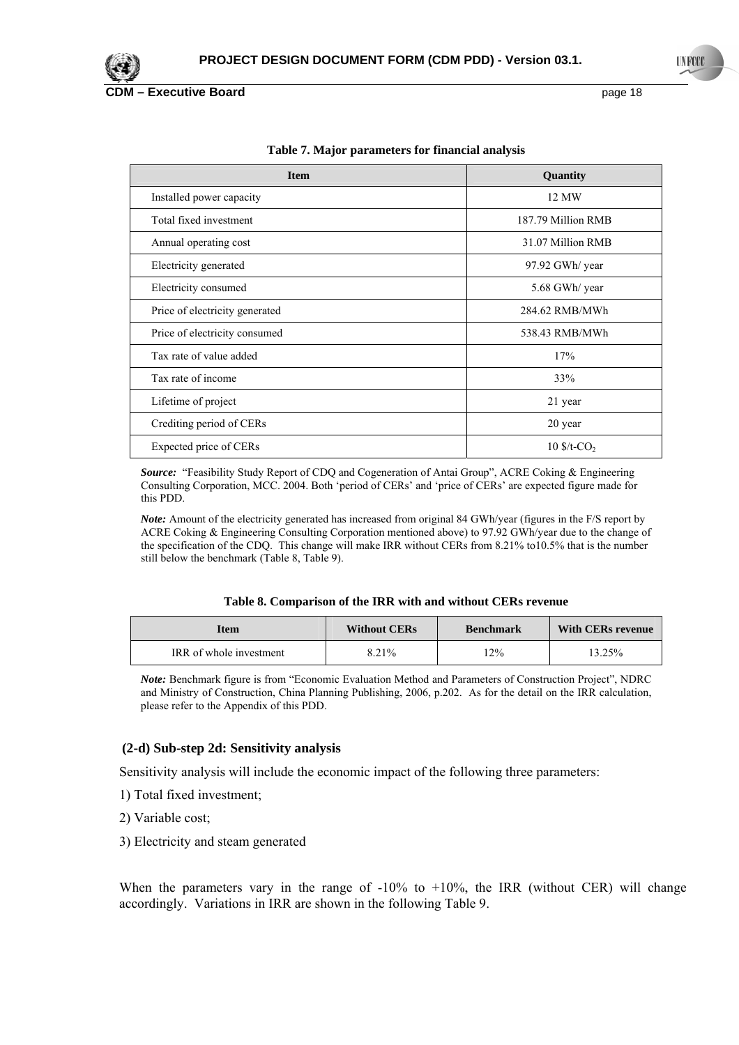**Table 7. Major parameters for financial analysis**

| Item | Quantity |
|---|---|
| Installed power capacity | 12 MW |
| Total fixed investment | 187.79 Million RMB |
| Annual operating cost | 31.07 Million RMB |
| Electricity generated | 97.92 GWh/ year |
| Electricity consumed | 5.68 GWh/ year |
| Price of electricity generated | 284.62 RMB/MWh |
| Price of electricity consumed | 538.43 RMB/MWh |
| Tax rate of value added | 17% |
| Tax rate of income | 33% |
| Lifetime of project | 21 year |
| Crediting period of CERs | 20 year |
| Expected price of CERs | 10 \$/t-$CO_2$ |

***Source:*** "Feasibility Study Report of CDQ and Cogeneration of Antai Group", ACRE Coking & Engineering Consulting Corporation, MCC. 2004. Both 'period of CERs' and 'price of CERs' are expected figure made for this PDD.

***Note:*** Amount of the electricity generated has increased from original 84 GWh/year (figures in the F/S report by ACRE Coking & Engineering Consulting Corporation mentioned above) to 97.92 GWh/year due to the change of the specification of the CDQ. This change will make IRR without CERs from 8.21% to10.5% that is the number still below the benchmark (Table 8, Table 9).

**Table 8. Comparison of the IRR with and without CERs revenue**

| Item | Without CERs | Benchmark | With CERs revenue |
|---|---|---|---|
| IRR of whole investment | 8.21% | 12% | 13.25% |

***Note:*** Benchmark figure is from "Economic Evaluation Method and Parameters of Construction Project", NDRC and Ministry of Construction, China Planning Publishing, 2006, p.202. As for the detail on the IRR calculation, please refer to the Appendix of this PDD.

**(2-d) Sub-step 2d: Sensitivity analysis**

Sensitivity analysis will include the economic impact of the following three parameters:

1) Total fixed investment;

2) Variable cost;

3) Electricity and steam generated

When the parameters vary in the range of -10% to +10%, the IRR (without CER) will change accordingly. Variations in IRR are shown in the following Table 9.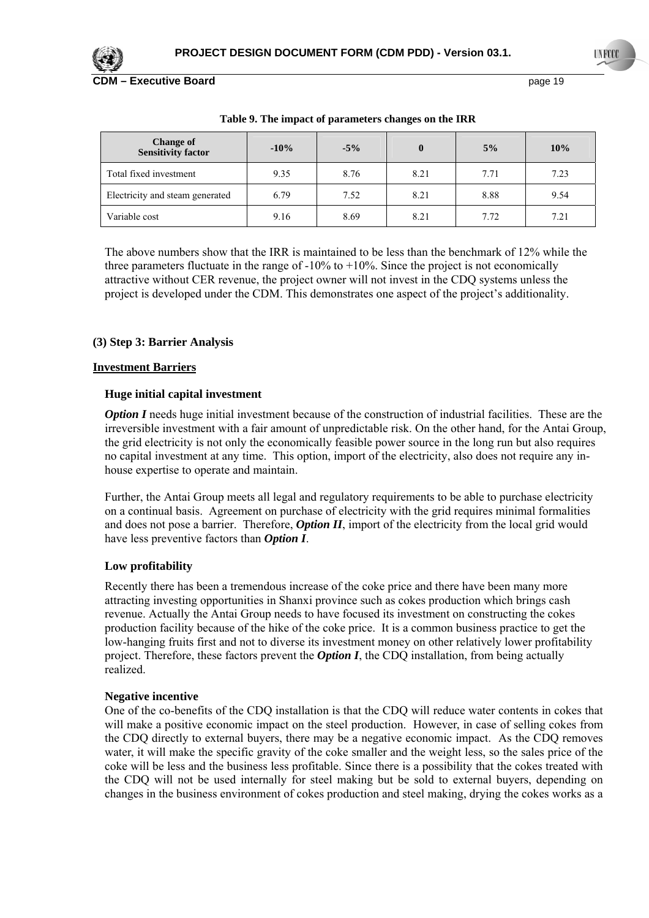**Table 9. The impact of parameters changes on the IRR**

| Change of Sensitivity factor | -10% | -5% | 0 | 5% | 10% |
|---|---|---|---|---|---|
| Total fixed investment | 9.35 | 8.76 | 8.21 | 7.71 | 7.23 |
| Electricity and steam generated | 6.79 | 7.52 | 8.21 | 8.88 | 9.54 |
| Variable cost | 9.16 | 8.69 | 8.21 | 7.72 | 7.21 |

The above numbers show that the IRR is maintained to be less than the benchmark of 12% while the three parameters fluctuate in the range of -10% to +10%. Since the project is not economically attractive without CER revenue, the project owner will not invest in the CDQ systems unless the project is developed under the CDM. This demonstrates one aspect of the project's additionality.

### (3) Step 3: Barrier Analysis

<u>**Investment Barriers**</u>

**Huge initial capital investment**

***Option I*** needs huge initial investment because of the construction of industrial facilities. These are the irreversible investment with a fair amount of unpredictable risk. On the other hand, for the Antai Group, the grid electricity is not only the economically feasible power source in the long run but also requires no capital investment at any time. This option, import of the electricity, also does not require any in-house expertise to operate and maintain.

Further, the Antai Group meets all legal and regulatory requirements to be able to purchase electricity on a continual basis. Agreement on purchase of electricity with the grid requires minimal formalities and does not pose a barrier. Therefore, ***Option II***, import of the electricity from the local grid would have less preventive factors than ***Option I***.

**Low profitability**

Recently there has been a tremendous increase of the coke price and there have been many more attracting investing opportunities in Shanxi province such as cokes production which brings cash revenue. Actually the Antai Group needs to have focused its investment on constructing the cokes production facility because of the hike of the coke price. It is a common business practice to get the low-hanging fruits first and not to diverse its investment money on other relatively lower profitability project. Therefore, these factors prevent the ***Option I***, the CDQ installation, from being actually realized.

**Negative incentive**

One of the co-benefits of the CDQ installation is that the CDQ will reduce water contents in cokes that will make a positive economic impact on the steel production. However, in case of selling cokes from the CDQ directly to external buyers, there may be a negative economic impact. As the CDQ removes water, it will make the specific gravity of the coke smaller and the weight less, so the sales price of the coke will be less and the business less profitable. Since there is a possibility that the cokes treated with the CDQ will not be used internally for steel making but be sold to external buyers, depending on changes in the business environment of cokes production and steel making, drying the cokes works as a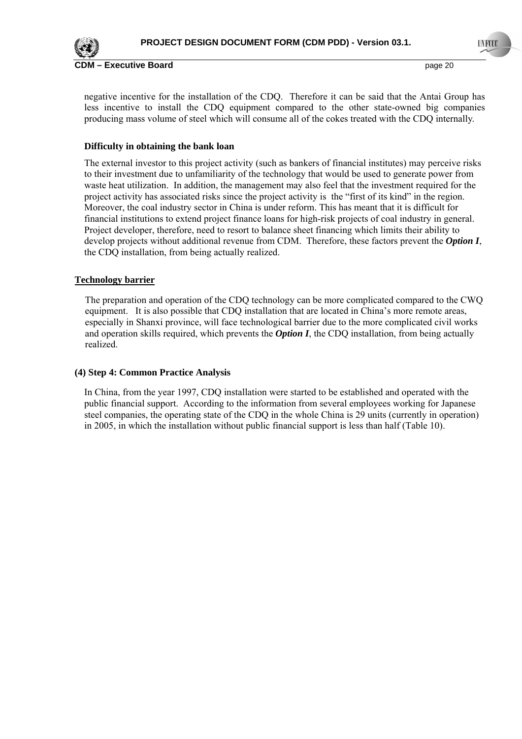negative incentive for the installation of the CDQ. Therefore it can be said that the Antai Group has less incentive to install the CDQ equipment compared to the other state-owned big companies producing mass volume of steel which will consume all of the cokes treated with the CDQ internally.

**Difficulty in obtaining the bank loan**

The external investor to this project activity (such as bankers of financial institutes) may perceive risks to their investment due to unfamiliarity of the technology that would be used to generate power from waste heat utilization. In addition, the management may also feel that the investment required for the project activity has associated risks since the project activity is the "first of its kind" in the region. Moreover, the coal industry sector in China is under reform. This has meant that it is difficult for financial institutions to extend project finance loans for high-risk projects of coal industry in general. Project developer, therefore, need to resort to balance sheet financing which limits their ability to develop projects without additional revenue from CDM. Therefore, these factors prevent the ***Option I***, the CDQ installation, from being actually realized.

**Technology barrier**

The preparation and operation of the CDQ technology can be more complicated compared to the CWQ equipment. It is also possible that CDQ installation that are located in China's more remote areas, especially in Shanxi province, will face technological barrier due to the more complicated civil works and operation skills required, which prevents the ***Option I***, the CDQ installation, from being actually realized.

**(4) Step 4: Common Practice Analysis**

In China, from the year 1997, CDQ installation were started to be established and operated with the public financial support. According to the information from several employees working for Japanese steel companies, the operating state of the CDQ in the whole China is 29 units (currently in operation) in 2005, in which the installation without public financial support is less than half (Table 10).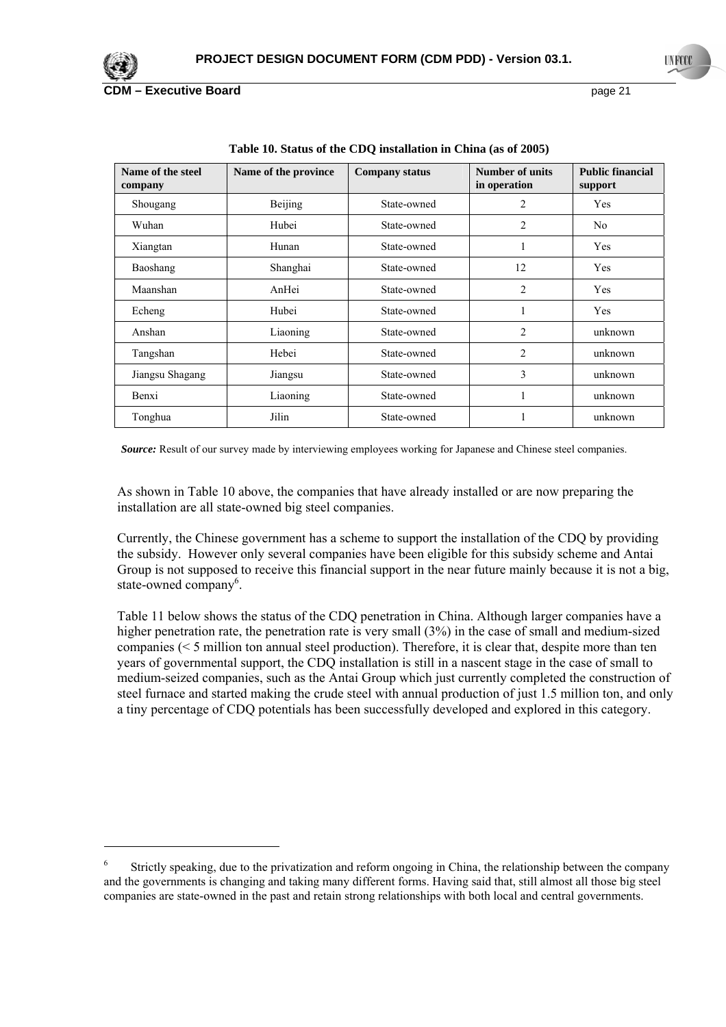**Table 10. Status of the CDQ installation in China (as of 2005)**

| Name of the steel company | Name of the province | Company status | Number of units in operation | Public financial support |
|---|---|---|---|---|
| Shougang | Beijing | State-owned | 2 | Yes |
| Wuhan | Hubei | State-owned | 2 | No |
| Xiangtan | Hunan | State-owned | 1 | Yes |
| Baoshang | Shanghai | State-owned | 12 | Yes |
| Maanshan | AnHei | State-owned | 2 | Yes |
| Echeng | Hubei | State-owned | 1 | Yes |
| Anshan | Liaoning | State-owned | 2 | unknown |
| Tangshan | Hebei | State-owned | 2 | unknown |
| Jiangsu Shagang | Jiangsu | State-owned | 3 | unknown |
| Benxi | Liaoning | State-owned | 1 | unknown |
| Tonghua | Jilin | State-owned | 1 | unknown |

***Source:*** Result of our survey made by interviewing employees working for Japanese and Chinese steel companies.

As shown in Table 10 above, the companies that have already installed or are now preparing the installation are all state-owned big steel companies.

Currently, the Chinese government has a scheme to support the installation of the CDQ by providing the subsidy. However only several companies have been eligible for this subsidy scheme and Antai Group is not supposed to receive this financial support in the near future mainly because it is not a big, state-owned company[6].

Table 11 below shows the status of the CDQ penetration in China. Although larger companies have a higher penetration rate, the penetration rate is very small (3%) in the case of small and medium-sized companies (< 5 million ton annual steel production). Therefore, it is clear that, despite more than ten years of governmental support, the CDQ installation is still in a nascent stage in the case of small to medium-seized companies, such as the Antai Group which just currently completed the construction of steel furnace and started making the crude steel with annual production of just 1.5 million ton, and only a tiny percentage of CDQ potentials has been successfully developed and explored in this category.

---

[6] Strictly speaking, due to the privatization and reform ongoing in China, the relationship between the company and the governments is changing and taking many different forms. Having said that, still almost all those big steel companies are state-owned in the past and retain strong relationships with both local and central governments.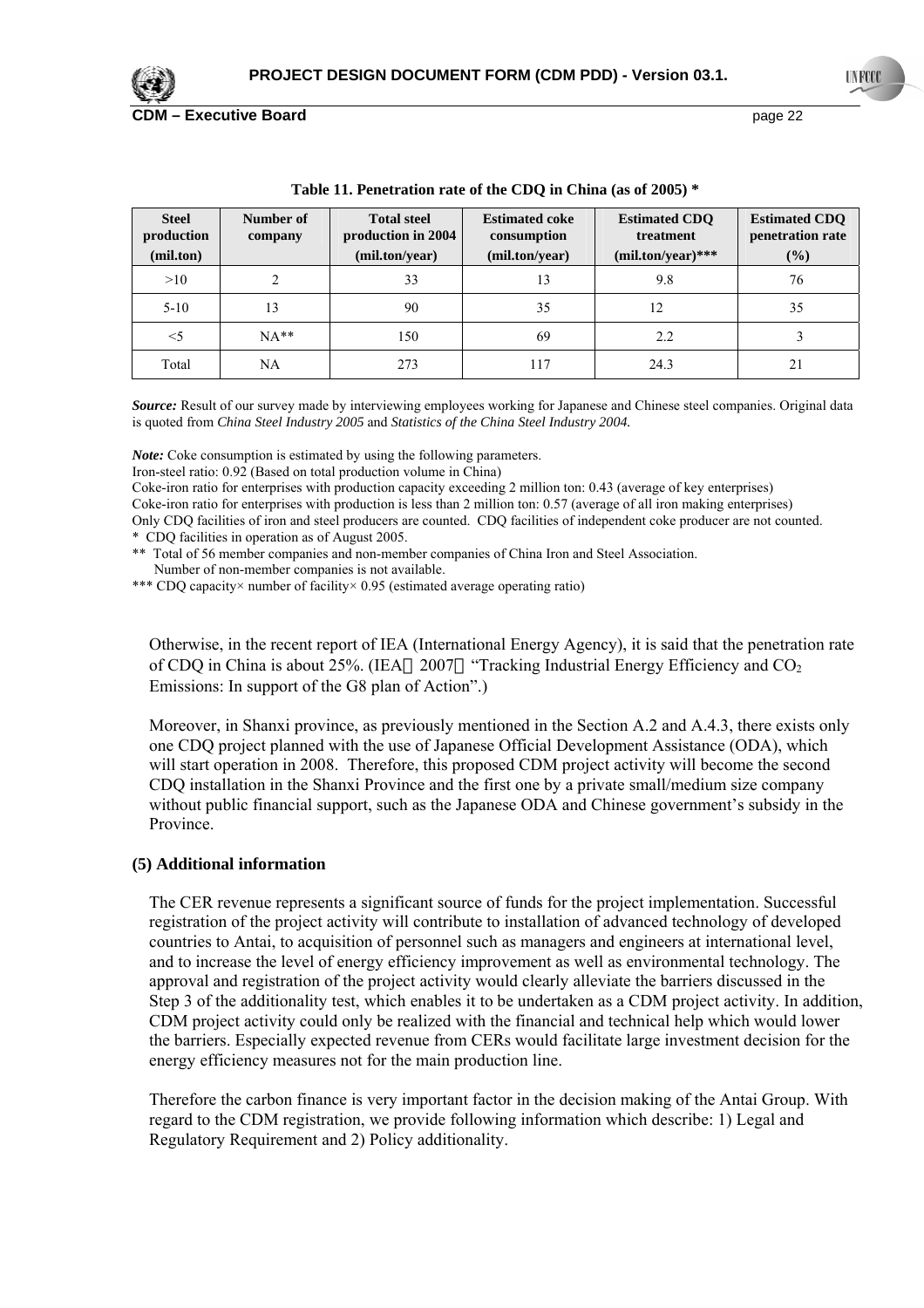**Table 11. Penetration rate of the CDQ in China (as of 2005) ***

| Steel production (mil.ton) | Number of company | Total steel production in 2004 (mil.ton/year) | Estimated coke consumption (mil.ton/year) | Estimated CDQ treatment (mil.ton/year)*** | Estimated CDQ penetration rate (%) |
|---|---|---|---|---|---|
| >10 | 2 | 33 | 13 | 9.8 | 76 |
| 5-10 | 13 | 90 | 35 | 12 | 35 |
| <5 | NA** | 150 | 69 | 2.2 | 3 |
| Total | NA | 273 | 117 | 24.3 | 21 |

***Source:*** Result of our survey made by interviewing employees working for Japanese and Chinese steel companies. Original data is quoted from *China Steel Industry 2005* and *Statistics of the China Steel Industry 2004.*

***Note:*** Coke consumption is estimated by using the following parameters.
Iron-steel ratio: 0.92 (Based on total production volume in China)
Coke-iron ratio for enterprises with production capacity exceeding 2 million ton: 0.43 (average of key enterprises)
Coke-iron ratio for enterprises with production is less than 2 million ton: 0.57 (average of all iron making enterprises)
Only CDQ facilities of iron and steel producers are counted. CDQ facilities of independent coke producer are not counted.
\* CDQ facilities in operation as of August 2005.
\*\* Total of 56 member companies and non-member companies of China Iron and Steel Association.
Number of non-member companies is not available.
\*\*\* CDQ capacity× number of facility× 0.95 (estimated average operating ratio)

Otherwise, in the recent report of IEA (International Energy Agency), it is said that the penetration rate of CDQ in China is about 25%. (IEA，2007，"Tracking Industrial Energy Efficiency and $CO_2$ Emissions: In support of the G8 plan of Action".)

Moreover, in Shanxi province, as previously mentioned in the Section A.2 and A.4.3, there exists only one CDQ project planned with the use of Japanese Official Development Assistance (ODA), which will start operation in 2008. Therefore, this proposed CDM project activity will become the second CDQ installation in the Shanxi Province and the first one by a private small/medium size company without public financial support, such as the Japanese ODA and Chinese government's subsidy in the Province.

**(5) Additional information**

The CER revenue represents a significant source of funds for the project implementation. Successful registration of the project activity will contribute to installation of advanced technology of developed countries to Antai, to acquisition of personnel such as managers and engineers at international level, and to increase the level of energy efficiency improvement as well as environmental technology. The approval and registration of the project activity would clearly alleviate the barriers discussed in the Step 3 of the additionality test, which enables it to be undertaken as a CDM project activity. In addition, CDM project activity could only be realized with the financial and technical help which would lower the barriers. Especially expected revenue from CERs would facilitate large investment decision for the energy efficiency measures not for the main production line.

Therefore the carbon finance is very important factor in the decision making of the Antai Group. With regard to the CDM registration, we provide following information which describe: 1) Legal and Regulatory Requirement and 2) Policy additionality.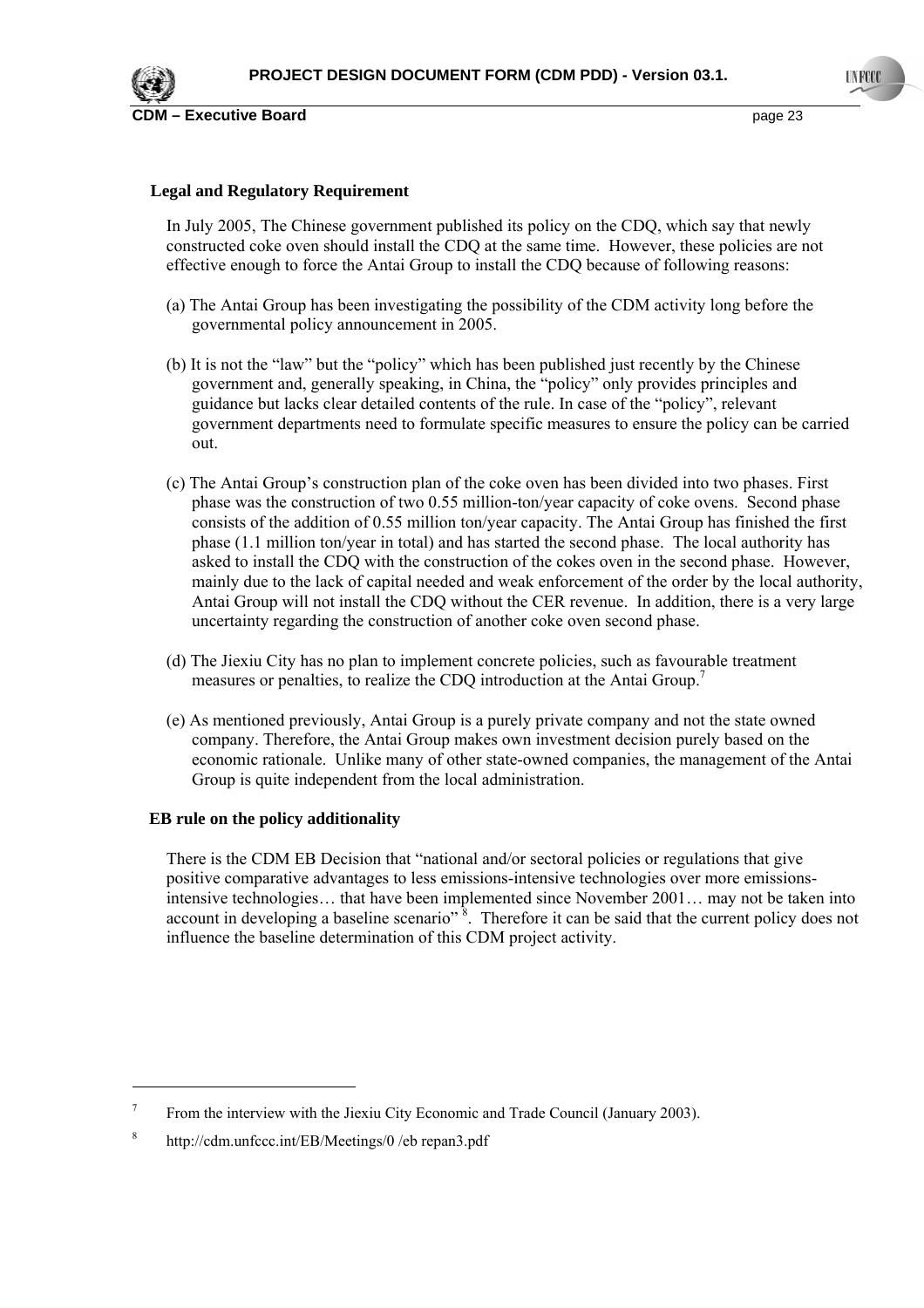**Legal and Regulatory Requirement**

In July 2005, The Chinese government published its policy on the CDQ, which say that newly constructed coke oven should install the CDQ at the same time. However, these policies are not effective enough to force the Antai Group to install the CDQ because of following reasons:

(a) The Antai Group has been investigating the possibility of the CDM activity long before the governmental policy announcement in 2005.

(b) It is not the "law" but the "policy" which has been published just recently by the Chinese government and, generally speaking, in China, the "policy" only provides principles and guidance but lacks clear detailed contents of the rule. In case of the "policy", relevant government departments need to formulate specific measures to ensure the policy can be carried out.

(c) The Antai Group's construction plan of the coke oven has been divided into two phases. First phase was the construction of two 0.55 million-ton/year capacity of coke ovens. Second phase consists of the addition of 0.55 million ton/year capacity. The Antai Group has finished the first phase (1.1 million ton/year in total) and has started the second phase. The local authority has asked to install the CDQ with the construction of the cokes oven in the second phase. However, mainly due to the lack of capital needed and weak enforcement of the order by the local authority, Antai Group will not install the CDQ without the CER revenue. In addition, there is a very large uncertainty regarding the construction of another coke oven second phase.

(d) The Jiexiu City has no plan to implement concrete policies, such as favourable treatment measures or penalties, to realize the CDQ introduction at the Antai Group.[7]

(e) As mentioned previously, Antai Group is a purely private company and not the state owned company. Therefore, the Antai Group makes own investment decision purely based on the economic rationale. Unlike many of other state-owned companies, the management of the Antai Group is quite independent from the local administration.

**EB rule on the policy additionality**

There is the CDM EB Decision that "national and/or sectoral policies or regulations that give positive comparative advantages to less emissions-intensive technologies over more emissions-intensive technologies… that have been implemented since November 2001… may not be taken into account in developing a baseline scenario"[8]. Therefore it can be said that the current policy does not influence the baseline determination of this CDM project activity.

---

[7] From the interview with the Jiexiu City Economic and Trade Council (January 2003).

[8] http://cdm.unfccc.int/EB/Meetings/0 /eb repan3.pdf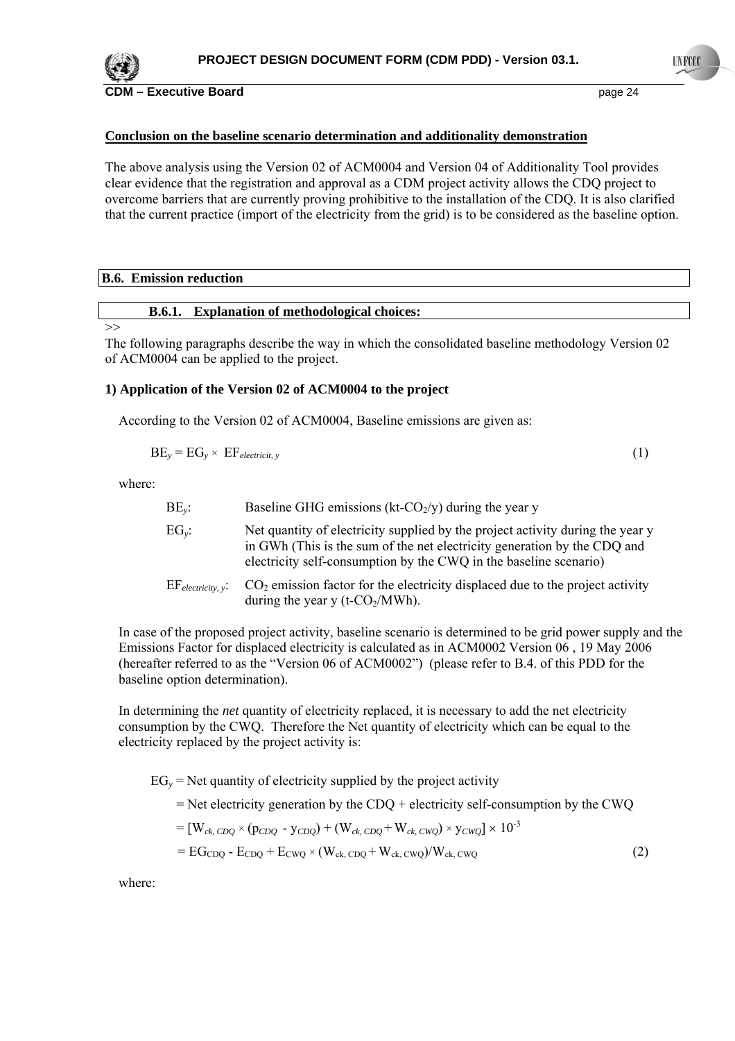**Conclusion on the baseline scenario determination and additionality demonstration**

The above analysis using the Version 02 of ACM0004 and Version 04 of Additionality Tool provides clear evidence that the registration and approval as a CDM project activity allows the CDQ project to overcome barriers that are currently proving prohibitive to the installation of the CDQ. It is also clarified that the current practice (import of the electricity from the grid) is to be considered as the baseline option.

## B.6. Emission reduction

### B.6.1. Explanation of methodological choices:

>>

The following paragraphs describe the way in which the consolidated baseline methodology Version 02 of ACM0004 can be applied to the project.

**1) Application of the Version 02 of ACM0004 to the project**

According to the Version 02 of ACM0004, Baseline emissions are given as:

$$BE_y = EG_y \times EF_{electricit,\,y} \qquad (1)$$

where:

- $BE_y$: Baseline GHG emissions (kt-$CO_2$/y) during the year y
- $EG_y$: Net quantity of electricity supplied by the project activity during the year y in GWh (This is the sum of the net electricity generation by the CDQ and electricity self-consumption by the CWQ in the baseline scenario)
- $EF_{electricity,\,y}$: $CO_2$ emission factor for the electricity displaced due to the project activity during the year y (t-$CO_2$/MWh).

In case of the proposed project activity, baseline scenario is determined to be grid power supply and the Emissions Factor for displaced electricity is calculated as in ACM0002 Version 06 , 19 May 2006 (hereafter referred to as the "Version 06 of ACM0002") (please refer to B.4. of this PDD for the baseline option determination).

In determining the *net* quantity of electricity replaced, it is necessary to add the net electricity consumption by the CWQ. Therefore the Net quantity of electricity which can be equal to the electricity replaced by the project activity is:

$EG_y$ = Net quantity of electricity supplied by the project activity

= Net electricity generation by the CDQ + electricity self-consumption by the CWQ

$$= [W_{ck,\,CDQ} \times (p_{CDQ} - y_{CDQ}) + (W_{ck,\,CDQ} + W_{ck,\,CWQ}) \times y_{CWQ}] \times 10^{-3}$$

$$= EG_{CDQ} - E_{CDQ} + E_{CWQ} \times (W_{ck,\,CDQ} + W_{ck,\,CWQ})/W_{ck,\,CWQ} \qquad (2)$$

where: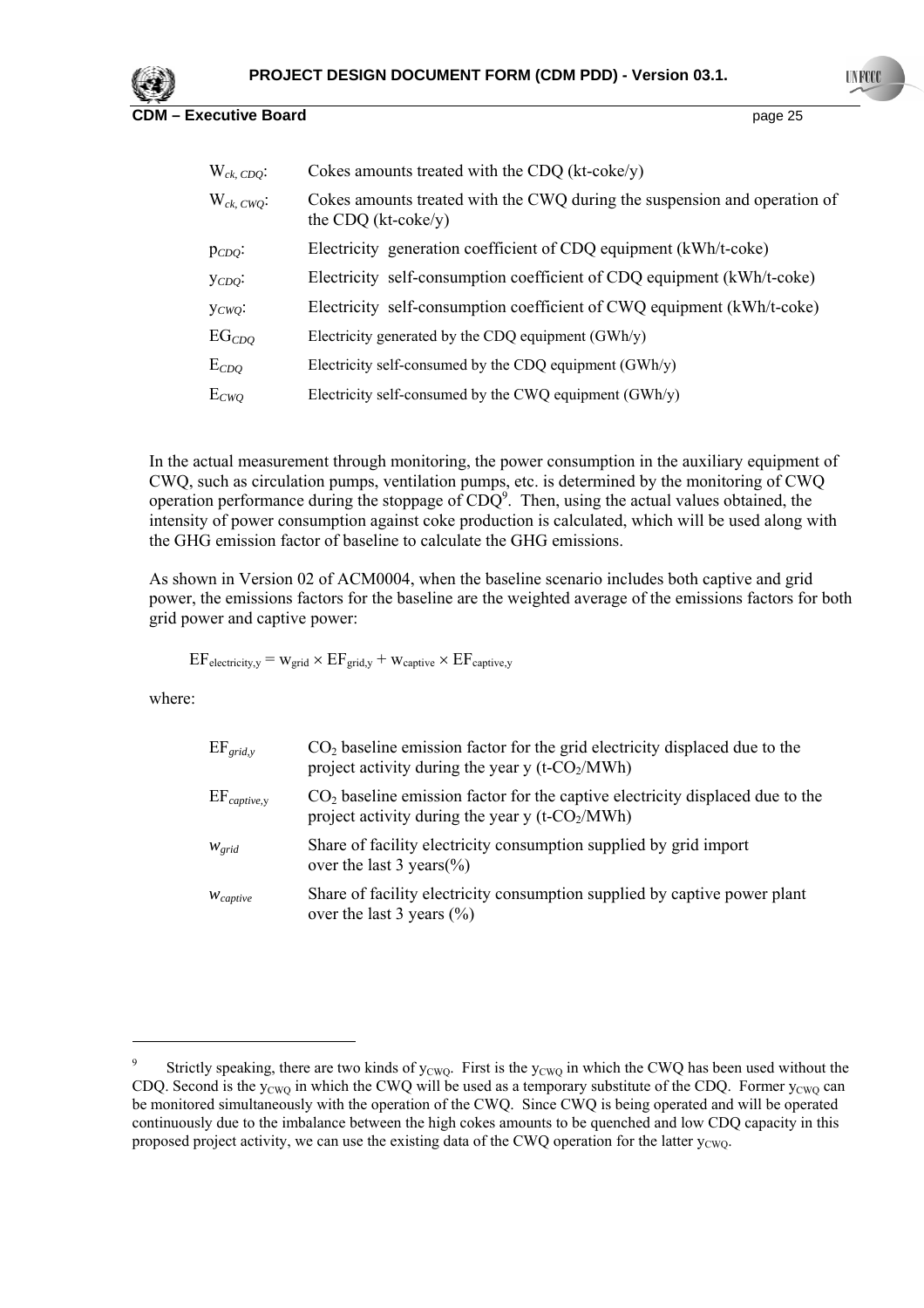| | |
|---|---|
| $W_{ck,\,CDQ}$: | Cokes amounts treated with the CDQ (kt-coke/y) |
| $W_{ck,\,CWQ}$: | Cokes amounts treated with the CWQ during the suspension and operation of the CDQ (kt-coke/y) |
| $p_{CDQ}$: | Electricity generation coefficient of CDQ equipment (kWh/t-coke) |
| $y_{CDQ}$: | Electricity self-consumption coefficient of CDQ equipment (kWh/t-coke) |
| $y_{CWQ}$: | Electricity self-consumption coefficient of CWQ equipment (kWh/t-coke) |
| $EG_{CDQ}$ | Electricity generated by the CDQ equipment (GWh/y) |
| $E_{CDQ}$ | Electricity self-consumed by the CDQ equipment (GWh/y) |
| $E_{CWQ}$ | Electricity self-consumed by the CWQ equipment (GWh/y) |

In the actual measurement through monitoring, the power consumption in the auxiliary equipment of CWQ, such as circulation pumps, ventilation pumps, etc. is determined by the monitoring of CWQ operation performance during the stoppage of CDQ[9]. Then, using the actual values obtained, the intensity of power consumption against coke production is calculated, which will be used along with the GHG emission factor of baseline to calculate the GHG emissions.

As shown in Version 02 of ACM0004, when the baseline scenario includes both captive and grid power, the emissions factors for the baseline are the weighted average of the emissions factors for both grid power and captive power:

$$EF_{electricity,y} = w_{grid} \times EF_{grid,y} + w_{captive} \times EF_{captive,y}$$

where:

| | |
|---|---|
| $EF_{grid,y}$ | $CO_2$ baseline emission factor for the grid electricity displaced due to the project activity during the year y (t-$CO_2$/MWh) |
| $EF_{captive,y}$ | $CO_2$ baseline emission factor for the captive electricity displaced due to the project activity during the year y (t-$CO_2$/MWh) |
| $w_{grid}$ | Share of facility electricity consumption supplied by grid import over the last 3 years(%) |
| $w_{captive}$ | Share of facility electricity consumption supplied by captive power plant over the last 3 years (%) |

[9] Strictly speaking, there are two kinds of $y_{CWQ}$. First is the $y_{CWQ}$ in which the CWQ has been used without the CDQ. Second is the $y_{CWQ}$ in which the CWQ will be used as a temporary substitute of the CDQ. Former $y_{CWQ}$ can be monitored simultaneously with the operation of the CWQ. Since CWQ is being operated and will be operated continuously due to the imbalance between the high cokes amounts to be quenched and low CDQ capacity in this proposed project activity, we can use the existing data of the CWQ operation for the latter $y_{CWQ}$.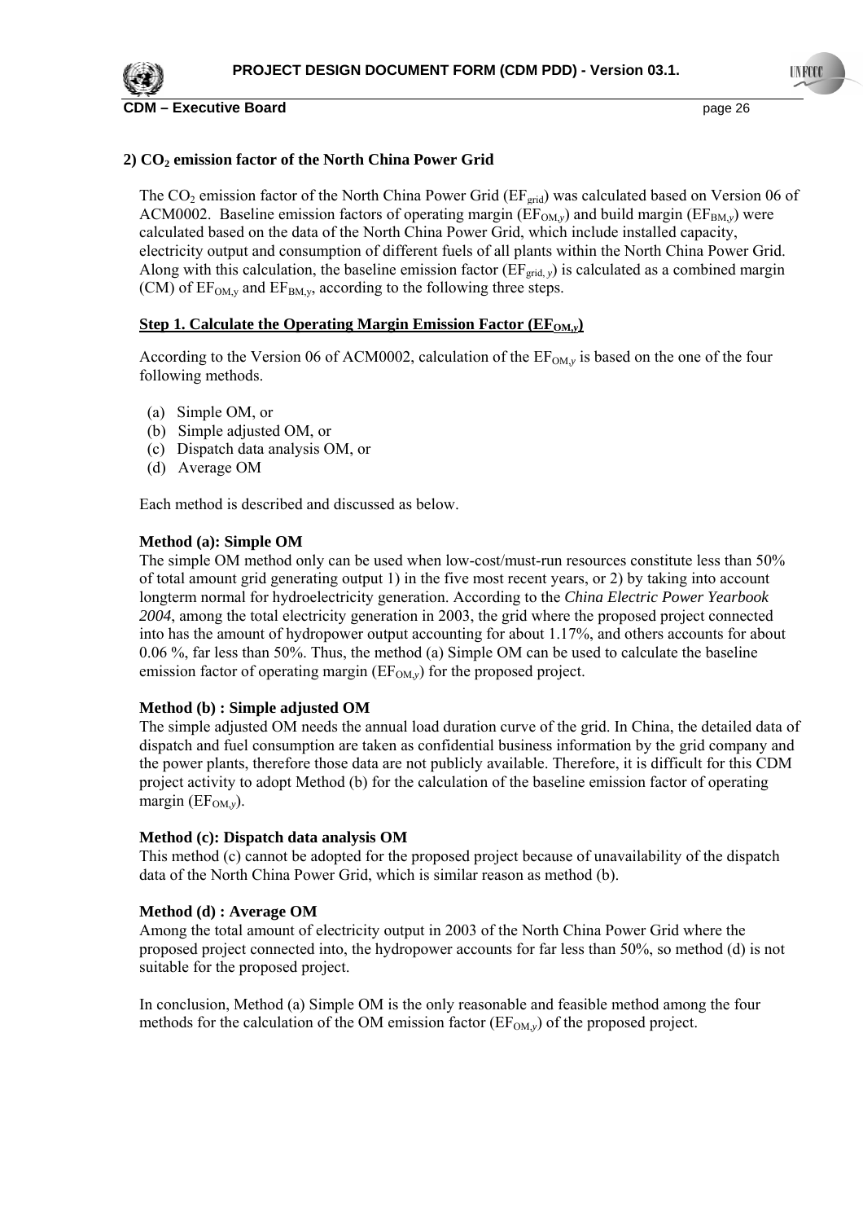### 2) $CO_2$ emission factor of the North China Power Grid

The $CO_2$ emission factor of the North China Power Grid ($EF_{grid}$) was calculated based on Version 06 of ACM0002. Baseline emission factors of operating margin ($EF_{OM,y}$) and build margin ($EF_{BM,y}$) were calculated based on the data of the North China Power Grid, which include installed capacity, electricity output and consumption of different fuels of all plants within the North China Power Grid. Along with this calculation, the baseline emission factor ($EF_{grid,\,y}$) is calculated as a combined margin (CM) of $EF_{OM,y}$ and $EF_{BM,y}$, according to the following three steps.

**Step 1. Calculate the Operating Margin Emission Factor ($EF_{OM,y}$)**

According to the Version 06 of ACM0002, calculation of the $EF_{OM,y}$ is based on the one of the four following methods.

(a) Simple OM, or
(b) Simple adjusted OM, or
(c) Dispatch data analysis OM, or
(d) Average OM

Each method is described and discussed as below.

**Method (a): Simple OM**

The simple OM method only can be used when low-cost/must-run resources constitute less than 50% of total amount grid generating output 1) in the five most recent years, or 2) by taking into account longterm normal for hydroelectricity generation. According to the *China Electric Power Yearbook 2004*, among the total electricity generation in 2003, the grid where the proposed project connected into has the amount of hydropower output accounting for about 1.17%, and others accounts for about 0.06 %, far less than 50%. Thus, the method (a) Simple OM can be used to calculate the baseline emission factor of operating margin ($EF_{OM,y}$) for the proposed project.

**Method (b) : Simple adjusted OM**

The simple adjusted OM needs the annual load duration curve of the grid. In China, the detailed data of dispatch and fuel consumption are taken as confidential business information by the grid company and the power plants, therefore those data are not publicly available. Therefore, it is difficult for this CDM project activity to adopt Method (b) for the calculation of the baseline emission factor of operating margin ($EF_{OM,y}$).

**Method (c): Dispatch data analysis OM**

This method (c) cannot be adopted for the proposed project because of unavailability of the dispatch data of the North China Power Grid, which is similar reason as method (b).

**Method (d) : Average OM**

Among the total amount of electricity output in 2003 of the North China Power Grid where the proposed project connected into, the hydropower accounts for far less than 50%, so method (d) is not suitable for the proposed project.

In conclusion, Method (a) Simple OM is the only reasonable and feasible method among the four methods for the calculation of the OM emission factor ($EF_{OM,y}$) of the proposed project.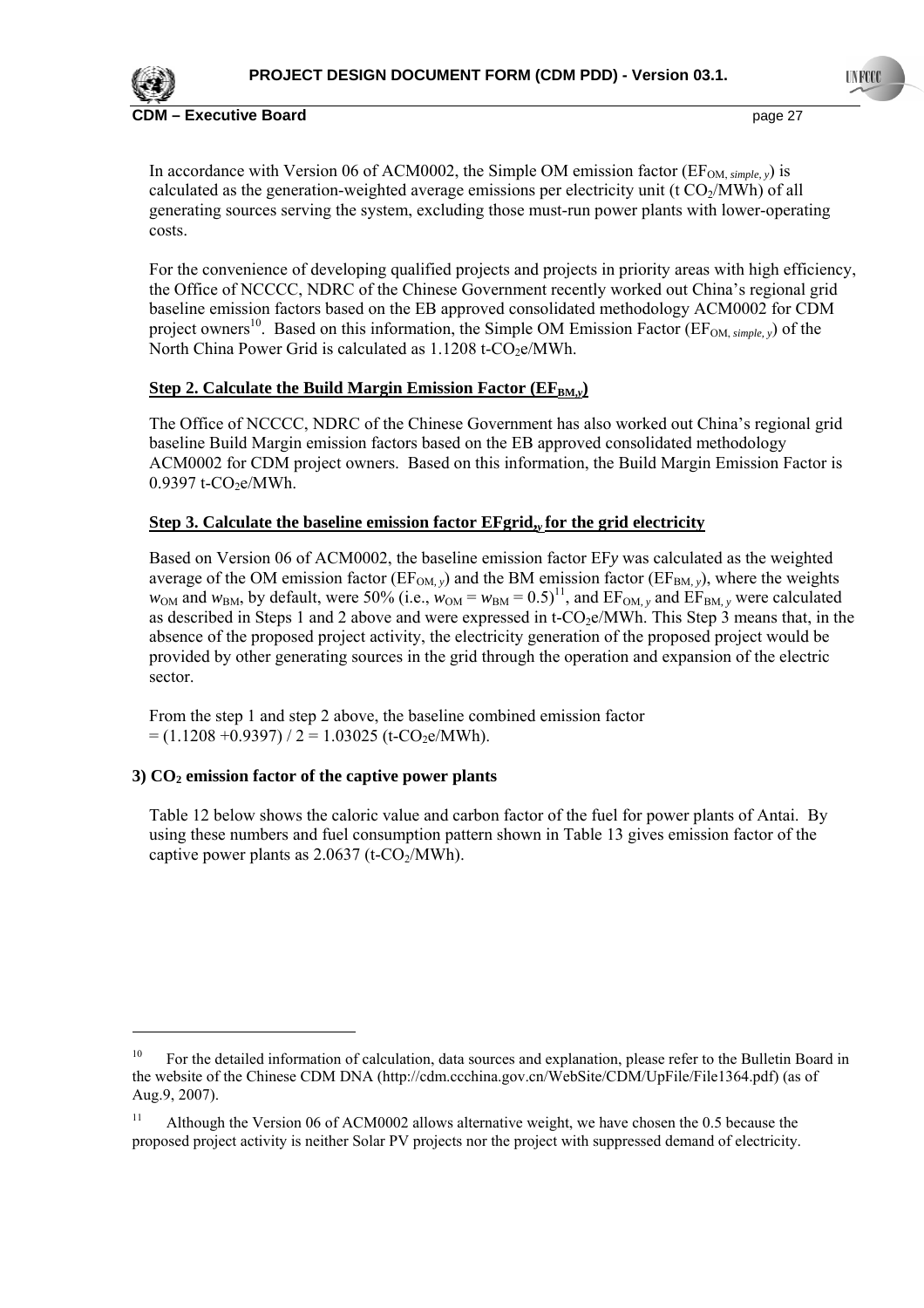In accordance with Version 06 of ACM0002, the Simple OM emission factor ($EF_{OM, simple, y}$) is calculated as the generation-weighted average emissions per electricity unit (t $CO_2$/MWh) of all generating sources serving the system, excluding those must-run power plants with lower-operating costs.

For the convenience of developing qualified projects and projects in priority areas with high efficiency, the Office of NCCCC, NDRC of the Chinese Government recently worked out China's regional grid baseline emission factors based on the EB approved consolidated methodology ACM0002 for CDM project owners[10]. Based on this information, the Simple OM Emission Factor ($EF_{OM, simple, y}$) of the North China Power Grid is calculated as 1.1208 t-$CO_2$e/MWh.

**Step 2. Calculate the Build Margin Emission Factor ($EF_{BM,y}$)**

The Office of NCCCC, NDRC of the Chinese Government has also worked out China's regional grid baseline Build Margin emission factors based on the EB approved consolidated methodology ACM0002 for CDM project owners. Based on this information, the Build Margin Emission Factor is 0.9397 t-$CO_2$e/MWh.

**Step 3. Calculate the baseline emission factor $EFgrid_y$ for the grid electricity**

Based on Version 06 of ACM0002, the baseline emission factor $EF_y$ was calculated as the weighted average of the OM emission factor ($EF_{OM, y}$) and the BM emission factor ($EF_{BM, y}$), where the weights $w_{OM}$ and $w_{BM}$, by default, were 50% (i.e., $w_{OM} = w_{BM} = 0.5$)[11], and $EF_{OM, y}$ and $EF_{BM, y}$ were calculated as described in Steps 1 and 2 above and were expressed in t-$CO_2$e/MWh. This Step 3 means that, in the absence of the proposed project activity, the electricity generation of the proposed project would be provided by other generating sources in the grid through the operation and expansion of the electric sector.

From the step 1 and step 2 above, the baseline combined emission factor
= (1.1208 +0.9397) / 2 = 1.03025 (t-$CO_2$e/MWh).

**3) $CO_2$ emission factor of the captive power plants**

Table 12 below shows the caloric value and carbon factor of the fuel for power plants of Antai. By using these numbers and fuel consumption pattern shown in Table 13 gives emission factor of the captive power plants as 2.0637 (t-$CO_2$/MWh).

---

[10] For the detailed information of calculation, data sources and explanation, please refer to the Bulletin Board in the website of the Chinese CDM DNA (http://cdm.ccchina.gov.cn/WebSite/CDM/UpFile/File1364.pdf) (as of Aug.9, 2007).

[11] Although the Version 06 of ACM0002 allows alternative weight, we have chosen the 0.5 because the proposed project activity is neither Solar PV projects nor the project with suppressed demand of electricity.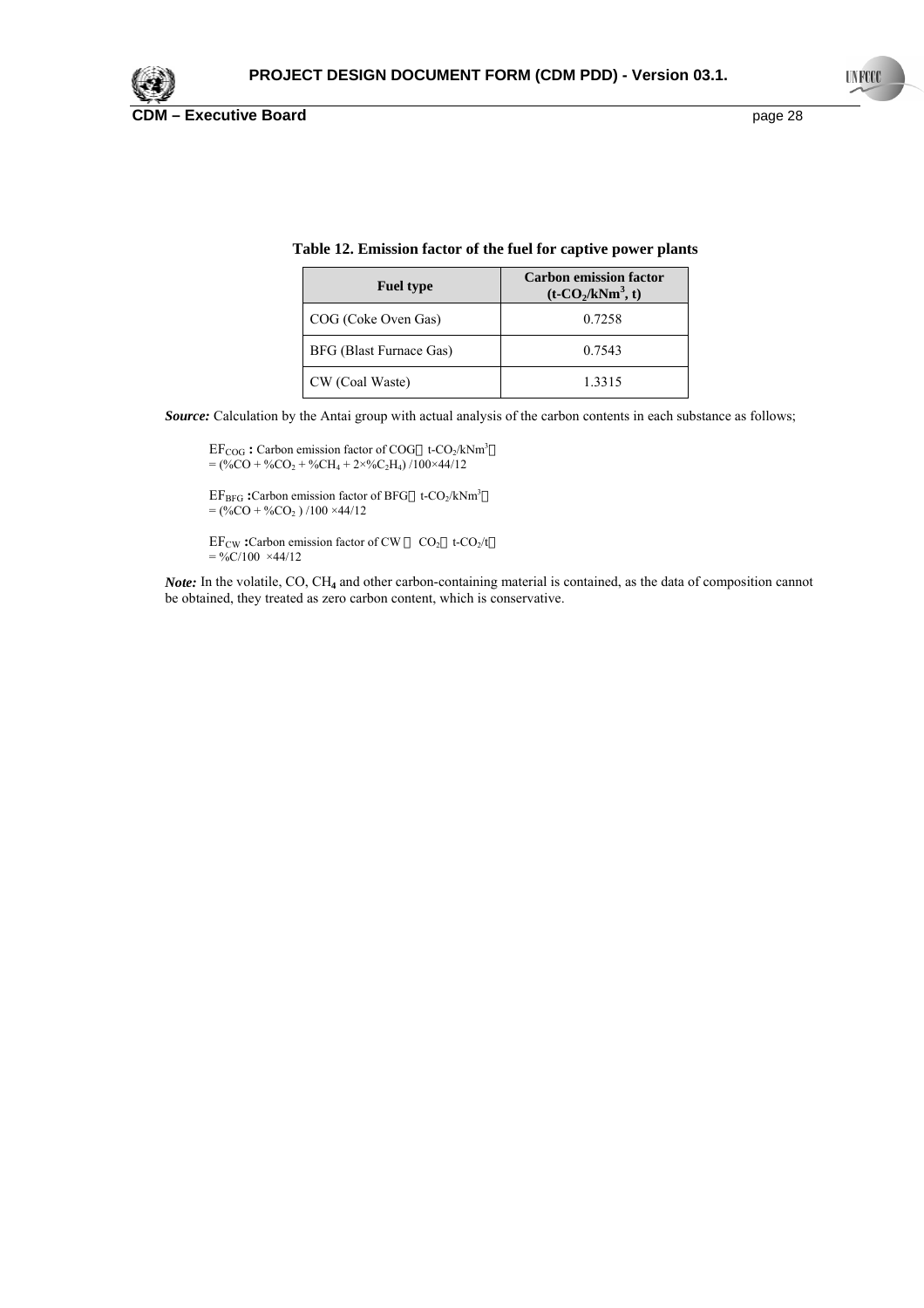**Table 12. Emission factor of the fuel for captive power plants**

| Fuel type | Carbon emission factor ($t\text{-}CO_2/kNm^3$, t) |
|---|---|
| COG (Coke Oven Gas) | 0.7258 |
| BFG (Blast Furnace Gas) | 0.7543 |
| CW (Coal Waste) | 1.3315 |

***Source:*** Calculation by the Antai group with actual analysis of the carbon contents in each substance as follows;

$EF_{COG}$ **:** Carbon emission factor of COG（$t\text{-}CO_2/kNm^3$）
$= (\%CO + \%CO_2 + \%CH_4 + 2\times\%C_2H_4)/100\times44/12$

$EF_{BFG}$ **:**Carbon emission factor of BFG（$t\text{-}CO_2/kNm^3$）
$= (\%CO + \%CO_2)/100\times44/12$

$EF_{CW}$ **:**Carbon emission factor of CW（$CO_2$（$t\text{-}CO_2/t$）
$= \%C/100\ \times44/12$

***Note:*** In the volatile, CO, $CH_4$ and other carbon-containing material is contained, as the data of composition cannot be obtained, they treated as zero carbon content, which is conservative.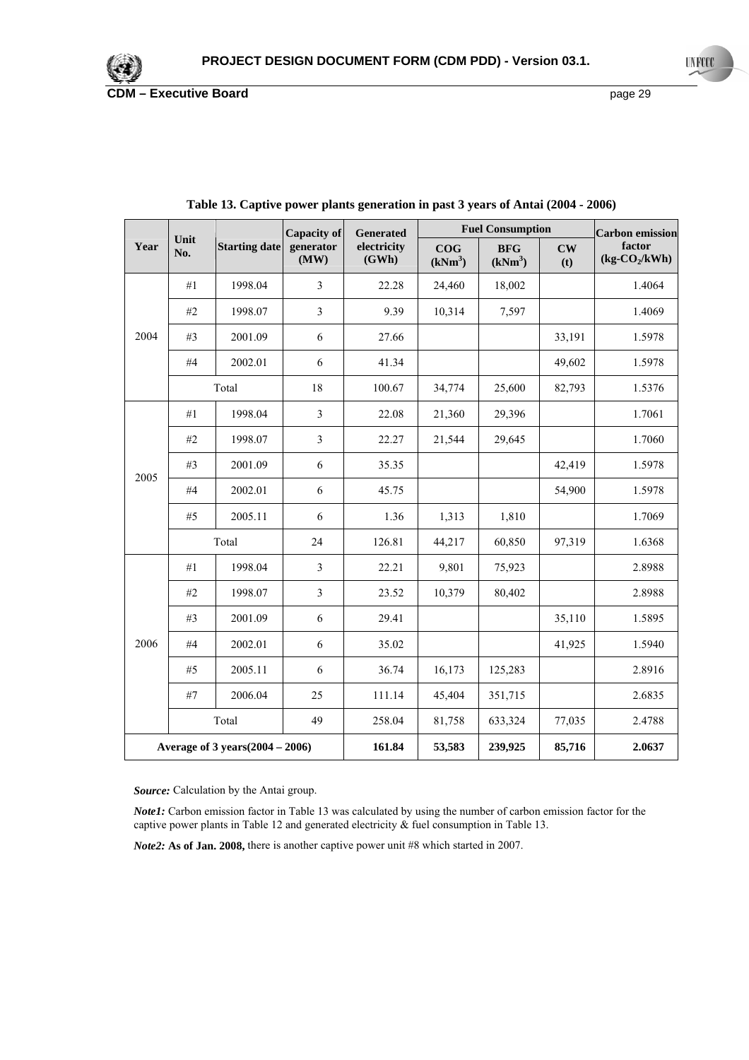**Table 13. Captive power plants generation in past 3 years of Antai (2004 - 2006)**

| Year | Unit No. | Starting date | Capacity of generator (MW) | Generated electricity (GWh) | Fuel Consumption | | | Carbon emission factor ($kg\text{-}CO_2/kWh$) |
|---|---|---|---|---|---|---|---|---|
| | | | | | COG ($kNm^3$) | BFG ($kNm^3$) | CW (t) | |
| 2004 | #1 | 1998.04 | 3 | 22.28 | 24,460 | 18,002 | | 1.4064 |
| | #2 | 1998.07 | 3 | 9.39 | 10,314 | 7,597 | | 1.4069 |
| | #3 | 2001.09 | 6 | 27.66 | | | 33,191 | 1.5978 |
| | #4 | 2002.01 | 6 | 41.34 | | | 49,602 | 1.5978 |
| | Total | | 18 | 100.67 | 34,774 | 25,600 | 82,793 | 1.5376 |
| 2005 | #1 | 1998.04 | 3 | 22.08 | 21,360 | 29,396 | | 1.7061 |
| | #2 | 1998.07 | 3 | 22.27 | 21,544 | 29,645 | | 1.7060 |
| | #3 | 2001.09 | 6 | 35.35 | | | 42,419 | 1.5978 |
| | #4 | 2002.01 | 6 | 45.75 | | | 54,900 | 1.5978 |
| | #5 | 2005.11 | 6 | 1.36 | 1,313 | 1,810 | | 1.7069 |
| | Total | | 24 | 126.81 | 44,217 | 60,850 | 97,319 | 1.6368 |
| 2006 | #1 | 1998.04 | 3 | 22.21 | 9,801 | 75,923 | | 2.8988 |
| | #2 | 1998.07 | 3 | 23.52 | 10,379 | 80,402 | | 2.8988 |
| | #3 | 2001.09 | 6 | 29.41 | | | 35,110 | 1.5895 |
| | #4 | 2002.01 | 6 | 35.02 | | | 41,925 | 1.5940 |
| | #5 | 2005.11 | 6 | 36.74 | 16,173 | 125,283 | | 2.8916 |
| | #7 | 2006.04 | 25 | 111.14 | 45,404 | 351,715 | | 2.6835 |
| | Total | | 49 | 258.04 | 81,758 | 633,324 | 77,035 | 2.4788 |
| **Average of 3 years(2004 – 2006)** | | | | **161.84** | **53,583** | **239,925** | **85,716** | **2.0637** |

***Source:*** Calculation by the Antai group.

***Note1:*** Carbon emission factor in Table 13 was calculated by using the number of carbon emission factor for the captive power plants in Table 12 and generated electricity & fuel consumption in Table 13.

***Note2:*** **As of Jan. 2008,** there is another captive power unit #8 which started in 2007.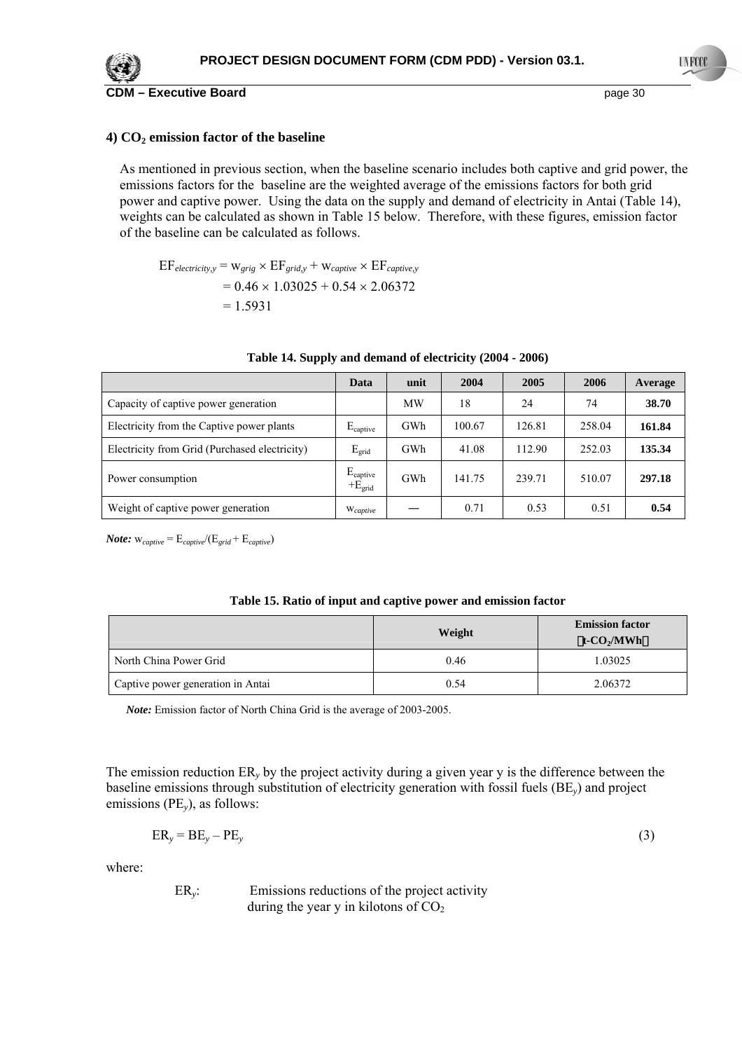### 4) $CO_2$ emission factor of the baseline

As mentioned in previous section, when the baseline scenario includes both captive and grid power, the emissions factors for the baseline are the weighted average of the emissions factors for both grid power and captive power. Using the data on the supply and demand of electricity in Antai (Table 14), weights can be calculated as shown in Table 15 below. Therefore, with these figures, emission factor of the baseline can be calculated as follows.

$$
\begin{aligned}
EF_{electricity,y} &= w_{grig} \times EF_{grid,y} + w_{captive} \times EF_{captive,y} \\
&= 0.46 \times 1.03025 + 0.54 \times 2.06372 \\
&= 1.5931
\end{aligned}
$$

**Table 14. Supply and demand of electricity (2004 - 2006)**

| | Data | unit | 2004 | 2005 | 2006 | Average |
|---|---|---|---|---|---|---|
| Capacity of captive power generation | | MW | 18 | 24 | 74 | **38.70** |
| Electricity from the Captive power plants | $E_{captive}$ | GWh | 100.67 | 126.81 | 258.04 | **161.84** |
| Electricity from Grid (Purchased electricity) | $E_{grid}$ | GWh | 41.08 | 112.90 | 252.03 | **135.34** |
| Power consumption | $E_{captive}$ $+E_{grid}$ | GWh | 141.75 | 239.71 | 510.07 | **297.18** |
| Weight of captive power generation | $w_{captive}$ | — | 0.71 | 0.53 | 0.51 | **0.54** |

***Note:*** $w_{captive} = E_{captive}/(E_{grid} + E_{captive})$

**Table 15. Ratio of input and captive power and emission factor**

| | Weight | Emission factor （$t\text{-}CO_2/MWh$） |
|---|---|---|
| North China Power Grid | 0.46 | 1.03025 |
| Captive power generation in Antai | 0.54 | 2.06372 |

***Note:*** Emission factor of North China Grid is the average of 2003-2005.

The emission reduction $ER_y$ by the project activity during a given year y is the difference between the baseline emissions through substitution of electricity generation with fossil fuels ($BE_y$) and project emissions ($PE_y$), as follows:

$$ER_y = BE_y - PE_y \tag{3}$$

where:

$ER_y$: Emissions reductions of the project activity during the year y in kilotons of $CO_2$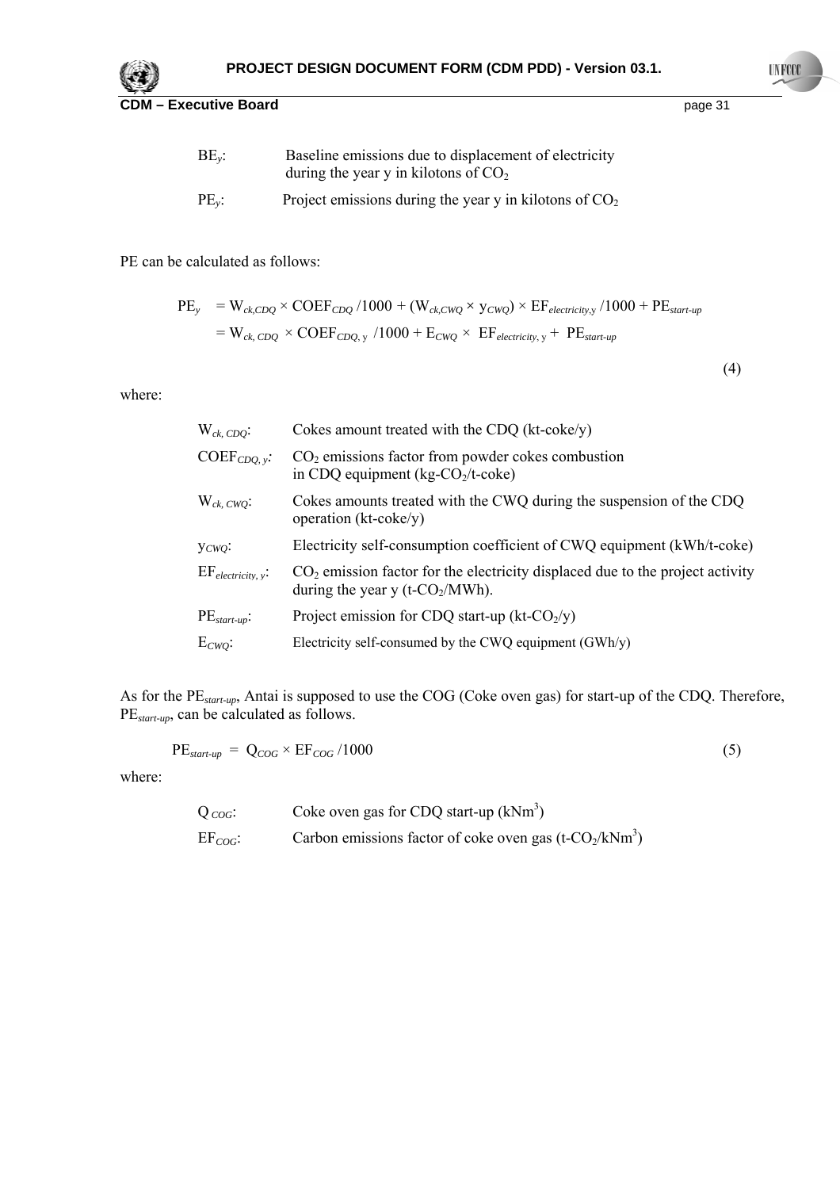$BE_y$: Baseline emissions due to displacement of electricity during the year y in kilotons of $CO_2$

$PE_y$: Project emissions during the year y in kilotons of $CO_2$

PE can be calculated as follows:

$$PE_y = W_{ck,CDQ} \times COEF_{CDQ} / 1000 + (W_{ck,CWQ} \times y_{CWQ}) \times EF_{electricity,y} / 1000 + PE_{start\text{-}up}$$
$$= W_{ck,\,CDQ} \times COEF_{CDQ,\,y} / 1000 + E_{CWQ} \times EF_{electricity,\,y} + PE_{start\text{-}up} \quad (4)$$

where:

$W_{ck,\,CDQ}$: Cokes amount treated with the CDQ (kt-coke/y)

$COEF_{CDQ,\,y}$: $CO_2$ emissions factor from powder cokes combustion in CDQ equipment (kg-$CO_2$/t-coke)

$W_{ck,\,CWQ}$: Cokes amounts treated with the CWQ during the suspension of the CDQ operation (kt-coke/y)

$y_{CWQ}$: Electricity self-consumption coefficient of CWQ equipment (kWh/t-coke)

$EF_{electricity,\,y}$: $CO_2$ emission factor for the electricity displaced due to the project activity during the year y (t-$CO_2$/MWh).

$PE_{start\text{-}up}$: Project emission for CDQ start-up (kt-$CO_2$/y)

$E_{CWQ}$: Electricity self-consumed by the CWQ equipment (GWh/y)

As for the $PE_{start\text{-}up}$, Antai is supposed to use the COG (Coke oven gas) for start-up of the CDQ. Therefore, $PE_{start\text{-}up}$, can be calculated as follows.

$$PE_{start\text{-}up} = Q_{COG} \times EF_{COG} / 1000 \quad (5)$$

where:

$Q_{COG}$: Coke oven gas for CDQ start-up ($kNm^3$)

$EF_{COG}$: Carbon emissions factor of coke oven gas (t-$CO_2$/$kNm^3$)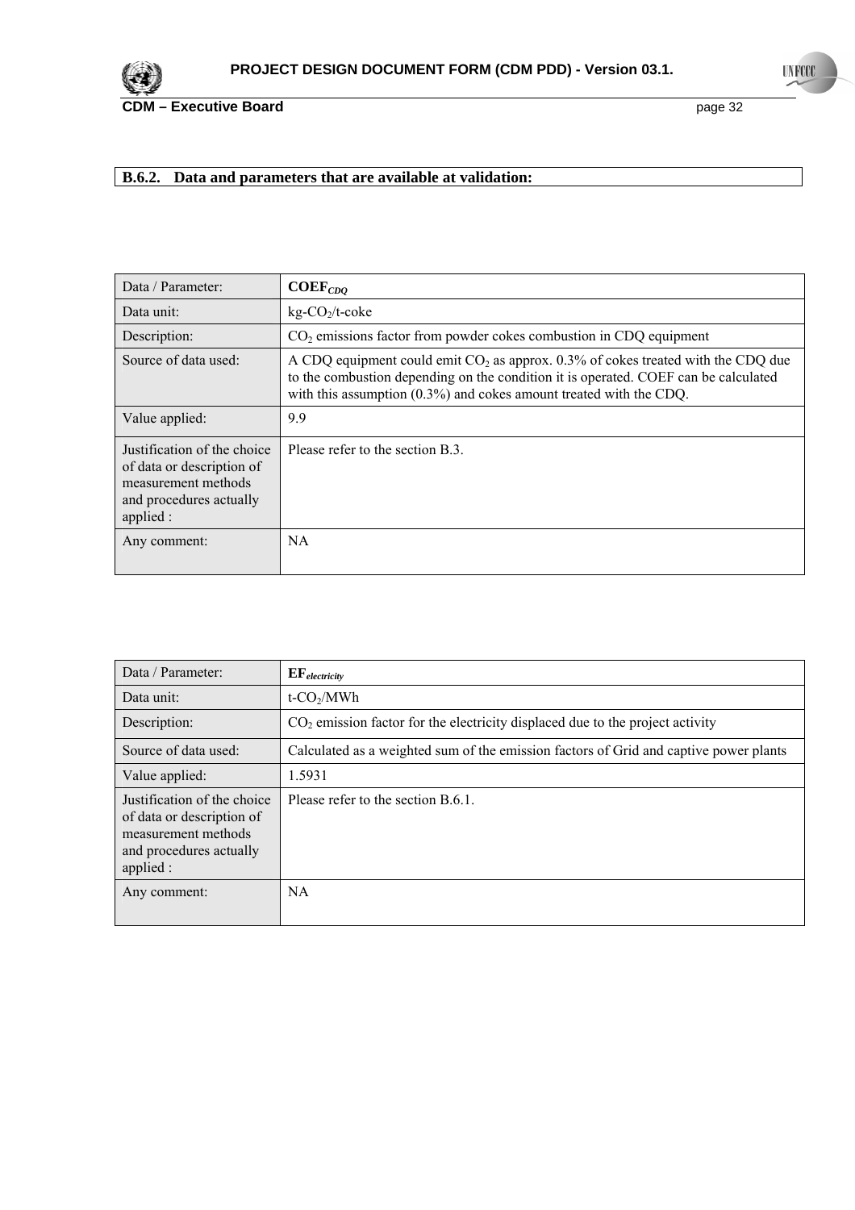### B.6.2. Data and parameters that are available at validation:

| Data / Parameter: | $\mathbf{COEF}_{CDQ}$ |
|---|---|
| Data unit: | kg-$CO_2$/t-coke |
| Description: | $CO_2$ emissions factor from powder cokes combustion in CDQ equipment |
| Source of data used: | A CDQ equipment could emit $CO_2$ as approx. 0.3% of cokes treated with the CDQ due to the combustion depending on the condition it is operated. COEF can be calculated with this assumption (0.3%) and cokes amount treated with the CDQ. |
| Value applied: | 9.9 |
| Justification of the choice of data or description of measurement methods and procedures actually applied : | Please refer to the section B.3. |
| Any comment: | NA |

| Data / Parameter: | $\mathbf{EF}_{electricity}$ |
|---|---|
| Data unit: | t-$CO_2$/MWh |
| Description: | $CO_2$ emission factor for the electricity displaced due to the project activity |
| Source of data used: | Calculated as a weighted sum of the emission factors of Grid and captive power plants |
| Value applied: | 1.5931 |
| Justification of the choice of data or description of measurement methods and procedures actually applied : | Please refer to the section B.6.1. |
| Any comment: | NA |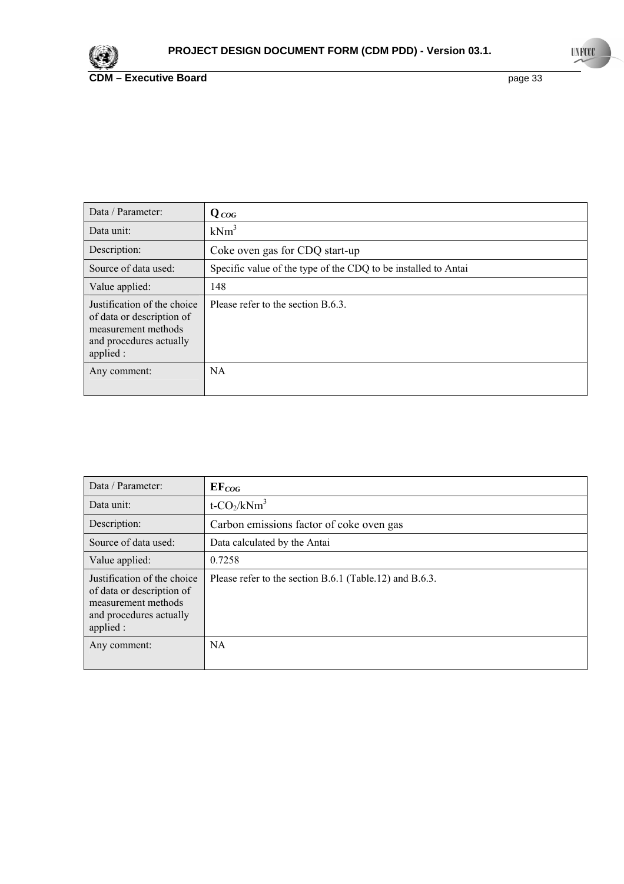| Data / Parameter: | $Q_{COG}$ |
| --- | --- |
| Data unit: | $kNm^3$ |
| Description: | Coke oven gas for CDQ start-up |
| Source of data used: | Specific value of the type of the CDQ to be installed to Antai |
| Value applied: | 148 |
| Justification of the choice of data or description of measurement methods and procedures actually applied : | Please refer to the section B.6.3. |
| Any comment: | NA |

| Data / Parameter: | $EF_{COG}$ |
| --- | --- |
| Data unit: | $t\text{-}CO_2/kNm^3$ |
| Description: | Carbon emissions factor of coke oven gas |
| Source of data used: | Data calculated by the Antai |
| Value applied: | 0.7258 |
| Justification of the choice of data or description of measurement methods and procedures actually applied : | Please refer to the section B.6.1 (Table.12) and B.6.3. |
| Any comment: | NA |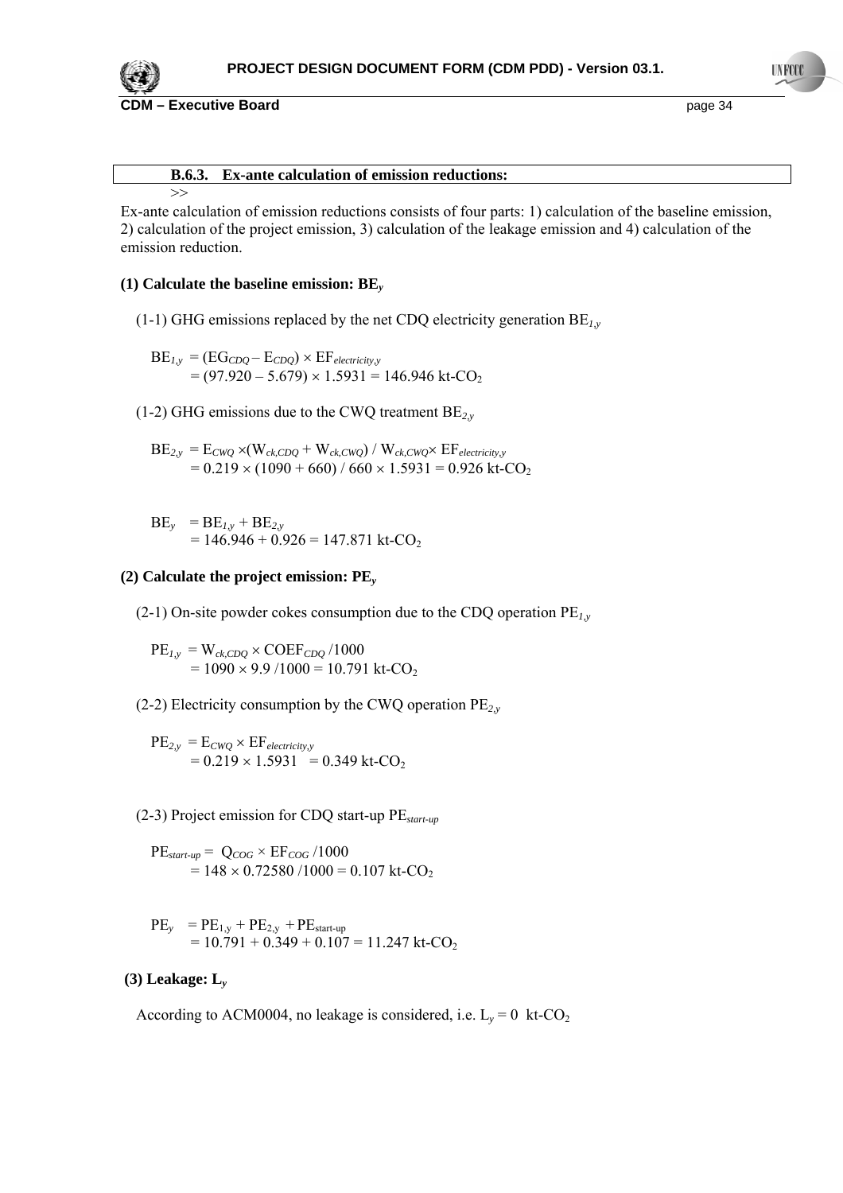### B.6.3. Ex-ante calculation of emission reductions:

>>

Ex-ante calculation of emission reductions consists of four parts: 1) calculation of the baseline emission, 2) calculation of the project emission, 3) calculation of the leakage emission and 4) calculation of the emission reduction.

**(1) Calculate the baseline emission: $BE_y$**

(1-1) GHG emissions replaced by the net CDQ electricity generation $BE_{1,y}$

$$
\begin{aligned}
BE_{1,y} &= (EG_{CDQ} - E_{CDQ}) \times EF_{electricity,y} \\
&= (97.920 - 5.679) \times 1.5931 = 146.946 \text{ kt-}CO_2
\end{aligned}
$$

(1-2) GHG emissions due to the CWQ treatment $BE_{2,y}$

$$
\begin{aligned}
BE_{2,y} &= E_{CWQ} \times (W_{ck,CDQ} + W_{ck,CWQ}) / W_{ck,CWQ} \times EF_{electricity,y} \\
&= 0.219 \times (1090 + 660) / 660 \times 1.5931 = 0.926 \text{ kt-}CO_2
\end{aligned}
$$

$$
\begin{aligned}
BE_y &= BE_{1,y} + BE_{2,y} \\
&= 146.946 + 0.926 = 147.871 \text{ kt-}CO_2
\end{aligned}
$$

**(2) Calculate the project emission: $PE_y$**

(2-1) On-site powder cokes consumption due to the CDQ operation $PE_{1,y}$

$$
\begin{aligned}
PE_{1,y} &= W_{ck,CDQ} \times COEF_{CDQ} / 1000 \\
&= 1090 \times 9.9 / 1000 = 10.791 \text{ kt-}CO_2
\end{aligned}
$$

(2-2) Electricity consumption by the CWQ operation $PE_{2,y}$

$$
\begin{aligned}
PE_{2,y} &= E_{CWQ} \times EF_{electricity,y} \\
&= 0.219 \times 1.5931 = 0.349 \text{ kt-}CO_2
\end{aligned}
$$

(2-3) Project emission for CDQ start-up $PE_{start\text{-}up}$

$$
\begin{aligned}
PE_{start\text{-}up} &= Q_{COG} \times EF_{COG} / 1000 \\
&= 148 \times 0.72580 / 1000 = 0.107 \text{ kt-}CO_2
\end{aligned}
$$

$$
\begin{aligned}
PE_y &= PE_{1,y} + PE_{2,y} + PE_{start\text{-}up} \\
&= 10.791 + 0.349 + 0.107 = 11.247 \text{ kt-}CO_2
\end{aligned}
$$

**(3) Leakage: $L_y$**

According to ACM0004, no leakage is considered, i.e. $L_y = 0$ kt-$CO_2$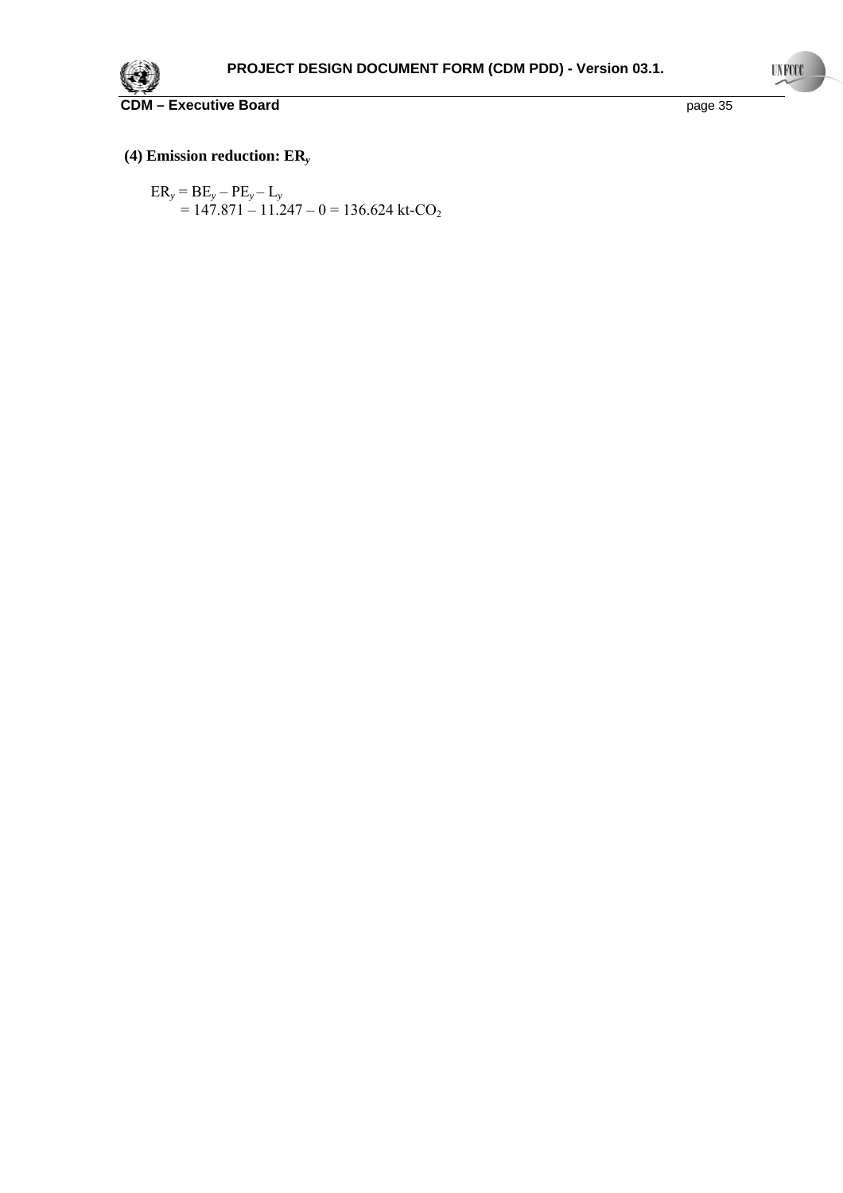**(4) Emission reduction: $ER_y$**

$$ER_y = BE_y - PE_y - L_y$$

$$= 147.871 - 11.247 - 0 = 136.624 \text{ kt-}CO_2$$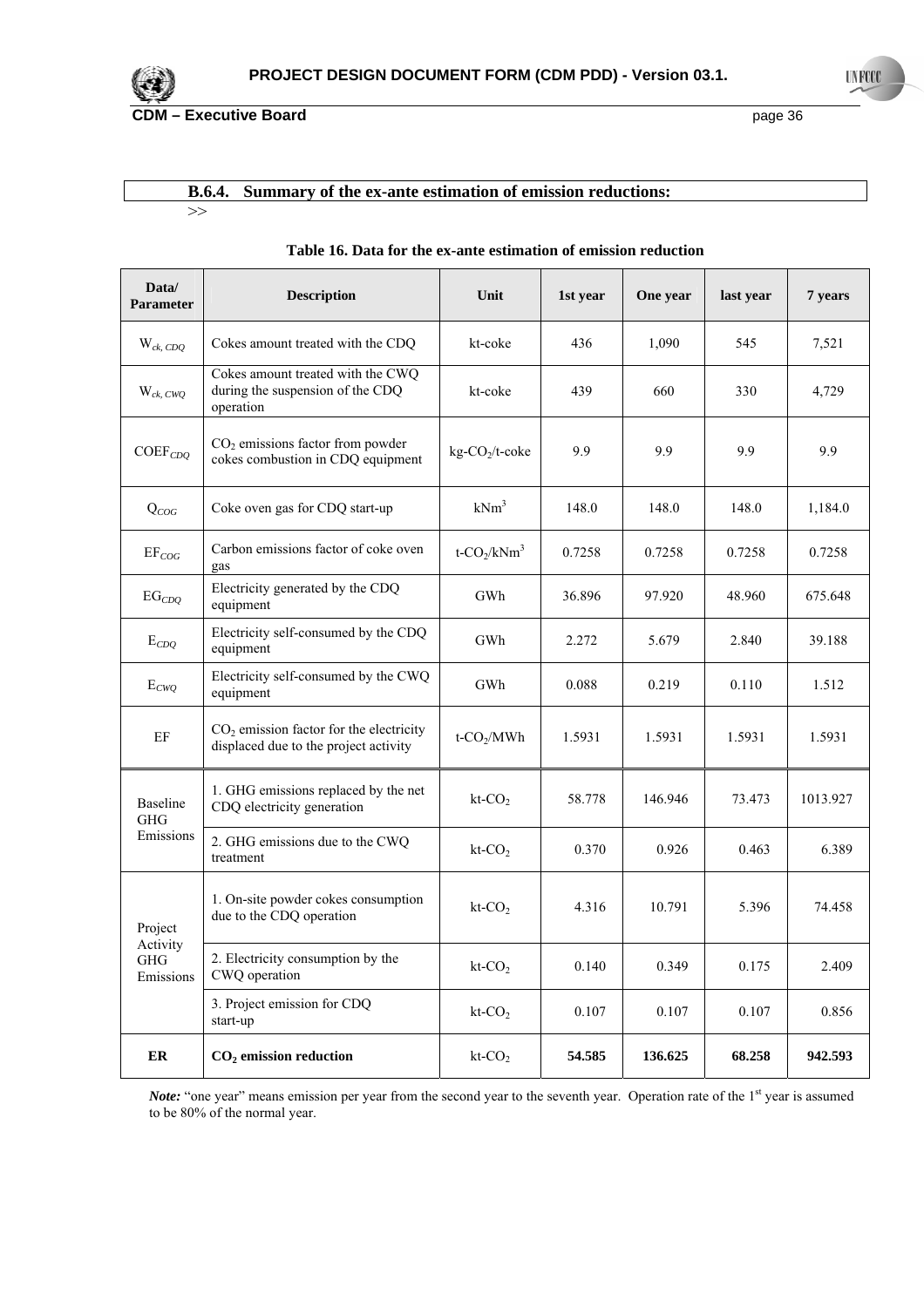### B.6.4. Summary of the ex-ante estimation of emission reductions:

>>

**Table 16. Data for the ex-ante estimation of emission reduction**

| Data/ Parameter | Description | Unit | 1st year | One year | last year | 7 years |
|---|---|---|---|---|---|---|
| $W_{ck, CDQ}$ | Cokes amount treated with the CDQ | kt-coke | 436 | 1,090 | 545 | 7,521 |
| $W_{ck, CWQ}$ | Cokes amount treated with the CWQ during the suspension of the CDQ operation | kt-coke | 439 | 660 | 330 | 4,729 |
| $COEF_{CDQ}$ | $CO_2$ emissions factor from powder cokes combustion in CDQ equipment | kg-$CO_2$/t-coke | 9.9 | 9.9 | 9.9 | 9.9 |
| $Q_{COG}$ | Coke oven gas for CDQ start-up | $kNm^3$ | 148.0 | 148.0 | 148.0 | 1,184.0 |
| $EF_{COG}$ | Carbon emissions factor of coke oven gas | t-$CO_2$/$kNm^3$ | 0.7258 | 0.7258 | 0.7258 | 0.7258 |
| $EG_{CDQ}$ | Electricity generated by the CDQ equipment | GWh | 36.896 | 97.920 | 48.960 | 675.648 |
| $E_{CDQ}$ | Electricity self-consumed by the CDQ equipment | GWh | 2.272 | 5.679 | 2.840 | 39.188 |
| $E_{CWQ}$ | Electricity self-consumed by the CWQ equipment | GWh | 0.088 | 0.219 | 0.110 | 1.512 |
| EF | $CO_2$ emission factor for the electricity displaced due to the project activity | t-$CO_2$/MWh | 1.5931 | 1.5931 | 1.5931 | 1.5931 |
| Baseline GHG Emissions | 1. GHG emissions replaced by the net CDQ electricity generation | kt-$CO_2$ | 58.778 | 146.946 | 73.473 | 1013.927 |
| | 2. GHG emissions due to the CWQ treatment | kt-$CO_2$ | 0.370 | 0.926 | 0.463 | 6.389 |
| Project Activity GHG Emissions | 1. On-site powder cokes consumption due to the CDQ operation | kt-$CO_2$ | 4.316 | 10.791 | 5.396 | 74.458 |
| | 2. Electricity consumption by the CWQ operation | kt-$CO_2$ | 0.140 | 0.349 | 0.175 | 2.409 |
| | 3. Project emission for CDQ start-up | kt-$CO_2$ | 0.107 | 0.107 | 0.107 | 0.856 |
| **ER** | **$CO_2$ emission reduction** | kt-$CO_2$ | **54.585** | **136.625** | **68.258** | **942.593** |

***Note:*** "one year" means emission per year from the second year to the seventh year. Operation rate of the 1st year is assumed to be 80% of the normal year.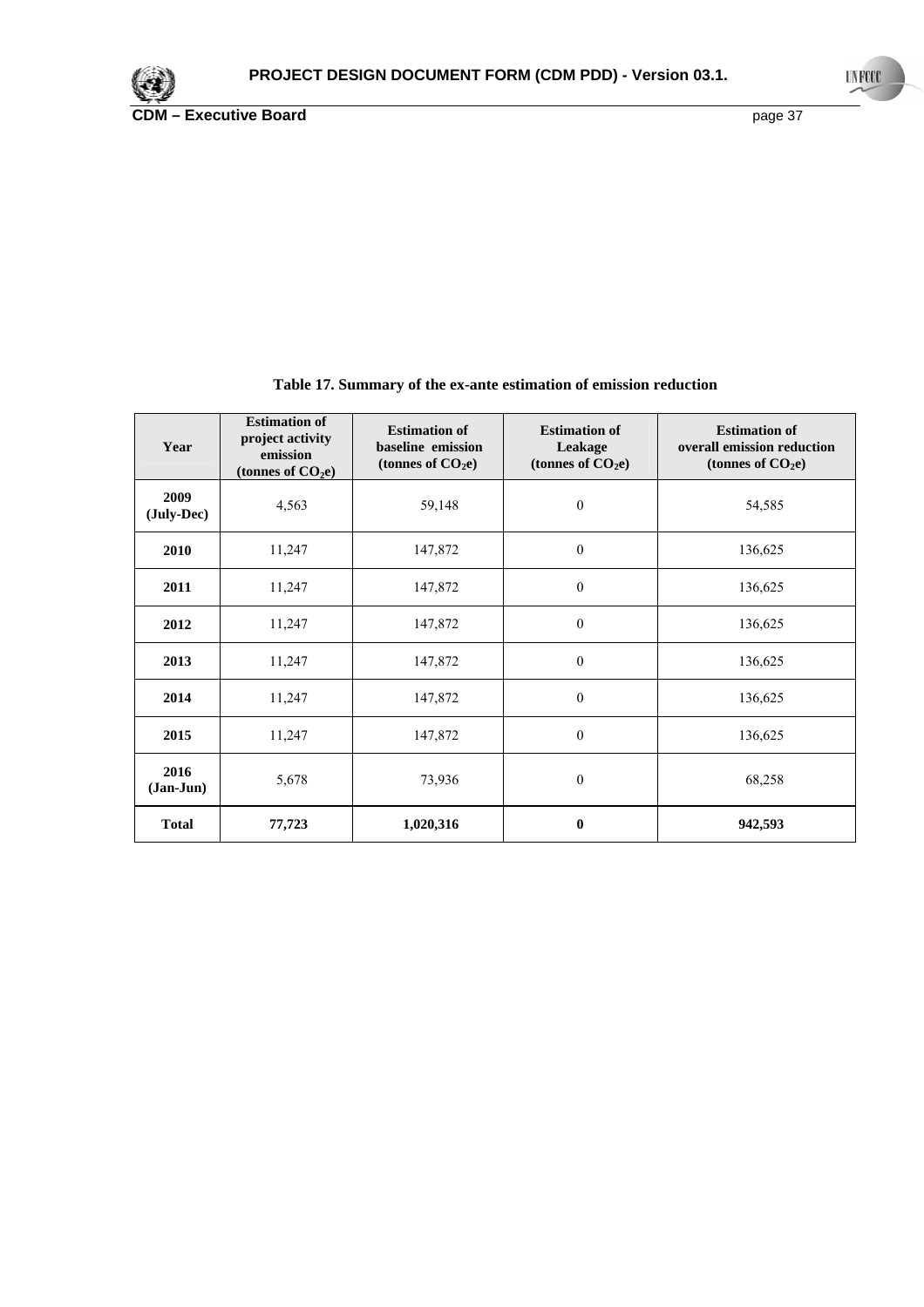**Table 17. Summary of the ex-ante estimation of emission reduction**

| Year | Estimation of project activity emission (tonnes of $CO_2$e) | Estimation of baseline emission (tonnes of $CO_2$e) | Estimation of Leakage (tonnes of $CO_2$e) | Estimation of overall emission reduction (tonnes of $CO_2$e) |
|---|---|---|---|---|
| **2009 (July-Dec)** | 4,563 | 59,148 | 0 | 54,585 |
| **2010** | 11,247 | 147,872 | 0 | 136,625 |
| **2011** | 11,247 | 147,872 | 0 | 136,625 |
| **2012** | 11,247 | 147,872 | 0 | 136,625 |
| **2013** | 11,247 | 147,872 | 0 | 136,625 |
| **2014** | 11,247 | 147,872 | 0 | 136,625 |
| **2015** | 11,247 | 147,872 | 0 | 136,625 |
| **2016 (Jan-Jun)** | 5,678 | 73,936 | 0 | 68,258 |
| **Total** | **77,723** | **1,020,316** | **0** | **942,593** |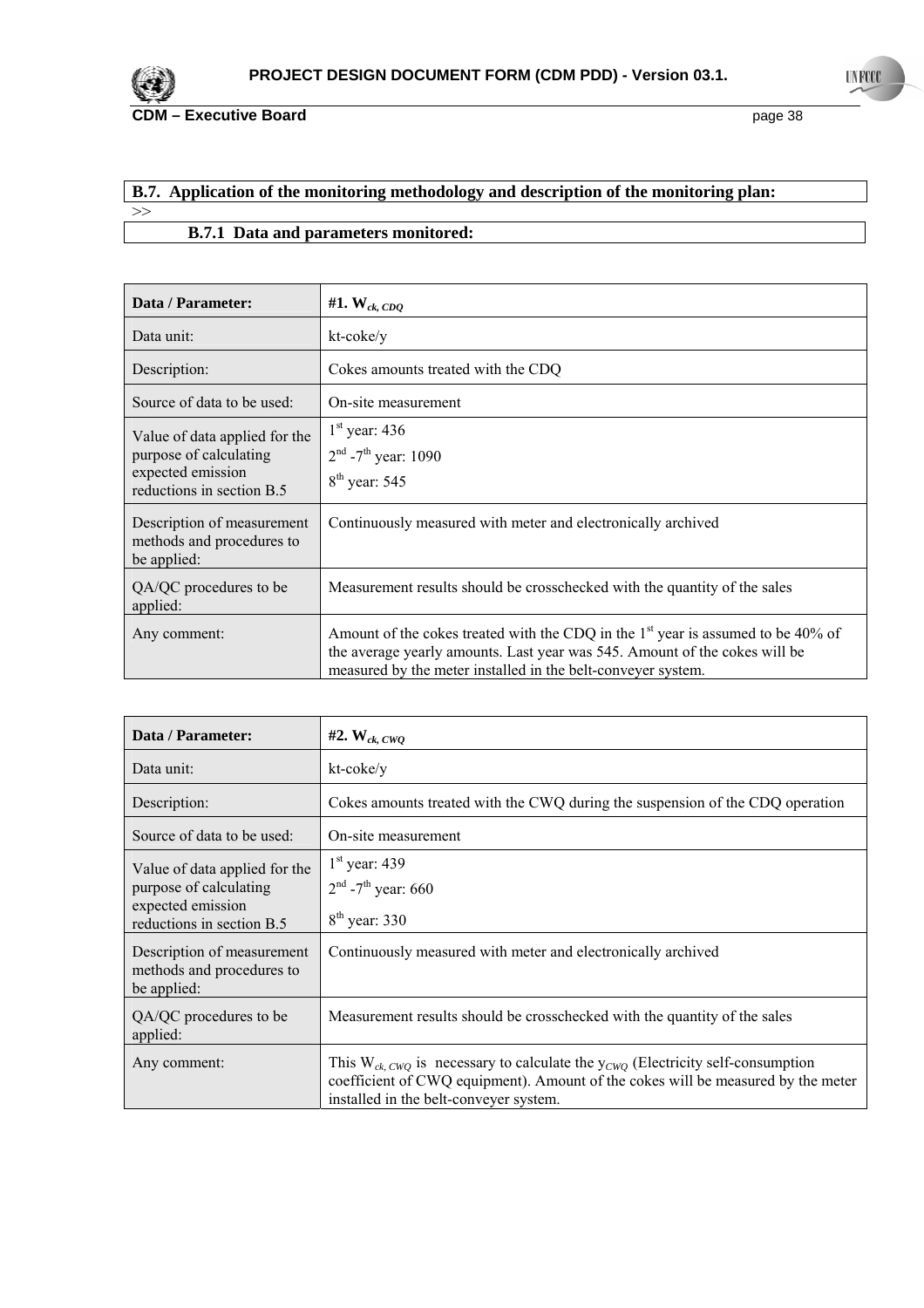## B.7. Application of the monitoring methodology and description of the monitoring plan:

>>

### B.7.1 Data and parameters monitored:

| Data / Parameter: | #1. $W_{ck, CDQ}$ |
|---|---|
| Data unit: | kt-coke/y |
| Description: | Cokes amounts treated with the CDQ |
| Source of data to be used: | On-site measurement |
| Value of data applied for the purpose of calculating expected emission reductions in section B.5 | 1st year: 436<br>2nd -7th year: 1090<br>8th year: 545 |
| Description of measurement methods and procedures to be applied: | Continuously measured with meter and electronically archived |
| QA/QC procedures to be applied: | Measurement results should be crosschecked with the quantity of the sales |
| Any comment: | Amount of the cokes treated with the CDQ in the 1st year is assumed to be 40% of the average yearly amounts. Last year was 545. Amount of the cokes will be measured by the meter installed in the belt-conveyer system. |

| Data / Parameter: | #2. $W_{ck, CWQ}$ |
|---|---|
| Data unit: | kt-coke/y |
| Description: | Cokes amounts treated with the CWQ during the suspension of the CDQ operation |
| Source of data to be used: | On-site measurement |
| Value of data applied for the purpose of calculating expected emission reductions in section B.5 | 1st year: 439<br>2nd -7th year: 660<br>8th year: 330 |
| Description of measurement methods and procedures to be applied: | Continuously measured with meter and electronically archived |
| QA/QC procedures to be applied: | Measurement results should be crosschecked with the quantity of the sales |
| Any comment: | This $W_{ck, CWQ}$ is necessary to calculate the $y_{CWQ}$ (Electricity self-consumption coefficient of CWQ equipment). Amount of the cokes will be measured by the meter installed in the belt-conveyer system. |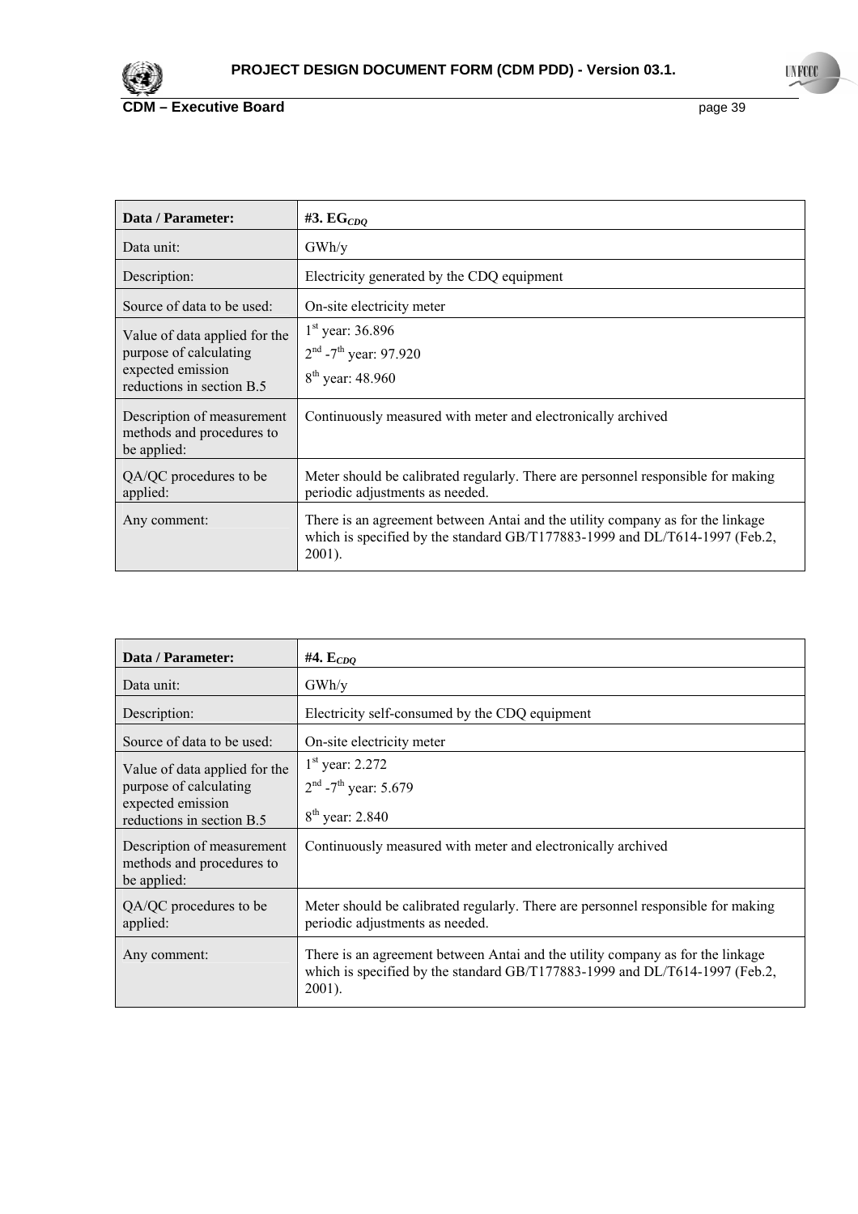| Data / Parameter: | **#3. $EG_{CDQ}$** |
|---|---|
| Data unit: | GWh/y |
| Description: | Electricity generated by the CDQ equipment |
| Source of data to be used: | On-site electricity meter |
| Value of data applied for the purpose of calculating expected emission reductions in section B.5 | 1st year: 36.896<br>2nd -7th year: 97.920<br>8th year: 48.960 |
| Description of measurement methods and procedures to be applied: | Continuously measured with meter and electronically archived |
| QA/QC procedures to be applied: | Meter should be calibrated regularly. There are personnel responsible for making periodic adjustments as needed. |
| Any comment: | There is an agreement between Antai and the utility company as for the linkage which is specified by the standard GB/T177883-1999 and DL/T614-1997 (Feb.2, 2001). |

| Data / Parameter: | **#4. $E_{CDQ}$** |
|---|---|
| Data unit: | GWh/y |
| Description: | Electricity self-consumed by the CDQ equipment |
| Source of data to be used: | On-site electricity meter |
| Value of data applied for the purpose of calculating expected emission reductions in section B.5 | 1st year: 2.272<br>2nd -7th year: 5.679<br>8th year: 2.840 |
| Description of measurement methods and procedures to be applied: | Continuously measured with meter and electronically archived |
| QA/QC procedures to be applied: | Meter should be calibrated regularly. There are personnel responsible for making periodic adjustments as needed. |
| Any comment: | There is an agreement between Antai and the utility company as for the linkage which is specified by the standard GB/T177883-1999 and DL/T614-1997 (Feb.2, 2001). |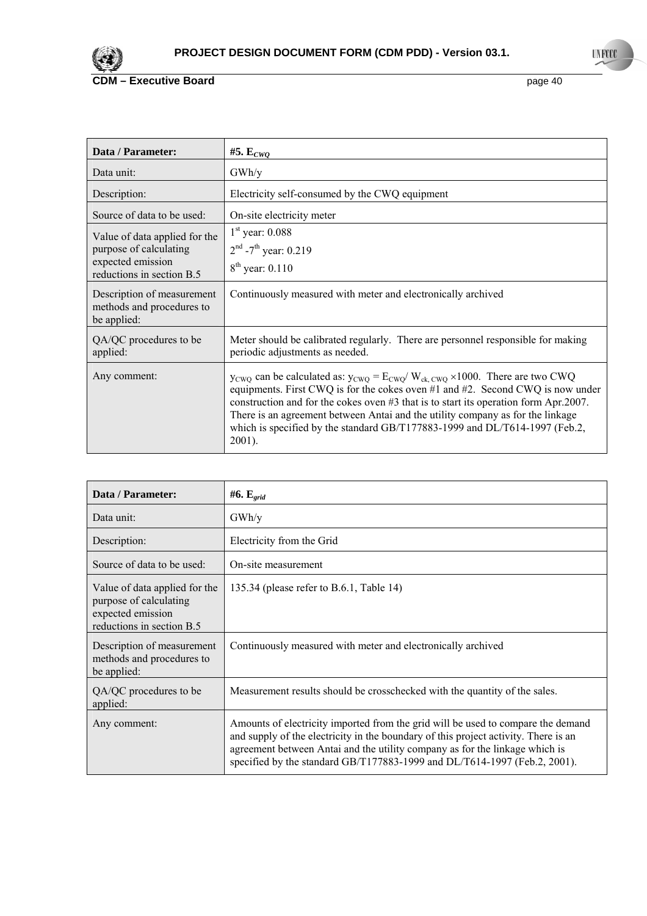| Data / Parameter: | **#5. $E_{CWQ}$** |
|---|---|
| Data unit: | GWh/y |
| Description: | Electricity self-consumed by the CWQ equipment |
| Source of data to be used: | On-site electricity meter |
| Value of data applied for the purpose of calculating expected emission reductions in section B.5 | 1st year: 0.088<br>2nd -7th year: 0.219<br>8th year: 0.110 |
| Description of measurement methods and procedures to be applied: | Continuously measured with meter and electronically archived |
| QA/QC procedures to be applied: | Meter should be calibrated regularly. There are personnel responsible for making periodic adjustments as needed. |
| Any comment: | $y_{CWQ}$ can be calculated as: $y_{CWQ} = E_{CWQ} / W_{ck, CWQ} \times 1000$. There are two CWQ equipments. First CWQ is for the cokes oven #1 and #2. Second CWQ is now under construction and for the cokes oven #3 that is to start its operation form Apr.2007. There is an agreement between Antai and the utility company as for the linkage which is specified by the standard GB/T177883-1999 and DL/T614-1997 (Feb.2, 2001). |

| Data / Parameter: | **#6. $E_{grid}$** |
|---|---|
| Data unit: | GWh/y |
| Description: | Electricity from the Grid |
| Source of data to be used: | On-site measurement |
| Value of data applied for the purpose of calculating expected emission reductions in section B.5 | 135.34 (please refer to B.6.1, Table 14) |
| Description of measurement methods and procedures to be applied: | Continuously measured with meter and electronically archived |
| QA/QC procedures to be applied: | Measurement results should be crosschecked with the quantity of the sales. |
| Any comment: | Amounts of electricity imported from the grid will be used to compare the demand and supply of the electricity in the boundary of this project activity. There is an agreement between Antai and the utility company as for the linkage which is specified by the standard GB/T177883-1999 and DL/T614-1997 (Feb.2, 2001). |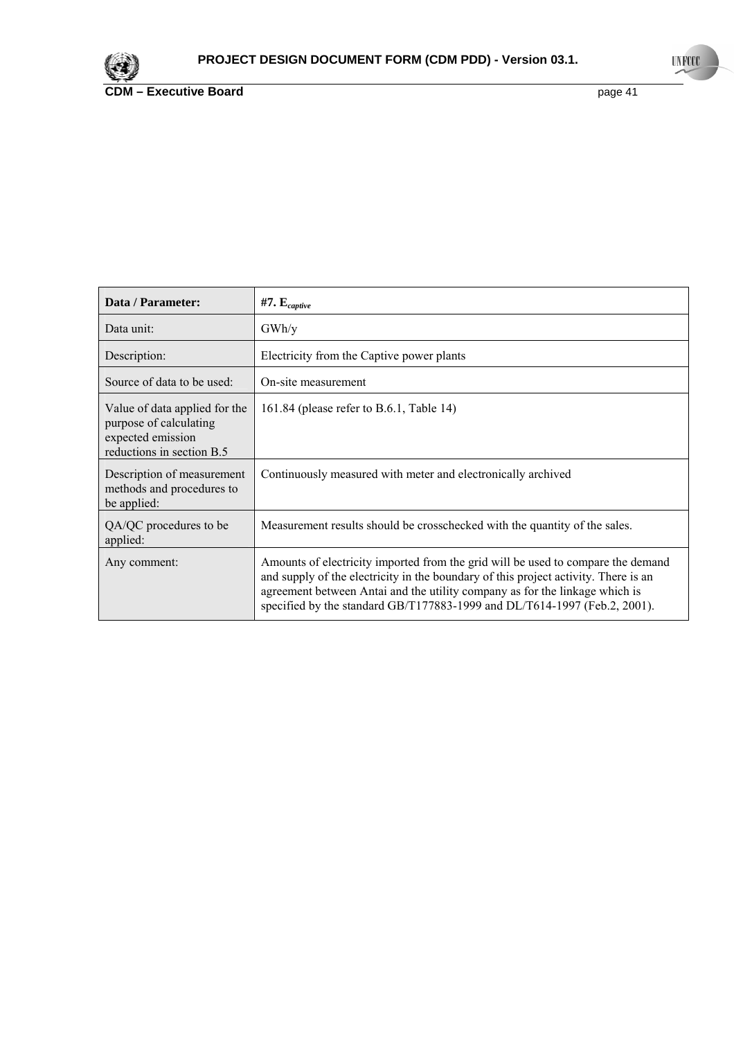| Data / Parameter: | **#7. $E_{captive}$** |
|---|---|
| Data unit: | GWh/y |
| Description: | Electricity from the Captive power plants |
| Source of data to be used: | On-site measurement |
| Value of data applied for the purpose of calculating expected emission reductions in section B.5 | 161.84 (please refer to B.6.1, Table 14) |
| Description of measurement methods and procedures to be applied: | Continuously measured with meter and electronically archived |
| QA/QC procedures to be applied: | Measurement results should be crosschecked with the quantity of the sales. |
| Any comment: | Amounts of electricity imported from the grid will be used to compare the demand and supply of the electricity in the boundary of this project activity. There is an agreement between Antai and the utility company as for the linkage which is specified by the standard GB/T177883-1999 and DL/T614-1997 (Feb.2, 2001). |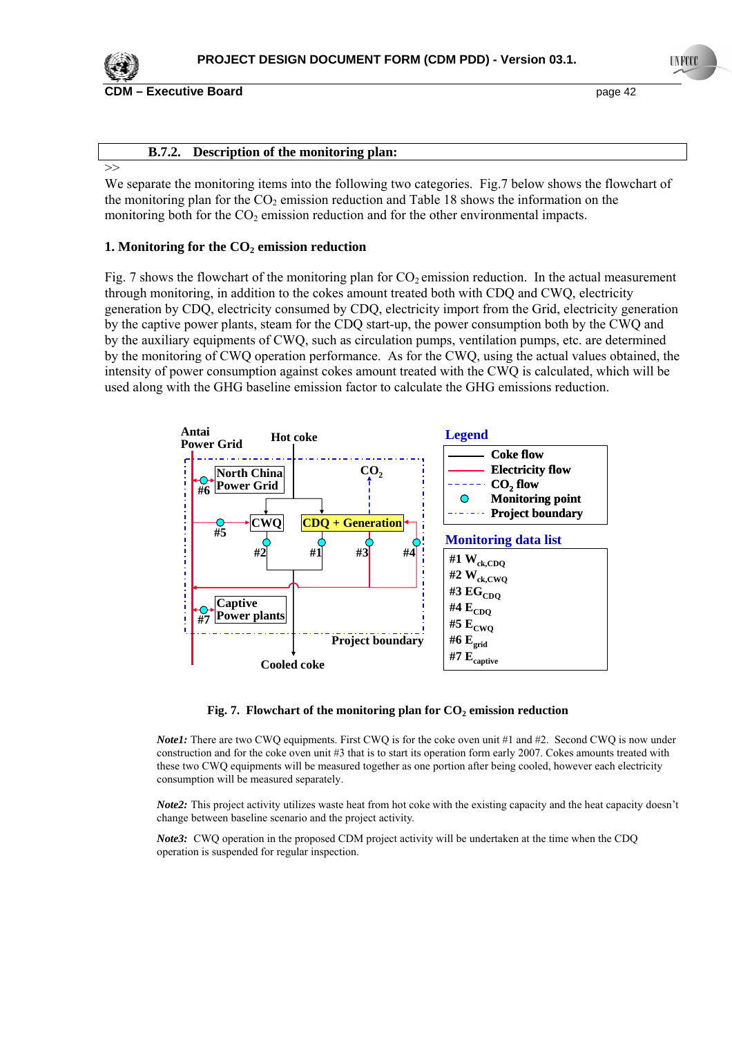## B.7.2. Description of the monitoring plan:

>>

We separate the monitoring items into the following two categories. Fig.7 below shows the flowchart of the monitoring plan for the $CO_2$ emission reduction and Table 18 shows the information on the monitoring both for the $CO_2$ emission reduction and for the other environmental impacts.

### 1. Monitoring for the $CO_2$ emission reduction

Fig. 7 shows the flowchart of the monitoring plan for $CO_2$ emission reduction. In the actual measurement through monitoring, in addition to the cokes amount treated both with CDQ and CWQ, electricity generation by CDQ, electricity consumed by CDQ, electricity import from the Grid, electricity generation by the captive power plants, steam for the CDQ start-up, the power consumption both by the CWQ and by the auxiliary equipments of CWQ, such as circulation pumps, ventilation pumps, etc. are determined by the monitoring of CWQ operation performance. As for the CWQ, using the actual values obtained, the intensity of power consumption against cokes amount treated with the CWQ is calculated, which will be used along with the GHG baseline emission factor to calculate the GHG emissions reduction.

Antai Power Grid — Hot coke — North China Power Grid — $CO_2$ — #6 — CWQ — CDQ + Generation — #5 — #2 — #1 — #3 — #4 — Captive Power plants — #7 — Project boundary — Cooled coke

**Legend**

- Coke flow
- Electricity flow
- $CO_2$ flow
- Monitoring point
- Project boundary

**Monitoring data list**

- #1 $W_{ck,CDQ}$
- #2 $W_{ck,CWQ}$
- #3 $EG_{CDQ}$
- #4 $E_{CDQ}$
- #5 $E_{CWQ}$
- #6 $E_{grid}$
- #7 $E_{captive}$

**Fig. 7. Flowchart of the monitoring plan for $CO_2$ emission reduction**

***Note1:*** There are two CWQ equipments. First CWQ is for the coke oven unit #1 and #2. Second CWQ is now under construction and for the coke oven unit #3 that is to start its operation form early 2007. Cokes amounts treated with these two CWQ equipments will be measured together as one portion after being cooled, however each electricity consumption will be measured separately.

***Note2:*** This project activity utilizes waste heat from hot coke with the existing capacity and the heat capacity doesn't change between baseline scenario and the project activity.

***Note3:*** CWQ operation in the proposed CDM project activity will be undertaken at the time when the CDQ operation is suspended for regular inspection.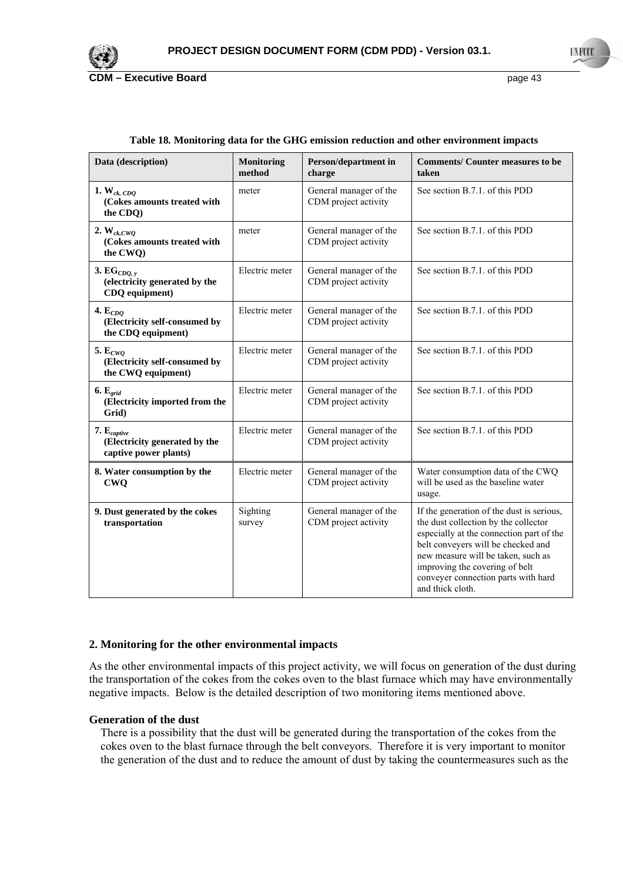**Table 18. Monitoring data for the GHG emission reduction and other environment impacts**

| Data (description) | Monitoring method | Person/department in charge | Comments/ Counter measures to be taken |
|---|---|---|---|
| **1. $W_{ck,\ CDQ}$ (Cokes amounts treated with the CDQ)** | meter | General manager of the CDM project activity | See section B.7.1. of this PDD |
| **2. $W_{ck,CWQ}$ (Cokes amounts treated with the CWQ)** | meter | General manager of the CDM project activity | See section B.7.1. of this PDD |
| **3. $EG_{CDQ,\ y}$ (electricity generated by the CDQ equipment)** | Electric meter | General manager of the CDM project activity | See section B.7.1. of this PDD |
| **4. $E_{CDQ}$ (Electricity self-consumed by the CDQ equipment)** | Electric meter | General manager of the CDM project activity | See section B.7.1. of this PDD |
| **5. $E_{CWQ}$ (Electricity self-consumed by the CWQ equipment)** | Electric meter | General manager of the CDM project activity | See section B.7.1. of this PDD |
| **6. $E_{grid}$ (Electricity imported from the Grid)** | Electric meter | General manager of the CDM project activity | See section B.7.1. of this PDD |
| **7. $E_{captive}$ (Electricity generated by the captive power plants)** | Electric meter | General manager of the CDM project activity | See section B.7.1. of this PDD |
| **8. Water consumption by the CWQ** | Electric meter | General manager of the CDM project activity | Water consumption data of the CWQ will be used as the baseline water usage. |
| **9. Dust generated by the cokes transportation** | Sighting survey | General manager of the CDM project activity | If the generation of the dust is serious, the dust collection by the collector especially at the connection part of the belt conveyers will be checked and new measure will be taken, such as improving the covering of belt conveyer connection parts with hard and thick cloth. |

**2. Monitoring for the other environmental impacts**

As the other environmental impacts of this project activity, we will focus on generation of the dust during the transportation of the cokes from the cokes oven to the blast furnace which may have environmentally negative impacts. Below is the detailed description of two monitoring items mentioned above.

**Generation of the dust**

There is a possibility that the dust will be generated during the transportation of the cokes from the cokes oven to the blast furnace through the belt conveyors. Therefore it is very important to monitor the generation of the dust and to reduce the amount of dust by taking the countermeasures such as the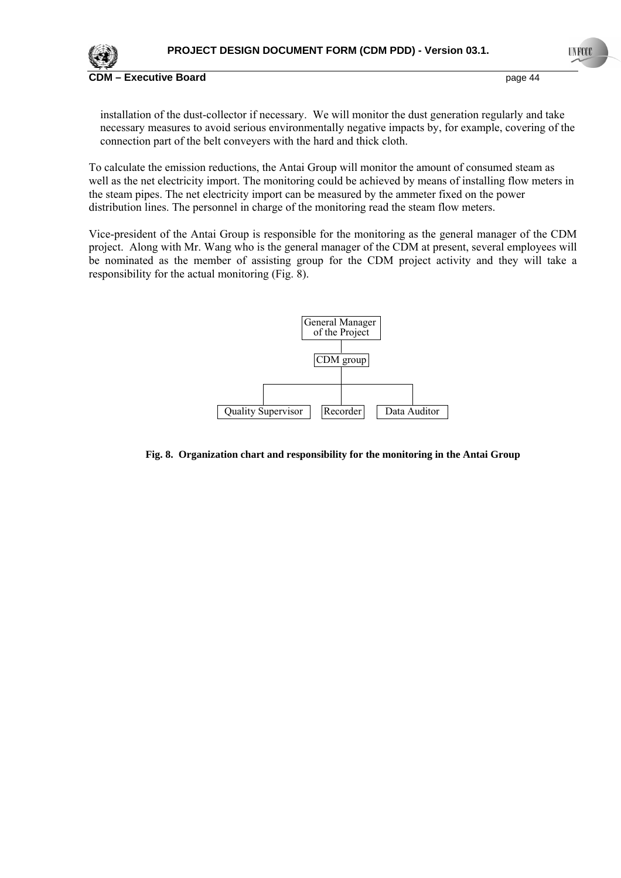installation of the dust-collector if necessary. We will monitor the dust generation regularly and take necessary measures to avoid serious environmentally negative impacts by, for example, covering of the connection part of the belt conveyers with the hard and thick cloth.

To calculate the emission reductions, the Antai Group will monitor the amount of consumed steam as well as the net electricity import. The monitoring could be achieved by means of installing flow meters in the steam pipes. The net electricity import can be measured by the ammeter fixed on the power distribution lines. The personnel in charge of the monitoring read the steam flow meters.

Vice-president of the Antai Group is responsible for the monitoring as the general manager of the CDM project. Along with Mr. Wang who is the general manager of the CDM at present, several employees will be nominated as the member of assisting group for the CDM project activity and they will take a responsibility for the actual monitoring (Fig. 8).

General Manager of the Project

CDM group

Quality Supervisor | Recorder | Data Auditor

**Fig. 8. Organization chart and responsibility for the monitoring in the Antai Group**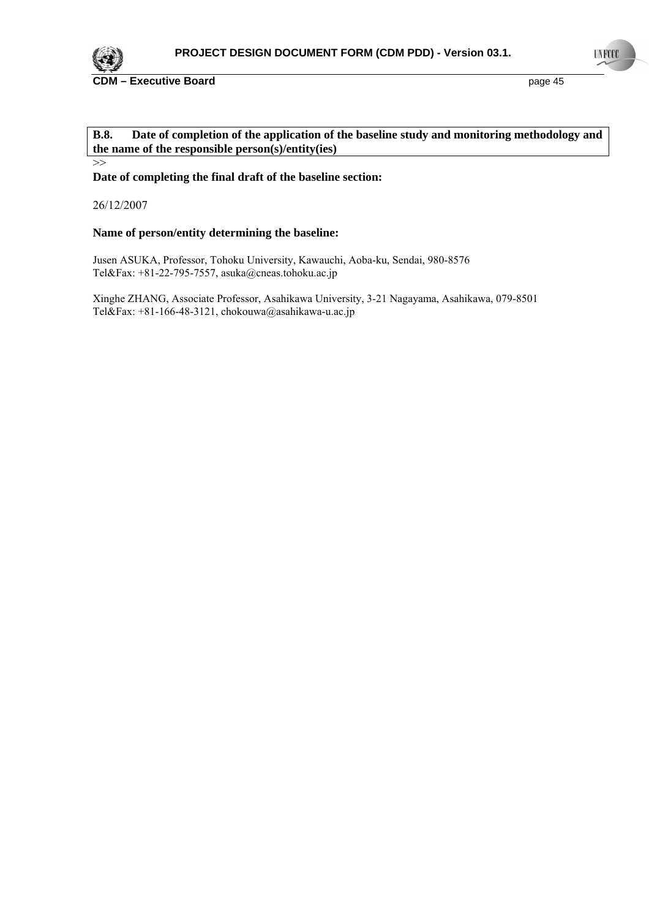**B.8. Date of completion of the application of the baseline study and monitoring methodology and the name of the responsible person(s)/entity(ies)**

>>

**Date of completing the final draft of the baseline section:**

26/12/2007

**Name of person/entity determining the baseline:**

Jusen ASUKA, Professor, Tohoku University, Kawauchi, Aoba-ku, Sendai, 980-8576
Tel&Fax: +81-22-795-7557, asuka@cneas.tohoku.ac.jp

Xinghe ZHANG, Associate Professor, Asahikawa University, 3-21 Nagayama, Asahikawa, 079-8501
Tel&Fax: +81-166-48-3121, chokouwa@asahikawa-u.ac.jp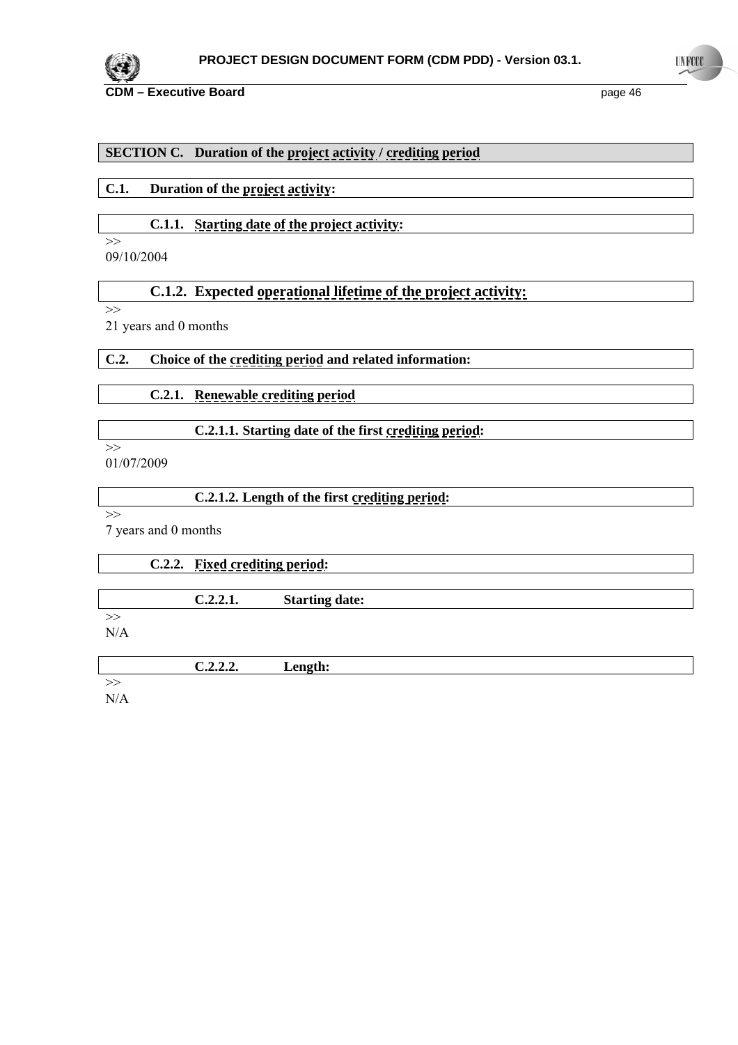## SECTION C. Duration of the project activity / crediting period

### C.1. Duration of the project activity:

#### C.1.1. Starting date of the project activity:

>>
09/10/2004

#### C.1.2. Expected operational lifetime of the project activity:

>>
21 years and 0 months

### C.2. Choice of the crediting period and related information:

#### C.2.1. Renewable crediting period

##### C.2.1.1. Starting date of the first crediting period:

>>
01/07/2009

##### C.2.1.2. Length of the first crediting period:

>>
7 years and 0 months

#### C.2.2. Fixed crediting period:

##### C.2.2.1. Starting date:

>>
N/A

##### C.2.2.2. Length:

>>
N/A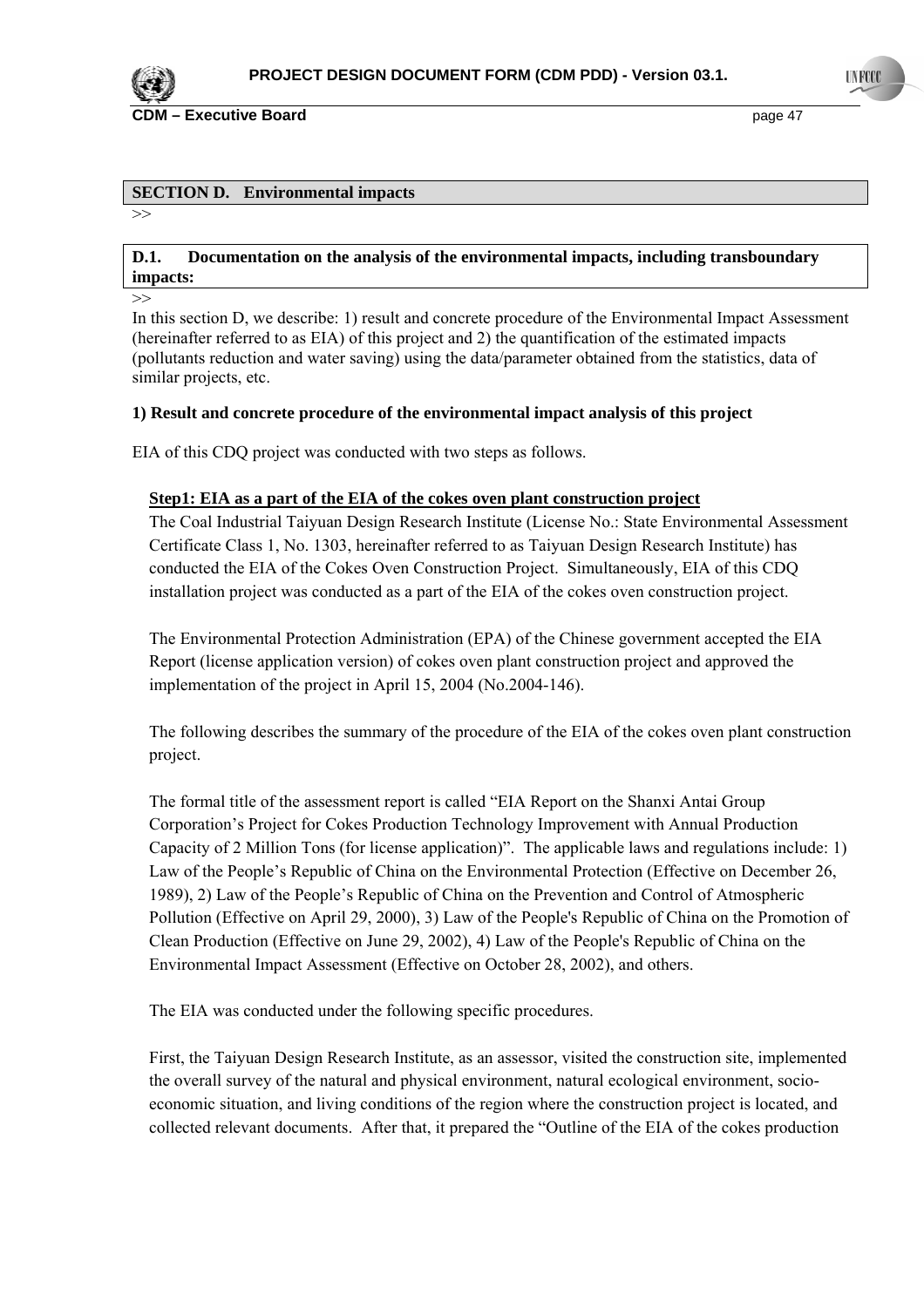## SECTION D. Environmental impacts

>>

### D.1. Documentation on the analysis of the environmental impacts, including transboundary impacts:

>>

In this section D, we describe: 1) result and concrete procedure of the Environmental Impact Assessment (hereinafter referred to as EIA) of this project and 2) the quantification of the estimated impacts (pollutants reduction and water saving) using the data/parameter obtained from the statistics, data of similar projects, etc.

**1) Result and concrete procedure of the environmental impact analysis of this project**

EIA of this CDQ project was conducted with two steps as follows.

**Step1: EIA as a part of the EIA of the cokes oven plant construction project**

The Coal Industrial Taiyuan Design Research Institute (License No.: State Environmental Assessment Certificate Class 1, No. 1303, hereinafter referred to as Taiyuan Design Research Institute) has conducted the EIA of the Cokes Oven Construction Project. Simultaneously, EIA of this CDQ installation project was conducted as a part of the EIA of the cokes oven construction project.

The Environmental Protection Administration (EPA) of the Chinese government accepted the EIA Report (license application version) of cokes oven plant construction project and approved the implementation of the project in April 15, 2004 (No.2004-146).

The following describes the summary of the procedure of the EIA of the cokes oven plant construction project.

The formal title of the assessment report is called "EIA Report on the Shanxi Antai Group Corporation's Project for Cokes Production Technology Improvement with Annual Production Capacity of 2 Million Tons (for license application)". The applicable laws and regulations include: 1) Law of the People's Republic of China on the Environmental Protection (Effective on December 26, 1989), 2) Law of the People's Republic of China on the Prevention and Control of Atmospheric Pollution (Effective on April 29, 2000), 3) Law of the People's Republic of China on the Promotion of Clean Production (Effective on June 29, 2002), 4) Law of the People's Republic of China on the Environmental Impact Assessment (Effective on October 28, 2002), and others.

The EIA was conducted under the following specific procedures.

First, the Taiyuan Design Research Institute, as an assessor, visited the construction site, implemented the overall survey of the natural and physical environment, natural ecological environment, socio-economic situation, and living conditions of the region where the construction project is located, and collected relevant documents. After that, it prepared the "Outline of the EIA of the cokes production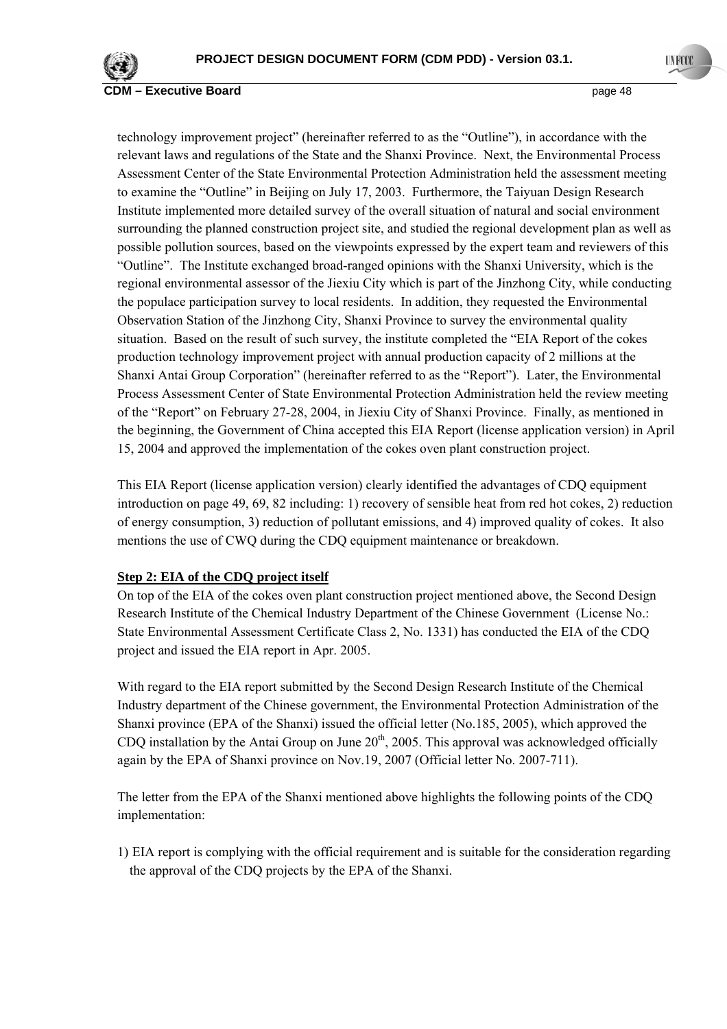technology improvement project" (hereinafter referred to as the "Outline"), in accordance with the relevant laws and regulations of the State and the Shanxi Province. Next, the Environmental Process Assessment Center of the State Environmental Protection Administration held the assessment meeting to examine the "Outline" in Beijing on July 17, 2003. Furthermore, the Taiyuan Design Research Institute implemented more detailed survey of the overall situation of natural and social environment surrounding the planned construction project site, and studied the regional development plan as well as possible pollution sources, based on the viewpoints expressed by the expert team and reviewers of this "Outline". The Institute exchanged broad-ranged opinions with the Shanxi University, which is the regional environmental assessor of the Jiexiu City which is part of the Jinzhong City, while conducting the populace participation survey to local residents. In addition, they requested the Environmental Observation Station of the Jinzhong City, Shanxi Province to survey the environmental quality situation. Based on the result of such survey, the institute completed the "EIA Report of the cokes production technology improvement project with annual production capacity of 2 millions at the Shanxi Antai Group Corporation" (hereinafter referred to as the "Report"). Later, the Environmental Process Assessment Center of State Environmental Protection Administration held the review meeting of the "Report" on February 27-28, 2004, in Jiexiu City of Shanxi Province. Finally, as mentioned in the beginning, the Government of China accepted this EIA Report (license application version) in April 15, 2004 and approved the implementation of the cokes oven plant construction project.

This EIA Report (license application version) clearly identified the advantages of CDQ equipment introduction on page 49, 69, 82 including: 1) recovery of sensible heat from red hot cokes, 2) reduction of energy consumption, 3) reduction of pollutant emissions, and 4) improved quality of cokes. It also mentions the use of CWQ during the CDQ equipment maintenance or breakdown.

**Step 2: EIA of the CDQ project itself**

On top of the EIA of the cokes oven plant construction project mentioned above, the Second Design Research Institute of the Chemical Industry Department of the Chinese Government (License No.: State Environmental Assessment Certificate Class 2, No. 1331) has conducted the EIA of the CDQ project and issued the EIA report in Apr. 2005.

With regard to the EIA report submitted by the Second Design Research Institute of the Chemical Industry department of the Chinese government, the Environmental Protection Administration of the Shanxi province (EPA of the Shanxi) issued the official letter (No.185, 2005), which approved the CDQ installation by the Antai Group on June 20th, 2005. This approval was acknowledged officially again by the EPA of Shanxi province on Nov.19, 2007 (Official letter No. 2007-711).

The letter from the EPA of the Shanxi mentioned above highlights the following points of the CDQ implementation:

1) EIA report is complying with the official requirement and is suitable for the consideration regarding the approval of the CDQ projects by the EPA of the Shanxi.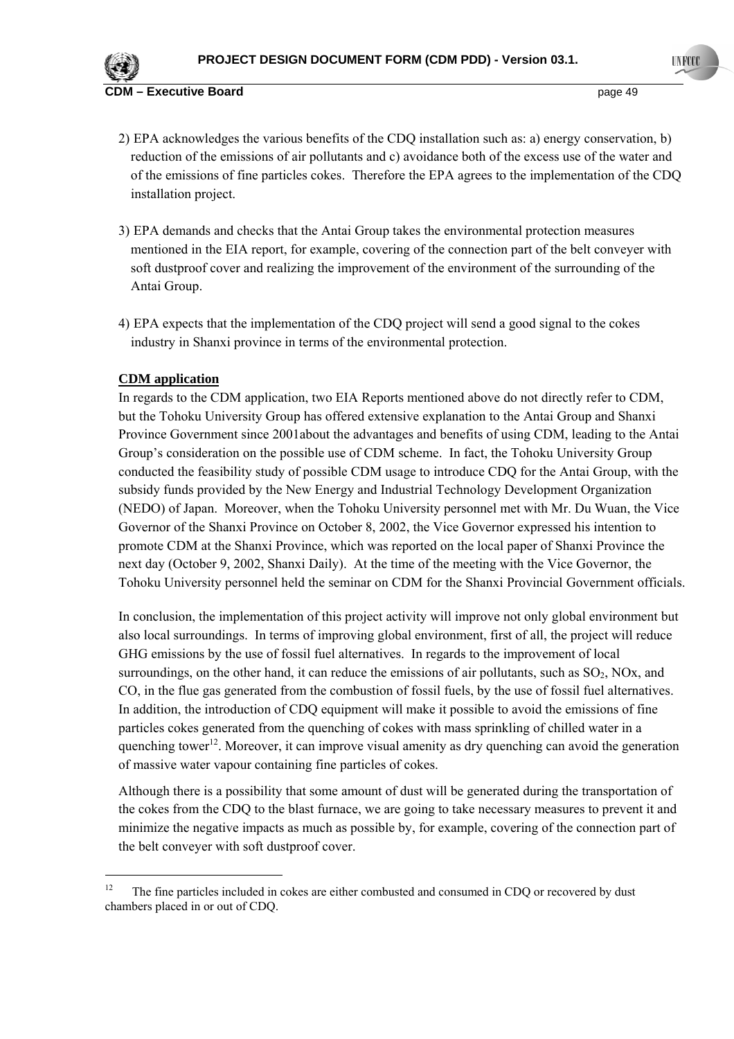2) EPA acknowledges the various benefits of the CDQ installation such as: a) energy conservation, b) reduction of the emissions of air pollutants and c) avoidance both of the excess use of the water and of the emissions of fine particles cokes. Therefore the EPA agrees to the implementation of the CDQ installation project.

3) EPA demands and checks that the Antai Group takes the environmental protection measures mentioned in the EIA report, for example, covering of the connection part of the belt conveyer with soft dustproof cover and realizing the improvement of the environment of the surrounding of the Antai Group.

4) EPA expects that the implementation of the CDQ project will send a good signal to the cokes industry in Shanxi province in terms of the environmental protection.

**CDM application**

In regards to the CDM application, two EIA Reports mentioned above do not directly refer to CDM, but the Tohoku University Group has offered extensive explanation to the Antai Group and Shanxi Province Government since 2001about the advantages and benefits of using CDM, leading to the Antai Group's consideration on the possible use of CDM scheme. In fact, the Tohoku University Group conducted the feasibility study of possible CDM usage to introduce CDQ for the Antai Group, with the subsidy funds provided by the New Energy and Industrial Technology Development Organization (NEDO) of Japan. Moreover, when the Tohoku University personnel met with Mr. Du Wuan, the Vice Governor of the Shanxi Province on October 8, 2002, the Vice Governor expressed his intention to promote CDM at the Shanxi Province, which was reported on the local paper of Shanxi Province the next day (October 9, 2002, Shanxi Daily). At the time of the meeting with the Vice Governor, the Tohoku University personnel held the seminar on CDM for the Shanxi Provincial Government officials.

In conclusion, the implementation of this project activity will improve not only global environment but also local surroundings. In terms of improving global environment, first of all, the project will reduce GHG emissions by the use of fossil fuel alternatives. In regards to the improvement of local surroundings, on the other hand, it can reduce the emissions of air pollutants, such as $SO_2$, NOx, and CO, in the flue gas generated from the combustion of fossil fuels, by the use of fossil fuel alternatives. In addition, the introduction of CDQ equipment will make it possible to avoid the emissions of fine particles cokes generated from the quenching of cokes with mass sprinkling of chilled water in a quenching tower[12]. Moreover, it can improve visual amenity as dry quenching can avoid the generation of massive water vapour containing fine particles of cokes.

Although there is a possibility that some amount of dust will be generated during the transportation of the cokes from the CDQ to the blast furnace, we are going to take necessary measures to prevent it and minimize the negative impacts as much as possible by, for example, covering of the connection part of the belt conveyer with soft dustproof cover.

---

[12] The fine particles included in cokes are either combusted and consumed in CDQ or recovered by dust chambers placed in or out of CDQ.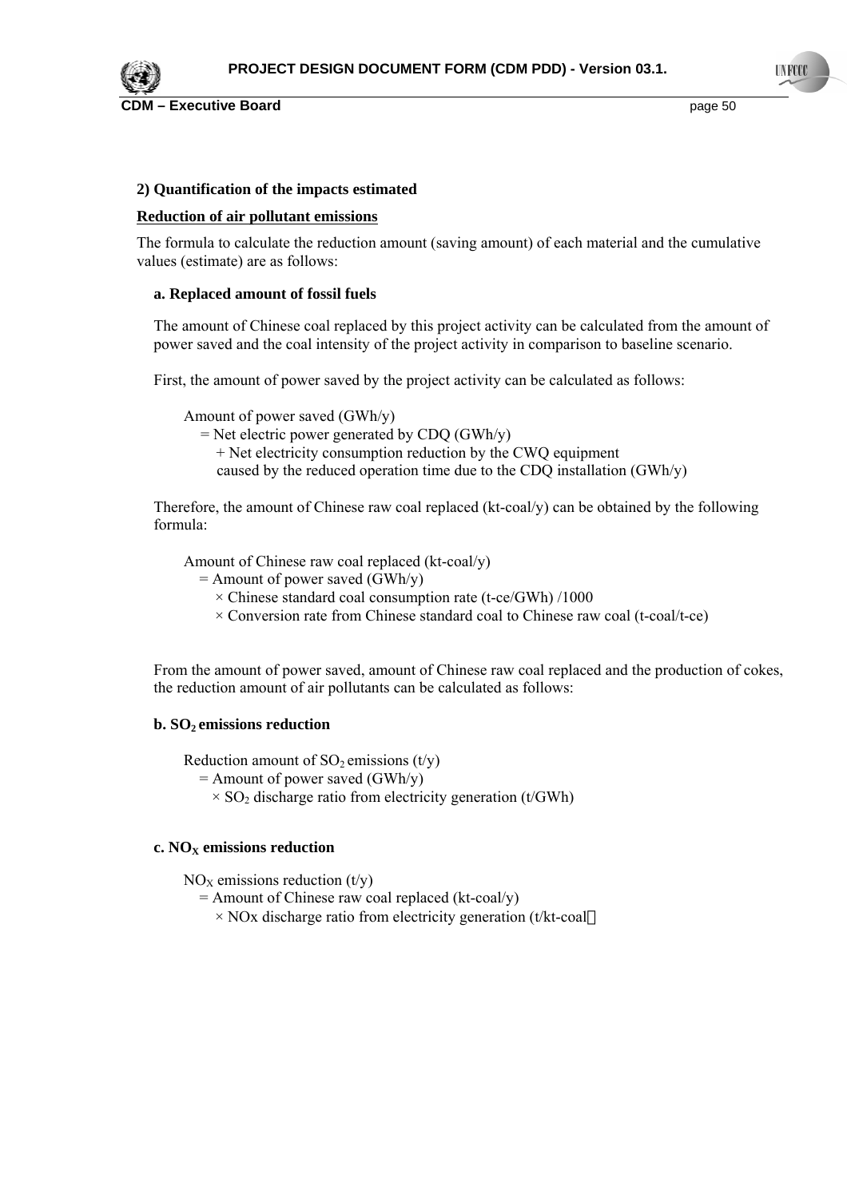**2) Quantification of the impacts estimated**

**Reduction of air pollutant emissions**

The formula to calculate the reduction amount (saving amount) of each material and the cumulative values (estimate) are as follows:

**a. Replaced amount of fossil fuels**

The amount of Chinese coal replaced by this project activity can be calculated from the amount of power saved and the coal intensity of the project activity in comparison to baseline scenario.

First, the amount of power saved by the project activity can be calculated as follows:

Amount of power saved (GWh/y)
= Net electric power generated by CDQ (GWh/y)
+ Net electricity consumption reduction by the CWQ equipment caused by the reduced operation time due to the CDQ installation (GWh/y)

Therefore, the amount of Chinese raw coal replaced (kt-coal/y) can be obtained by the following formula:

Amount of Chinese raw coal replaced (kt-coal/y)
= Amount of power saved (GWh/y)
× Chinese standard coal consumption rate (t-ce/GWh) /1000
× Conversion rate from Chinese standard coal to Chinese raw coal (t-coal/t-ce)

From the amount of power saved, amount of Chinese raw coal replaced and the production of cokes, the reduction amount of air pollutants can be calculated as follows:

**b. $SO_2$ emissions reduction**

Reduction amount of $SO_2$ emissions (t/y)
= Amount of power saved (GWh/y)
× $SO_2$ discharge ratio from electricity generation (t/GWh)

**c. $NO_X$ emissions reduction**

$NO_X$ emissions reduction (t/y)
= Amount of Chinese raw coal replaced (kt-coal/y)
× NOx discharge ratio from electricity generation (t/kt-coal)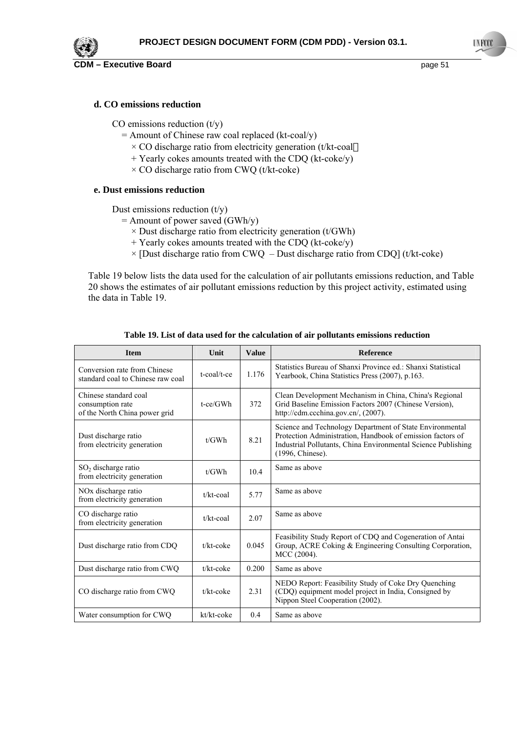### d. CO emissions reduction

CO emissions reduction (t/y)
  = Amount of Chinese raw coal replaced (kt-coal/y)
    × CO discharge ratio from electricity generation (t/kt-coal）
    + Yearly cokes amounts treated with the CDQ (kt-coke/y)
    × CO discharge ratio from CWQ (t/kt-coke)

### e. Dust emissions reduction

Dust emissions reduction (t/y)
  = Amount of power saved (GWh/y)
    × Dust discharge ratio from electricity generation (t/GWh)
    + Yearly cokes amounts treated with the CDQ (kt-coke/y)
    × [Dust discharge ratio from CWQ – Dust discharge ratio from CDQ] (t/kt-coke)

Table 19 below lists the data used for the calculation of air pollutants emissions reduction, and Table 20 shows the estimates of air pollutant emissions reduction by this project activity, estimated using the data in Table 19.

**Table 19. List of data used for the calculation of air pollutants emissions reduction**

| Item | Unit | Value | Reference |
|---|---|---|---|
| Conversion rate from Chinese standard coal to Chinese raw coal | t-coal/t-ce | 1.176 | Statistics Bureau of Shanxi Province ed.: Shanxi Statistical Yearbook, China Statistics Press (2007), p.163. |
| Chinese standard coal consumption rate of the North China power grid | t-ce/GWh | 372 | Clean Development Mechanism in China, China's Regional Grid Baseline Emission Factors 2007 (Chinese Version), http://cdm.ccchina.gov.cn/, (2007). |
| Dust discharge ratio from electricity generation | t/GWh | 8.21 | Science and Technology Department of State Environmental Protection Administration, Handbook of emission factors of Industrial Pollutants, China Environmental Science Publishing (1996, Chinese). |
| $SO_2$ discharge ratio from electricity generation | t/GWh | 10.4 | Same as above |
| NOx discharge ratio from electricity generation | t/kt-coal | 5.77 | Same as above |
| CO discharge ratio from electricity generation | t/kt-coal | 2.07 | Same as above |
| Dust discharge ratio from CDQ | t/kt-coke | 0.045 | Feasibility Study Report of CDQ and Cogeneration of Antai Group, ACRE Coking & Engineering Consulting Corporation, MCC (2004). |
| Dust discharge ratio from CWQ | t/kt-coke | 0.200 | Same as above |
| CO discharge ratio from CWQ | t/kt-coke | 2.31 | NEDO Report: Feasibility Study of Coke Dry Quenching (CDQ) equipment model project in India, Consigned by Nippon Steel Cooperation (2002). |
| Water consumption for CWQ | kt/kt-coke | 0.4 | Same as above |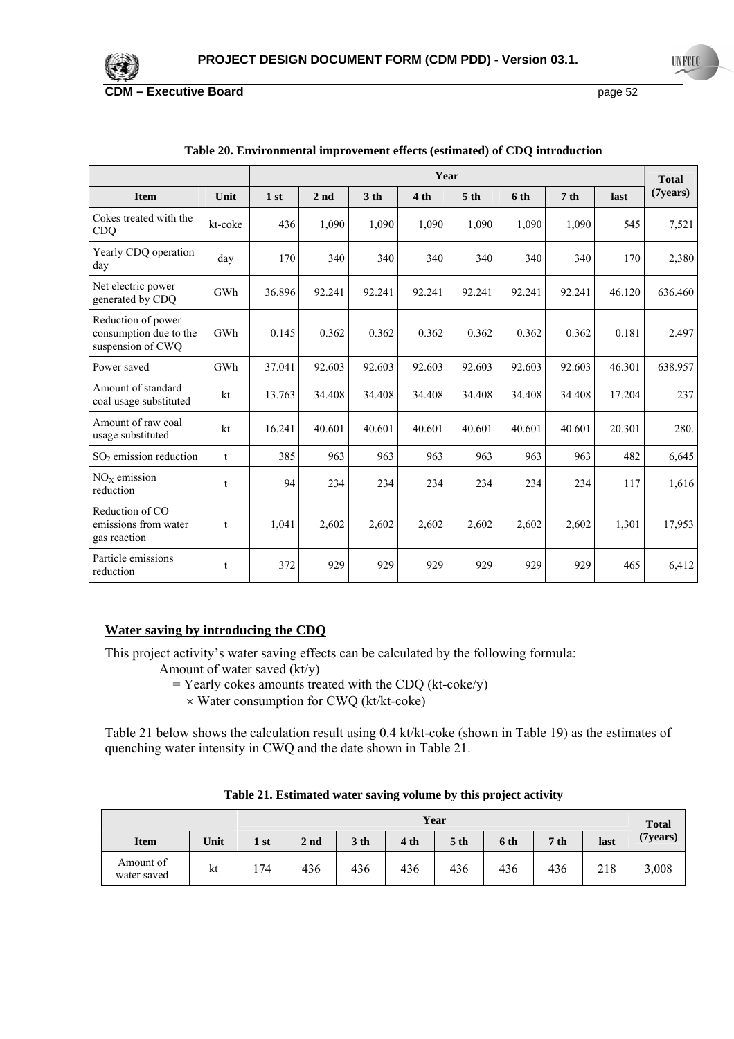**Table 20. Environmental improvement effects (estimated) of CDQ introduction**

| | | Year | | | | | | | | Total (7years) |
|---|---|---|---|---|---|---|---|---|---|---|
| Item | Unit | 1 st | 2 nd | 3 th | 4 th | 5 th | 6 th | 7 th | last | |
| Cokes treated with the CDQ | kt-coke | 436 | 1,090 | 1,090 | 1,090 | 1,090 | 1,090 | 1,090 | 545 | 7,521 |
| Yearly CDQ operation day | day | 170 | 340 | 340 | 340 | 340 | 340 | 340 | 170 | 2,380 |
| Net electric power generated by CDQ | GWh | 36.896 | 92.241 | 92.241 | 92.241 | 92.241 | 92.241 | 92.241 | 46.120 | 636.460 |
| Reduction of power consumption due to the suspension of CWQ | GWh | 0.145 | 0.362 | 0.362 | 0.362 | 0.362 | 0.362 | 0.362 | 0.181 | 2.497 |
| Power saved | GWh | 37.041 | 92.603 | 92.603 | 92.603 | 92.603 | 92.603 | 92.603 | 46.301 | 638.957 |
| Amount of standard coal usage substituted | kt | 13.763 | 34.408 | 34.408 | 34.408 | 34.408 | 34.408 | 34.408 | 17.204 | 237 |
| Amount of raw coal usage substituted | kt | 16.241 | 40.601 | 40.601 | 40.601 | 40.601 | 40.601 | 40.601 | 20.301 | 280. |
| $SO_2$ emission reduction | t | 385 | 963 | 963 | 963 | 963 | 963 | 963 | 482 | 6,645 |
| $NO_X$ emission reduction | t | 94 | 234 | 234 | 234 | 234 | 234 | 234 | 117 | 1,616 |
| Reduction of CO emissions from water gas reaction | t | 1,041 | 2,602 | 2,602 | 2,602 | 2,602 | 2,602 | 2,602 | 1,301 | 17,953 |
| Particle emissions reduction | t | 372 | 929 | 929 | 929 | 929 | 929 | 929 | 465 | 6,412 |

**Water saving by introducing the CDQ**

This project activity's water saving effects can be calculated by the following formula:

Amount of water saved (kt/y)
= Yearly cokes amounts treated with the CDQ (kt-coke/y)
× Water consumption for CWQ (kt/kt-coke)

Table 21 below shows the calculation result using 0.4 kt/kt-coke (shown in Table 19) as the estimates of quenching water intensity in CWQ and the date shown in Table 21.

**Table 21. Estimated water saving volume by this project activity**

| | | Year | | | | | | | | Total (7years) |
|---|---|---|---|---|---|---|---|---|---|---|
| Item | Unit | 1 st | 2 nd | 3 th | 4 th | 5 th | 6 th | 7 th | last | |
| Amount of water saved | kt | 174 | 436 | 436 | 436 | 436 | 436 | 436 | 218 | 3,008 |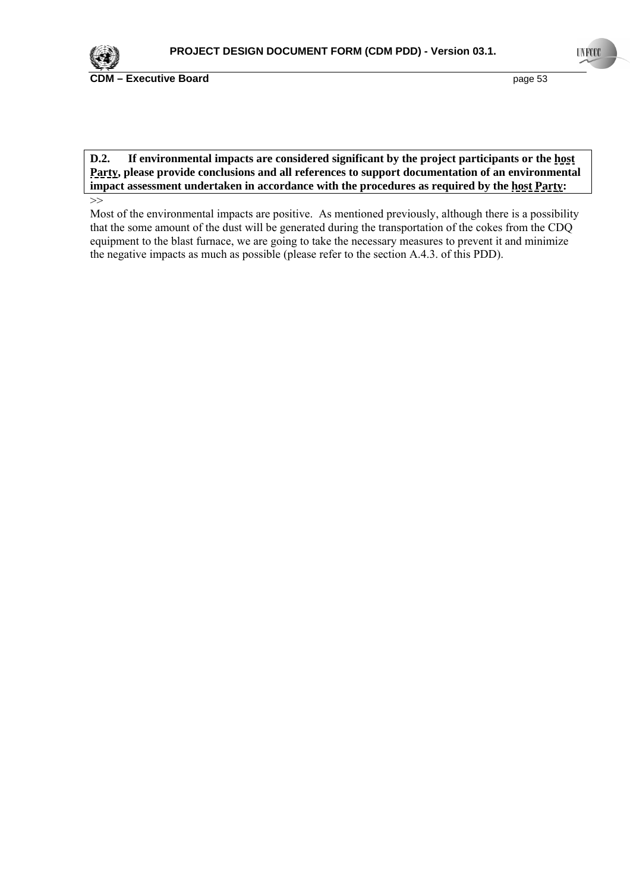**D.2. If environmental impacts are considered significant by the project participants or the host Party, please provide conclusions and all references to support documentation of an environmental impact assessment undertaken in accordance with the procedures as required by the host Party:**

>>

Most of the environmental impacts are positive. As mentioned previously, although there is a possibility that the some amount of the dust will be generated during the transportation of the cokes from the CDQ equipment to the blast furnace, we are going to take the necessary measures to prevent it and minimize the negative impacts as much as possible (please refer to the section A.4.3. of this PDD).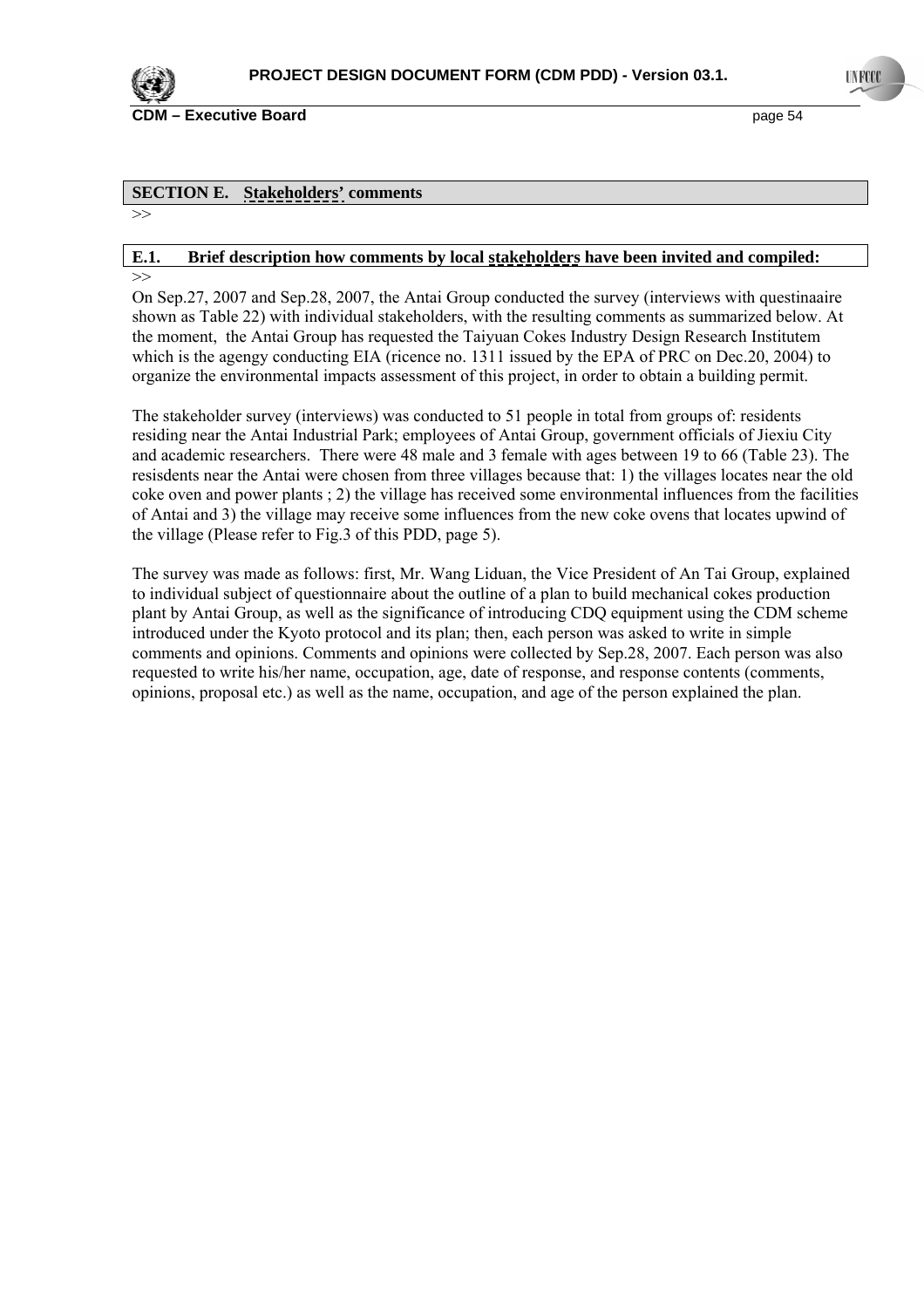## SECTION E. Stakeholders' comments

>>

### E.1. Brief description how comments by local stakeholders have been invited and compiled:

>>

On Sep.27, 2007 and Sep.28, 2007, the Antai Group conducted the survey (interviews with questinaaire shown as Table 22) with individual stakeholders, with the resulting comments as summarized below. At the moment, the Antai Group has requested the Taiyuan Cokes Industry Design Research Institutem which is the agengy conducting EIA (ricence no. 1311 issued by the EPA of PRC on Dec.20, 2004) to organize the environmental impacts assessment of this project, in order to obtain a building permit.

The stakeholder survey (interviews) was conducted to 51 people in total from groups of: residents residing near the Antai Industrial Park; employees of Antai Group, government officials of Jiexiu City and academic researchers. There were 48 male and 3 female with ages between 19 to 66 (Table 23). The resisdents near the Antai were chosen from three villages because that: 1) the villages locates near the old coke oven and power plants ; 2) the village has received some environmental influences from the facilities of Antai and 3) the village may receive some influences from the new coke ovens that locates upwind of the village (Please refer to Fig.3 of this PDD, page 5).

The survey was made as follows: first, Mr. Wang Liduan, the Vice President of An Tai Group, explained to individual subject of questionnaire about the outline of a plan to build mechanical cokes production plant by Antai Group, as well as the significance of introducing CDQ equipment using the CDM scheme introduced under the Kyoto protocol and its plan; then, each person was asked to write in simple comments and opinions. Comments and opinions were collected by Sep.28, 2007. Each person was also requested to write his/her name, occupation, age, date of response, and response contents (comments, opinions, proposal etc.) as well as the name, occupation, and age of the person explained the plan.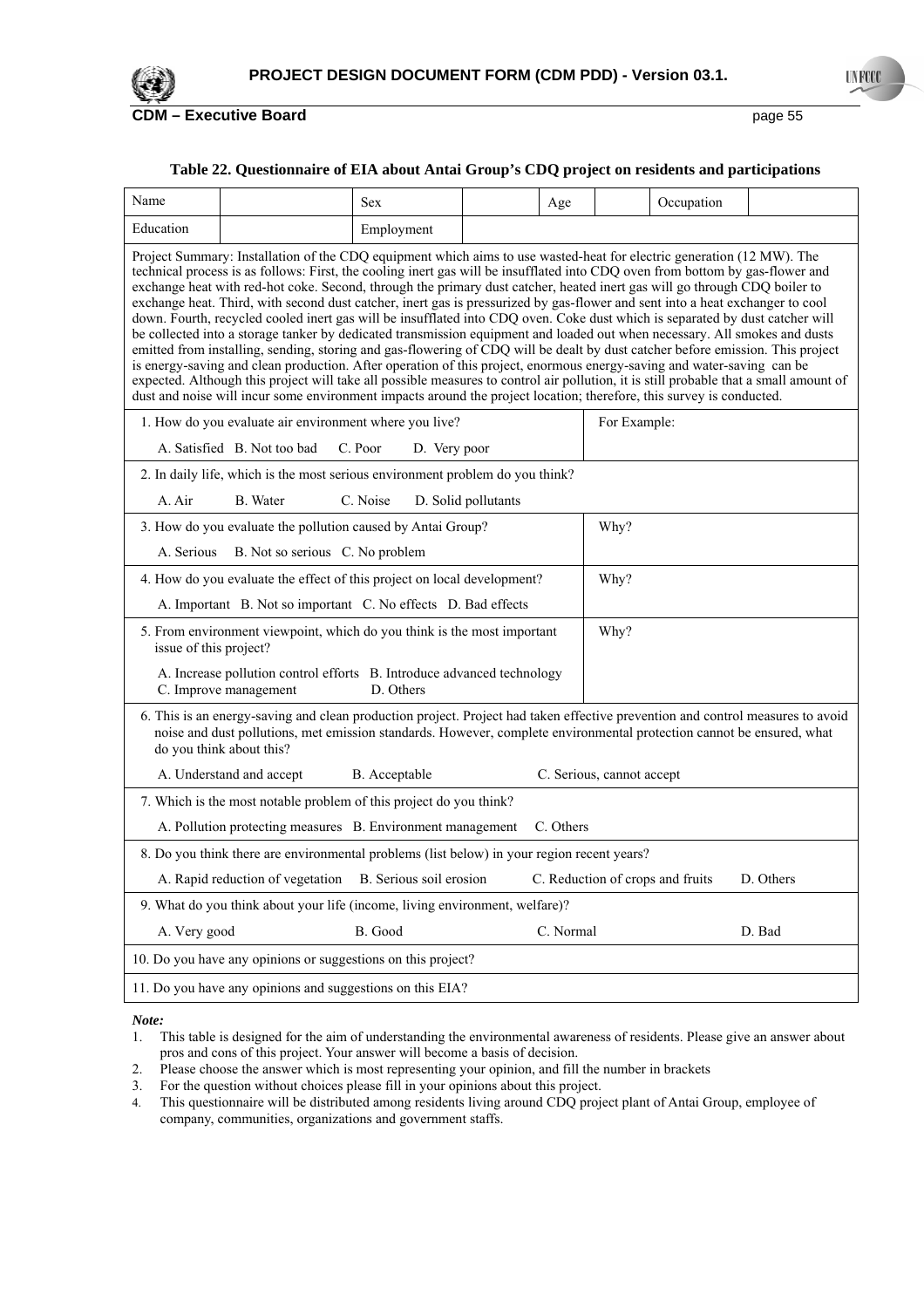**Table 22. Questionnaire of EIA about Antai Group's CDQ project on residents and participations**

| Name | | Sex | | Age | | Occupation | |
|---|---|---|---|---|---|---|---|
| Education | | Employment | | | | | |
| Project Summary: Installation of the CDQ equipment which aims to use wasted-heat for electric generation (12 MW). The technical process is as follows: First, the cooling inert gas will be insufflated into CDQ oven from bottom by gas-flower and exchange heat with red-hot coke. Second, through the primary dust catcher, heated inert gas will go through CDQ boiler to exchange heat. Third, with second dust catcher, inert gas is pressurized by gas-flower and sent into a heat exchanger to cool down. Fourth, recycled cooled inert gas will be insufflated into CDQ oven. Coke dust which is separated by dust catcher will be collected into a storage tanker by dedicated transmission equipment and loaded out when necessary. All smokes and dusts emitted from installing, sending, storing and gas-flowering of CDQ will be dealt by dust catcher before emission. This project is energy-saving and clean production. After operation of this project, enormous energy-saving and water-saving can be expected. Although this project will take all possible measures to control air pollution, it is still probable that a small amount of dust and noise will incur some environment impacts around the project location; therefore, this survey is conducted. | | | | | | | |
| 1. How do you evaluate air environment where you live?<br>A. Satisfied B. Not too bad C. Poor D. Very poor | | | | | For Example: | | |
| 2. In daily life, which is the most serious environment problem do you think?<br>A. Air B. Water C. Noise D. Solid pollutants | | | | | | | |
| 3. How do you evaluate the pollution caused by Antai Group?<br>A. Serious B. Not so serious C. No problem | | | | | Why? | | |
| 4. How do you evaluate the effect of this project on local development?<br>A. Important B. Not so important C. No effects D. Bad effects | | | | | Why? | | |
| 5. From environment viewpoint, which do you think is the most important issue of this project?<br>A. Increase pollution control efforts B. Introduce advanced technology C. Improve management D. Others | | | | | Why? | | |
| 6. This is an energy-saving and clean production project. Project had taken effective prevention and control measures to avoid noise and dust pollutions, met emission standards. However, complete environmental protection cannot be ensured, what do you think about this?<br>A. Understand and accept B. Acceptable C. Serious, cannot accept | | | | | | | |
| 7. Which is the most notable problem of this project do you think?<br>A. Pollution protecting measures B. Environment management C. Others | | | | | | | |
| 8. Do you think there are environmental problems (list below) in your region recent years?<br>A. Rapid reduction of vegetation B. Serious soil erosion C. Reduction of crops and fruits D. Others | | | | | | | |
| 9. What do you think about your life (income, living environment, welfare)?<br>A. Very good B. Good C. Normal D. Bad | | | | | | | |
| 10. Do you have any opinions or suggestions on this project? | | | | | | | |
| 11. Do you have any opinions and suggestions on this EIA? | | | | | | | |

***Note:***

1. This table is designed for the aim of understanding the environmental awareness of residents. Please give an answer about pros and cons of this project. Your answer will become a basis of decision.
2. Please choose the answer which is most representing your opinion, and fill the number in brackets
3. For the question without choices please fill in your opinions about this project.
4. This questionnaire will be distributed among residents living around CDQ project plant of Antai Group, employee of company, communities, organizations and government staffs.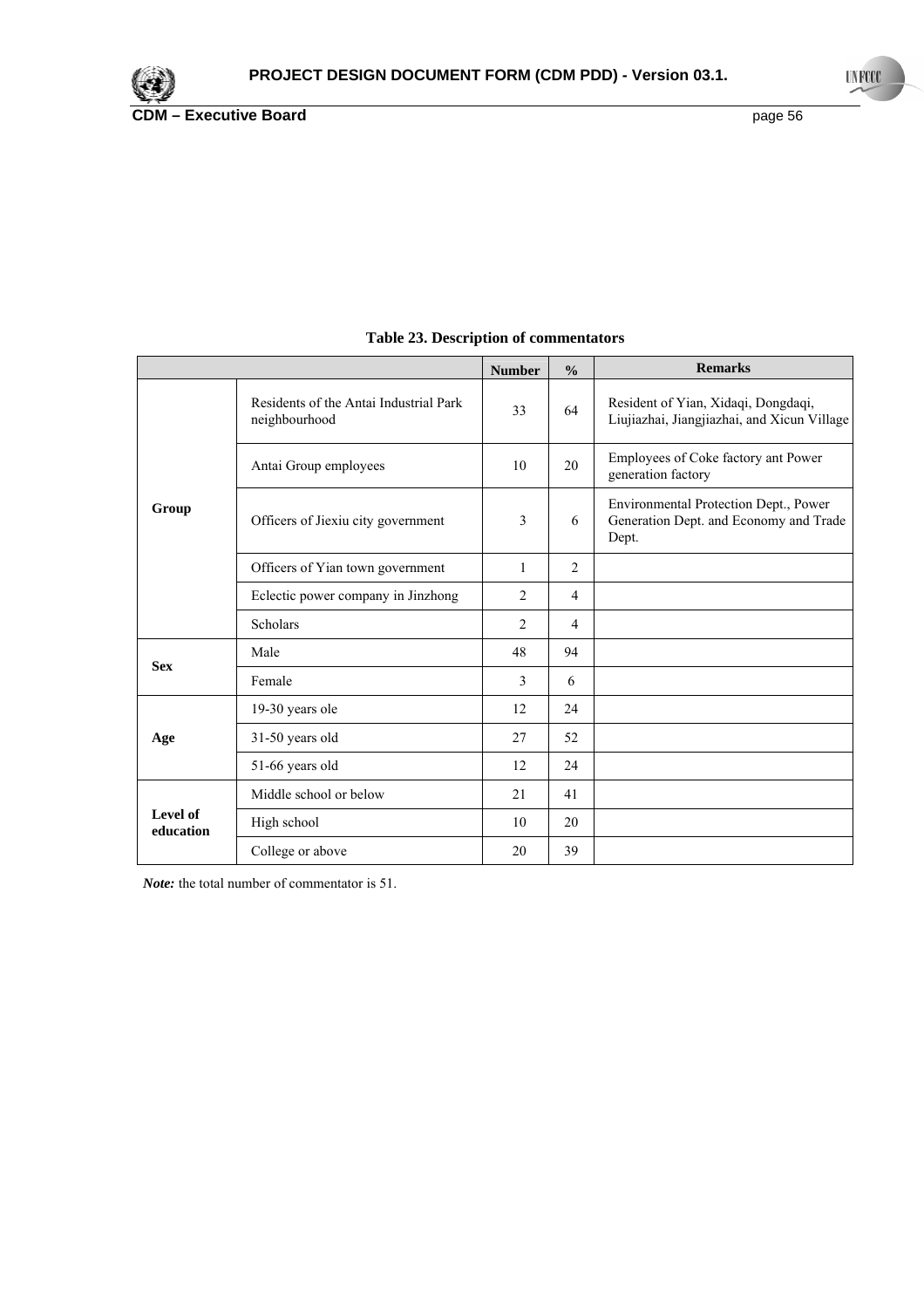**Table 23. Description of commentators**

| | | Number | % | Remarks |
|---|---|---|---|---|
| Group | Residents of the Antai Industrial Park neighbourhood | 33 | 64 | Resident of Yian, Xidaqi, Dongdaqi, Liujiazhai, Jiangjiazhai, and Xicun Village |
| | Antai Group employees | 10 | 20 | Employees of Coke factory ant Power generation factory |
| | Officers of Jiexiu city government | 3 | 6 | Environmental Protection Dept., Power Generation Dept. and Economy and Trade Dept. |
| | Officers of Yian town government | 1 | 2 | |
| | Eclectic power company in Jinzhong | 2 | 4 | |
| | Scholars | 2 | 4 | |
| Sex | Male | 48 | 94 | |
| | Female | 3 | 6 | |
| Age | 19-30 years ole | 12 | 24 | |
| | 31-50 years old | 27 | 52 | |
| | 51-66 years old | 12 | 24 | |
| Level of education | Middle school or below | 21 | 41 | |
| | High school | 10 | 20 | |
| | College or above | 20 | 39 | |

***Note:*** the total number of commentator is 51.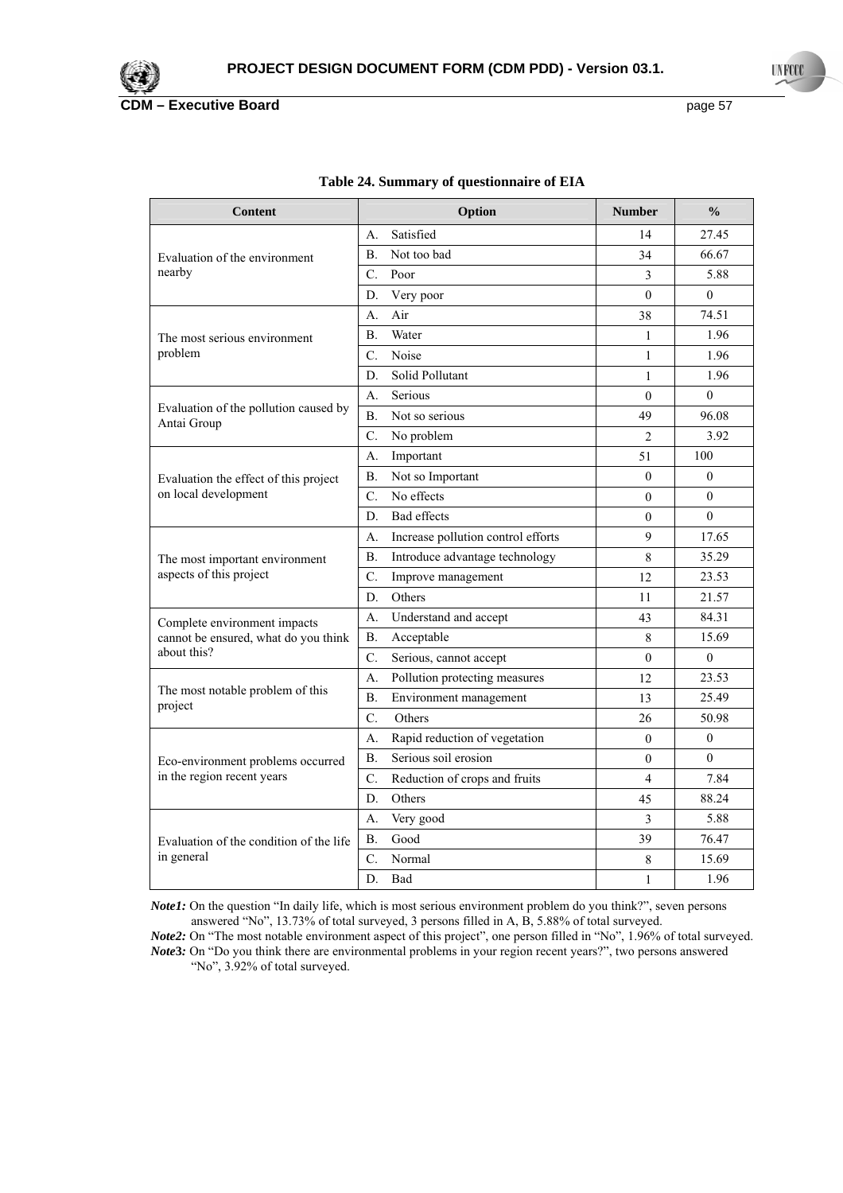**Table 24. Summary of questionnaire of EIA**

| Content | Option | Number | % |
|---|---|---|---|
| Evaluation of the environment nearby | A. Satisfied | 14 | 27.45 |
| | B. Not too bad | 34 | 66.67 |
| | C. Poor | 3 | 5.88 |
| | D. Very poor | 0 | 0 |
| The most serious environment problem | A. Air | 38 | 74.51 |
| | B. Water | 1 | 1.96 |
| | C. Noise | 1 | 1.96 |
| | D. Solid Pollutant | 1 | 1.96 |
| Evaluation of the pollution caused by Antai Group | A. Serious | 0 | 0 |
| | B. Not so serious | 49 | 96.08 |
| | C. No problem | 2 | 3.92 |
| Evaluation the effect of this project on local development | A. Important | 51 | 100 |
| | B. Not so Important | 0 | 0 |
| | C. No effects | 0 | 0 |
| | D. Bad effects | 0 | 0 |
| The most important environment aspects of this project | A. Increase pollution control efforts | 9 | 17.65 |
| | B. Introduce advantage technology | 8 | 35.29 |
| | C. Improve management | 12 | 23.53 |
| | D. Others | 11 | 21.57 |
| Complete environment impacts cannot be ensured, what do you think about this? | A. Understand and accept | 43 | 84.31 |
| | B. Acceptable | 8 | 15.69 |
| | C. Serious, cannot accept | 0 | 0 |
| The most notable problem of this project | A. Pollution protecting measures | 12 | 23.53 |
| | B. Environment management | 13 | 25.49 |
| | C. Others | 26 | 50.98 |
| Eco-environment problems occurred in the region recent years | A. Rapid reduction of vegetation | 0 | 0 |
| | B. Serious soil erosion | 0 | 0 |
| | C. Reduction of crops and fruits | 4 | 7.84 |
| | D. Others | 45 | 88.24 |
| Evaluation of the condition of the life in general | A. Very good | 3 | 5.88 |
| | B. Good | 39 | 76.47 |
| | C. Normal | 8 | 15.69 |
| | D. Bad | 1 | 1.96 |

***Note1:*** On the question "In daily life, which is most serious environment problem do you think?", seven persons answered "No", 13.73% of total surveyed, 3 persons filled in A, B, 5.88% of total surveyed.

***Note2:*** On "The most notable environment aspect of this project", one person filled in "No", 1.96% of total surveyed.

***Note3:*** On "Do you think there are environmental problems in your region recent years?", two persons answered "No", 3.92% of total surveyed.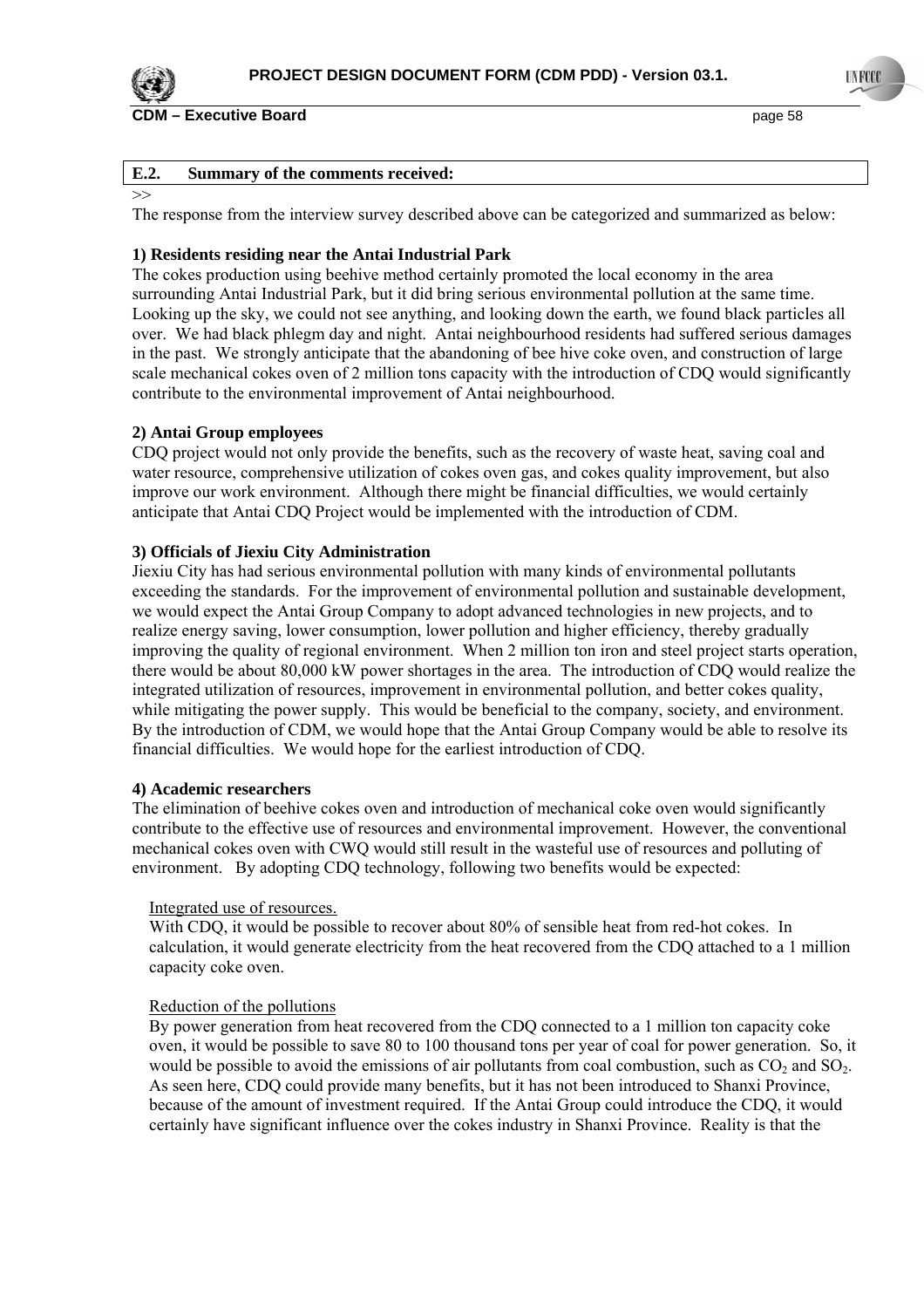## E.2. Summary of the comments received:

>>

The response from the interview survey described above can be categorized and summarized as below:

**1) Residents residing near the Antai Industrial Park**

The cokes production using beehive method certainly promoted the local economy in the area surrounding Antai Industrial Park, but it did bring serious environmental pollution at the same time. Looking up the sky, we could not see anything, and looking down the earth, we found black particles all over. We had black phlegm day and night. Antai neighbourhood residents had suffered serious damages in the past. We strongly anticipate that the abandoning of bee hive coke oven, and construction of large scale mechanical cokes oven of 2 million tons capacity with the introduction of CDQ would significantly contribute to the environmental improvement of Antai neighbourhood.

**2) Antai Group employees**

CDQ project would not only provide the benefits, such as the recovery of waste heat, saving coal and water resource, comprehensive utilization of cokes oven gas, and cokes quality improvement, but also improve our work environment. Although there might be financial difficulties, we would certainly anticipate that Antai CDQ Project would be implemented with the introduction of CDM.

**3) Officials of Jiexiu City Administration**

Jiexiu City has had serious environmental pollution with many kinds of environmental pollutants exceeding the standards. For the improvement of environmental pollution and sustainable development, we would expect the Antai Group Company to adopt advanced technologies in new projects, and to realize energy saving, lower consumption, lower pollution and higher efficiency, thereby gradually improving the quality of regional environment. When 2 million ton iron and steel project starts operation, there would be about 80,000 kW power shortages in the area. The introduction of CDQ would realize the integrated utilization of resources, improvement in environmental pollution, and better cokes quality, while mitigating the power supply. This would be beneficial to the company, society, and environment. By the introduction of CDM, we would hope that the Antai Group Company would be able to resolve its financial difficulties. We would hope for the earliest introduction of CDQ.

**4) Academic researchers**

The elimination of beehive cokes oven and introduction of mechanical coke oven would significantly contribute to the effective use of resources and environmental improvement. However, the conventional mechanical cokes oven with CWQ would still result in the wasteful use of resources and polluting of environment. By adopting CDQ technology, following two benefits would be expected:

Integrated use of resources.

With CDQ, it would be possible to recover about 80% of sensible heat from red-hot cokes. In calculation, it would generate electricity from the heat recovered from the CDQ attached to a 1 million capacity coke oven.

Reduction of the pollutions

By power generation from heat recovered from the CDQ connected to a 1 million ton capacity coke oven, it would be possible to save 80 to 100 thousand tons per year of coal for power generation. So, it would be possible to avoid the emissions of air pollutants from coal combustion, such as $CO_2$ and $SO_2$. As seen here, CDQ could provide many benefits, but it has not been introduced to Shanxi Province, because of the amount of investment required. If the Antai Group could introduce the CDQ, it would certainly have significant influence over the cokes industry in Shanxi Province. Reality is that the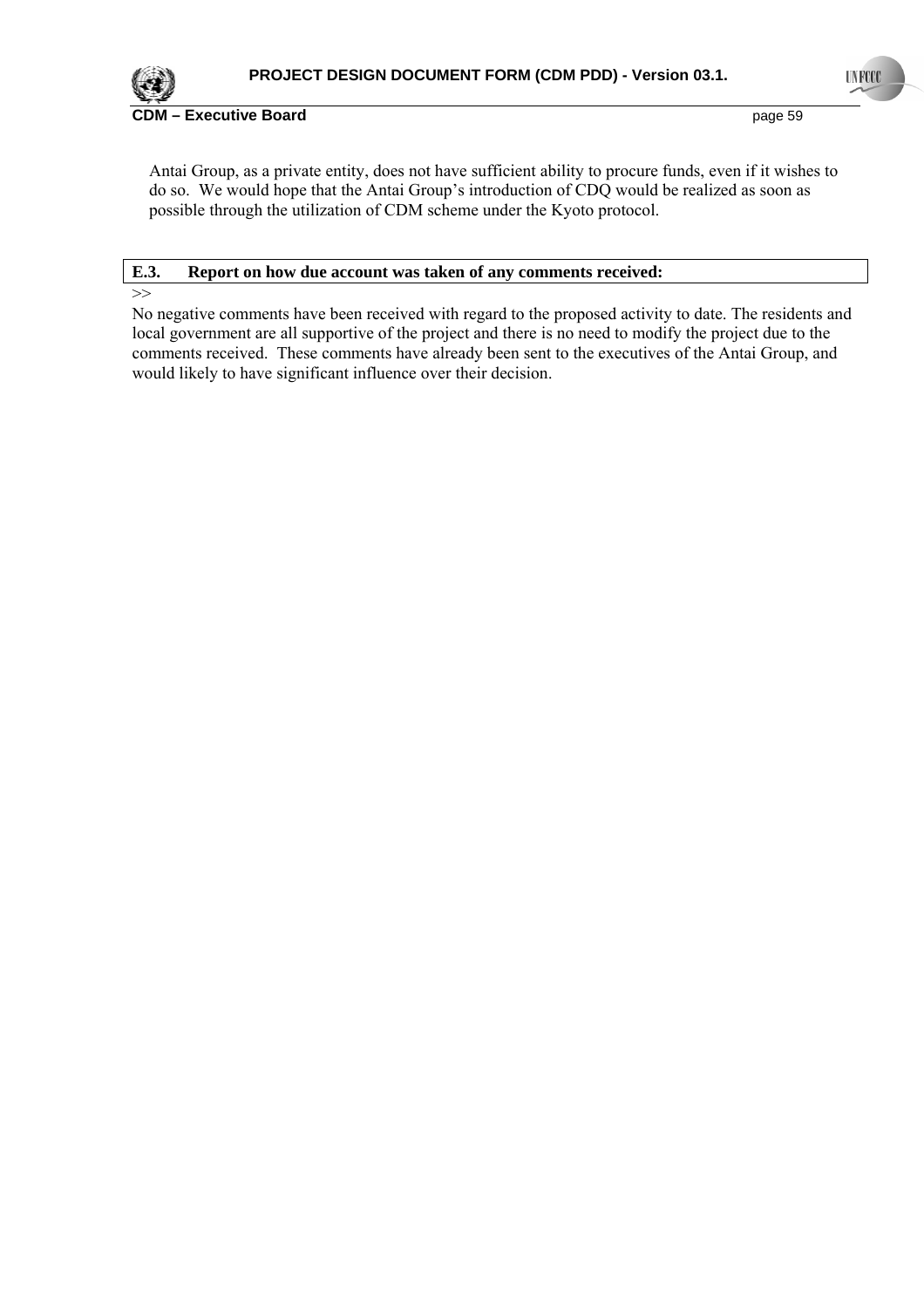Antai Group, as a private entity, does not have sufficient ability to procure funds, even if it wishes to do so. We would hope that the Antai Group's introduction of CDQ would be realized as soon as possible through the utilization of CDM scheme under the Kyoto protocol.

### E.3. Report on how due account was taken of any comments received:

>>

No negative comments have been received with regard to the proposed activity to date. The residents and local government are all supportive of the project and there is no need to modify the project due to the comments received. These comments have already been sent to the executives of the Antai Group, and would likely to have significant influence over their decision.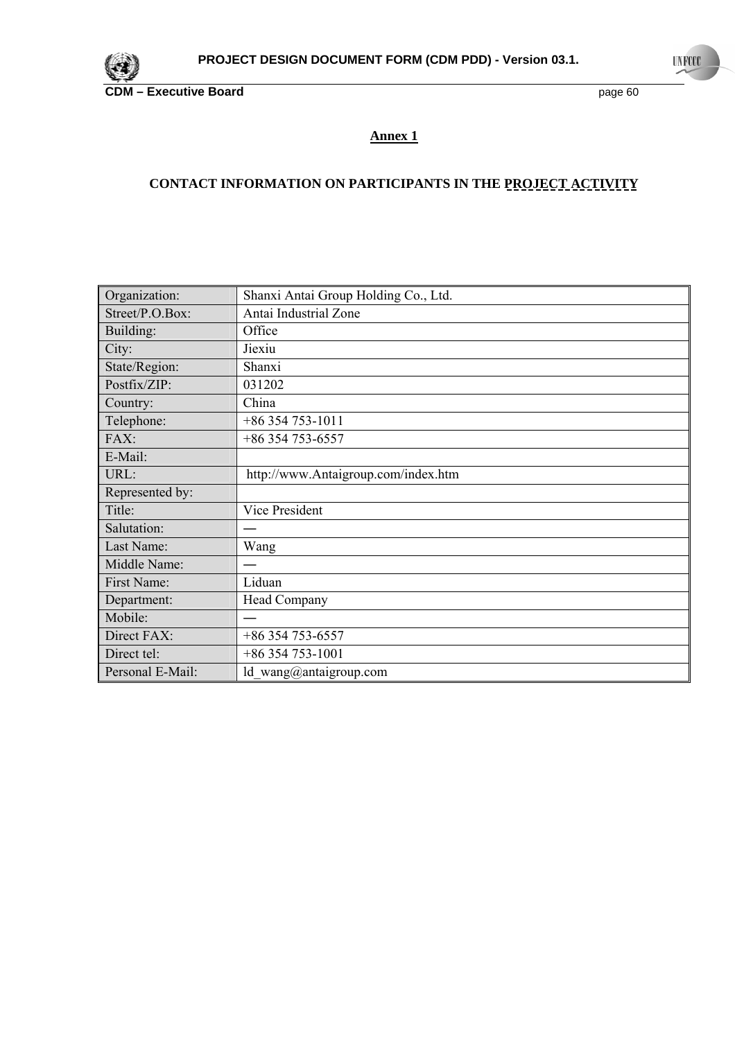# Annex 1

## CONTACT INFORMATION ON PARTICIPANTS IN THE PROJECT ACTIVITY

| | |
|---|---|
| Organization: | Shanxi Antai Group Holding Co., Ltd. |
| Street/P.O.Box: | Antai Industrial Zone |
| Building: | Office |
| City: | Jiexiu |
| State/Region: | Shanxi |
| Postfix/ZIP: | 031202 |
| Country: | China |
| Telephone: | +86 354 753-1011 |
| FAX: | +86 354 753-6557 |
| E-Mail: | |
| URL: | http://www.Antaigroup.com/index.htm |
| Represented by: | |
| Title: | Vice President |
| Salutation: | — |
| Last Name: | Wang |
| Middle Name: | — |
| First Name: | Liduan |
| Department: | Head Company |
| Mobile: | — |
| Direct FAX: | +86 354 753-6557 |
| Direct tel: | +86 354 753-1001 |
| Personal E-Mail: | ld_wang@antaigroup.com |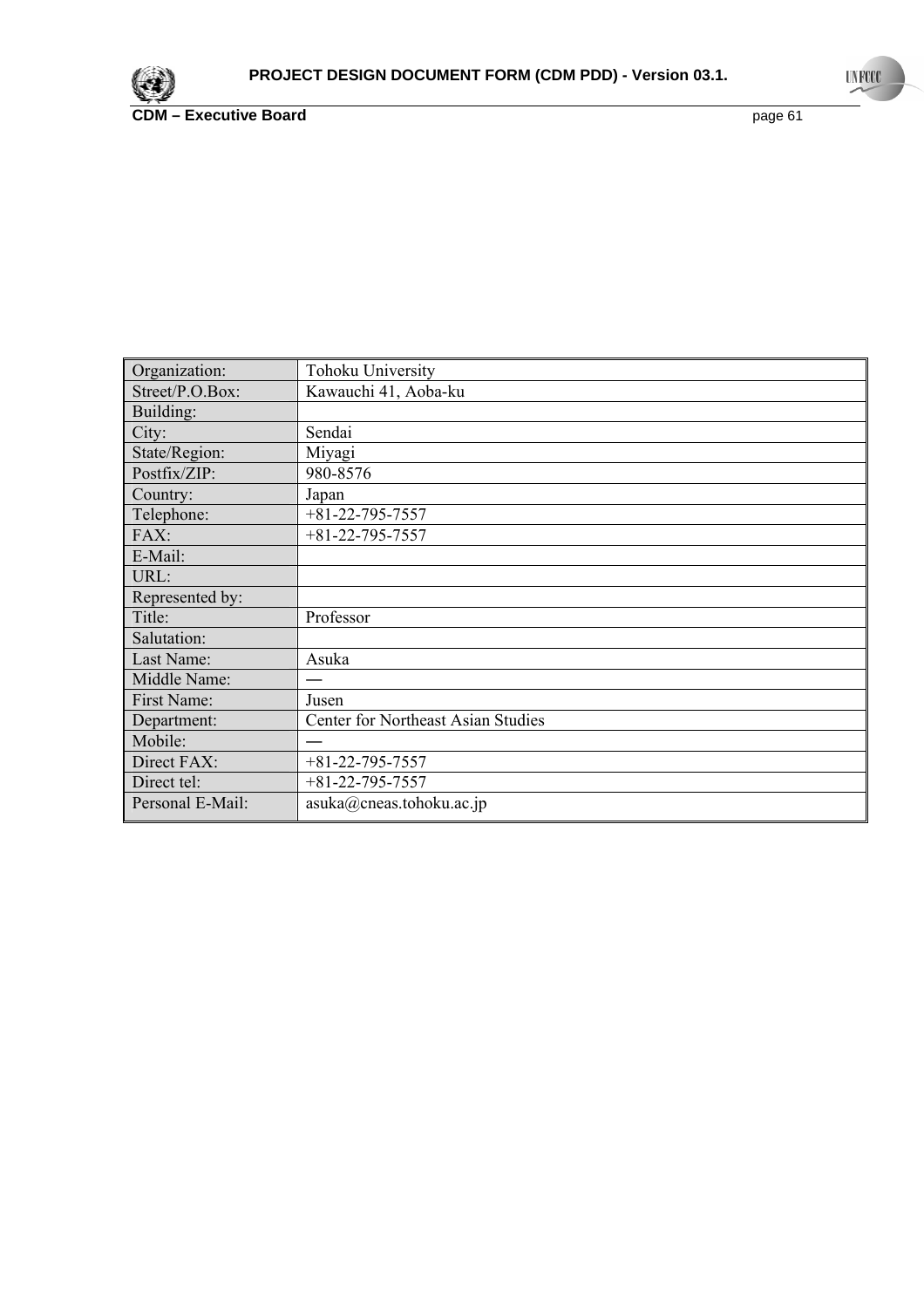| Organization: | Tohoku University |
|---|---|
| Street/P.O.Box: | Kawauchi 41, Aoba-ku |
| Building: | |
| City: | Sendai |
| State/Region: | Miyagi |
| Postfix/ZIP: | 980-8576 |
| Country: | Japan |
| Telephone: | +81-22-795-7557 |
| FAX: | +81-22-795-7557 |
| E-Mail: | |
| URL: | |
| Represented by: | |
| Title: | Professor |
| Salutation: | |
| Last Name: | Asuka |
| Middle Name: | — |
| First Name: | Jusen |
| Department: | Center for Northeast Asian Studies |
| Mobile: | — |
| Direct FAX: | +81-22-795-7557 |
| Direct tel: | +81-22-795-7557 |
| Personal E-Mail: | asuka@cneas.tohoku.ac.jp |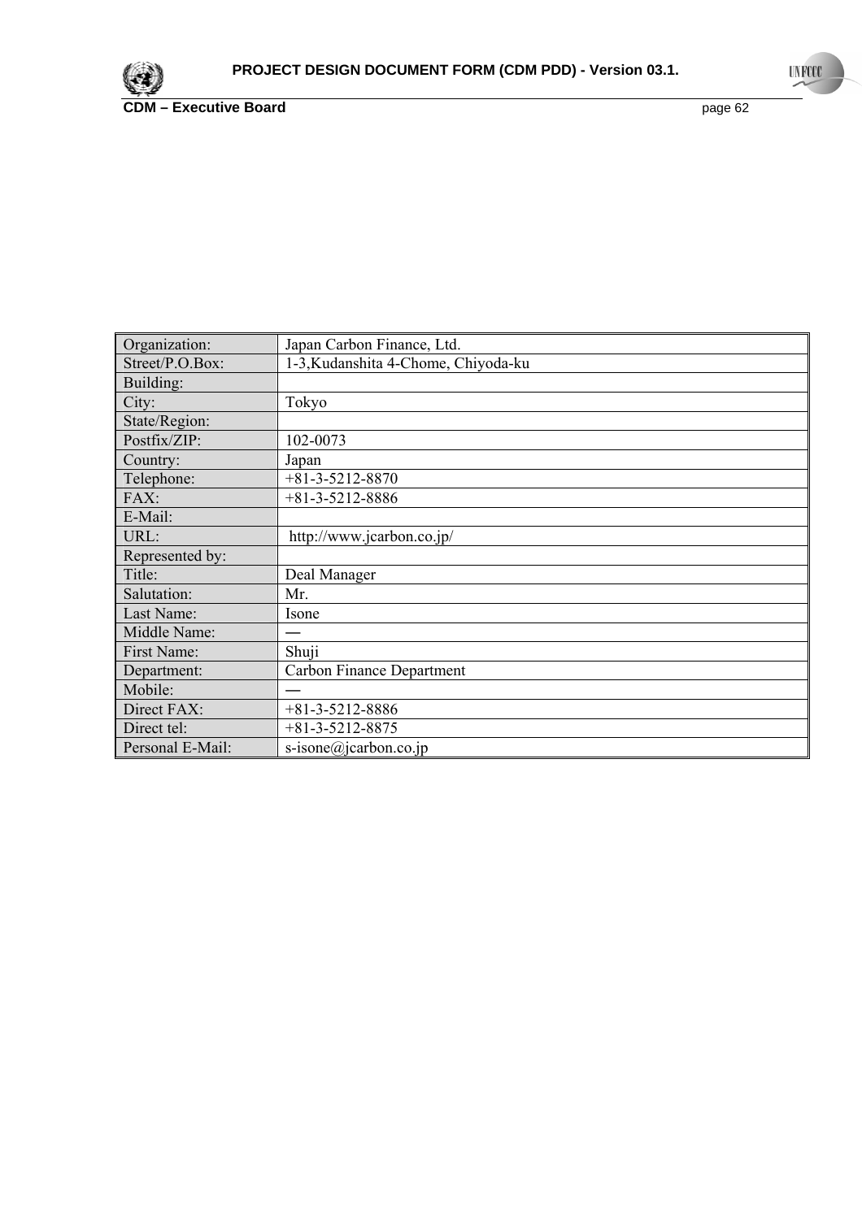| Organization: | Japan Carbon Finance, Ltd. |
|---|---|
| Street/P.O.Box: | 1-3,Kudanshita 4-Chome, Chiyoda-ku |
| Building: | |
| City: | Tokyo |
| State/Region: | |
| Postfix/ZIP: | 102-0073 |
| Country: | Japan |
| Telephone: | +81-3-5212-8870 |
| FAX: | +81-3-5212-8886 |
| E-Mail: | |
| URL: | http://www.jcarbon.co.jp/ |
| Represented by: | |
| Title: | Deal Manager |
| Salutation: | Mr. |
| Last Name: | Isone |
| Middle Name: | — |
| First Name: | Shuji |
| Department: | Carbon Finance Department |
| Mobile: | — |
| Direct FAX: | +81-3-5212-8886 |
| Direct tel: | +81-3-5212-8875 |
| Personal E-Mail: | s-isone@jcarbon.co.jp |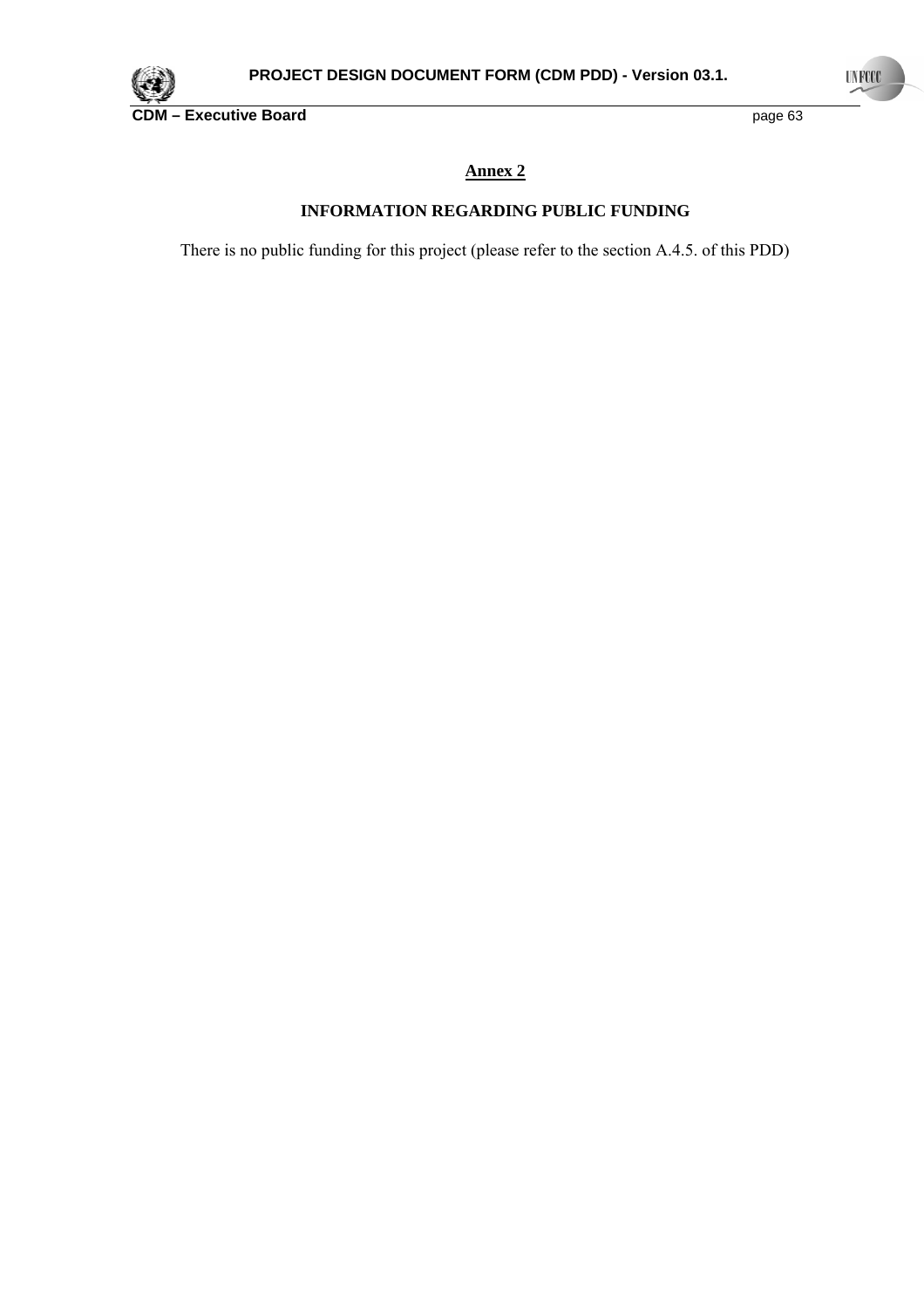## Annex 2

### INFORMATION REGARDING PUBLIC FUNDING

There is no public funding for this project (please refer to the section A.4.5. of this PDD)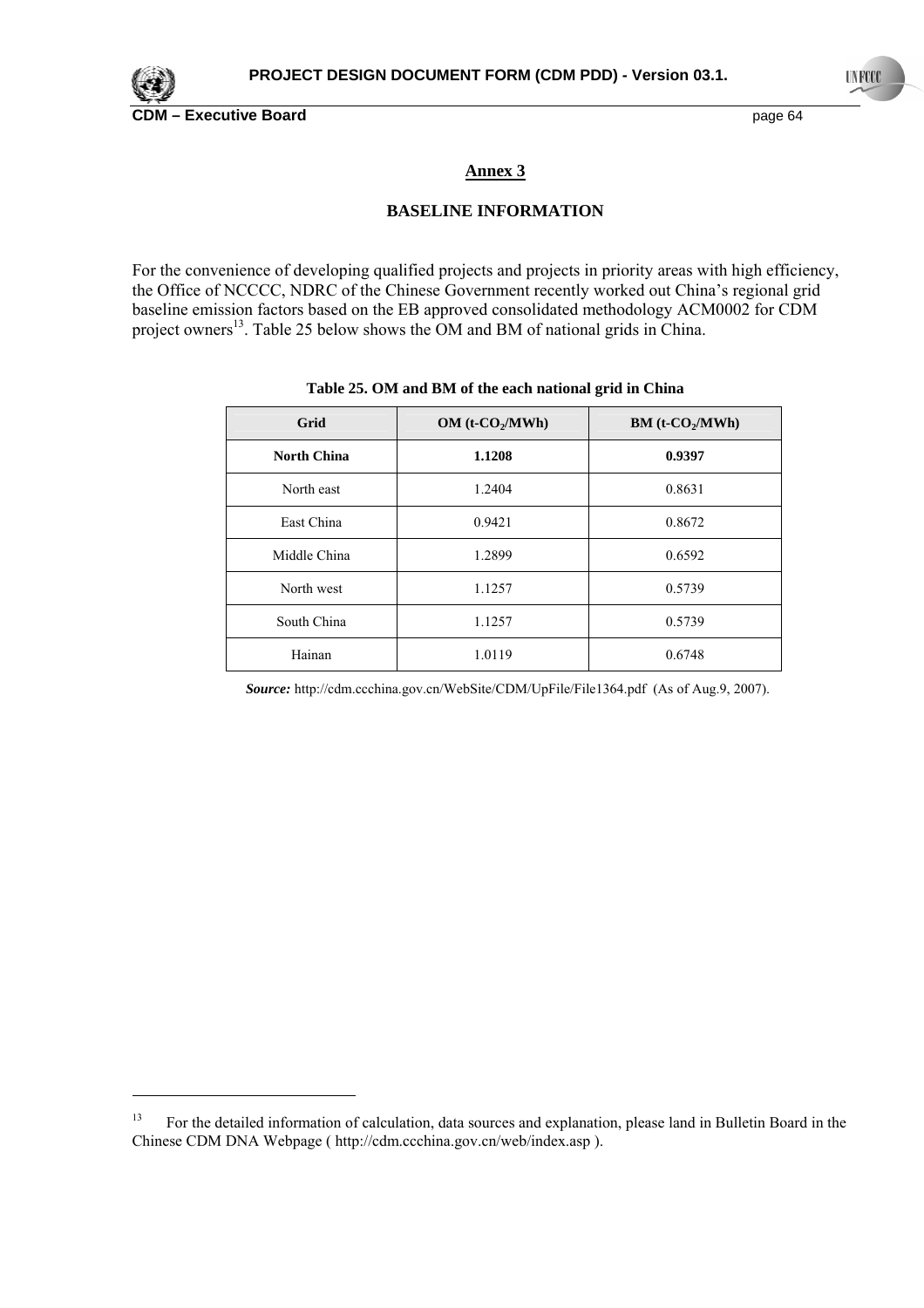## Annex 3

## BASELINE INFORMATION

For the convenience of developing qualified projects and projects in priority areas with high efficiency, the Office of NCCCC, NDRC of the Chinese Government recently worked out China's regional grid baseline emission factors based on the EB approved consolidated methodology ACM0002 for CDM project owners[13]. Table 25 below shows the OM and BM of national grids in China.

**Table 25. OM and BM of the each national grid in China**

| Grid | OM (t-$CO_2$/MWh) | BM (t-$CO_2$/MWh) |
|---|---|---|
| **North China** | **1.1208** | **0.9397** |
| North east | 1.2404 | 0.8631 |
| East China | 0.9421 | 0.8672 |
| Middle China | 1.2899 | 0.6592 |
| North west | 1.1257 | 0.5739 |
| South China | 1.1257 | 0.5739 |
| Hainan | 1.0119 | 0.6748 |

***Source:*** http://cdm.ccchina.gov.cn/WebSite/CDM/UpFile/File1364.pdf (As of Aug.9, 2007).

[13] For the detailed information of calculation, data sources and explanation, please land in Bulletin Board in the Chinese CDM DNA Webpage ( http://cdm.ccchina.gov.cn/web/index.asp ).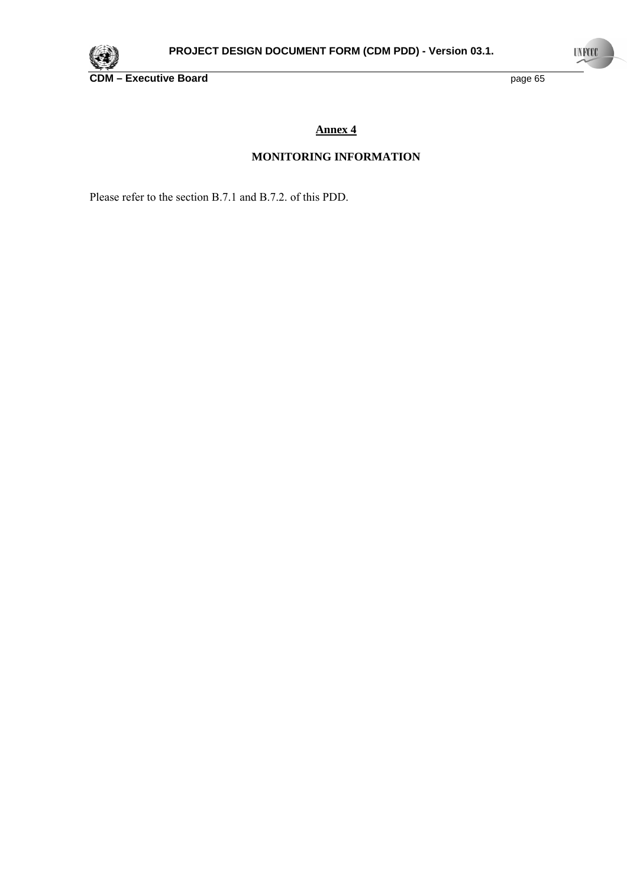## Annex 4

### MONITORING INFORMATION

Please refer to the section B.7.1 and B.7.2. of this PDD.